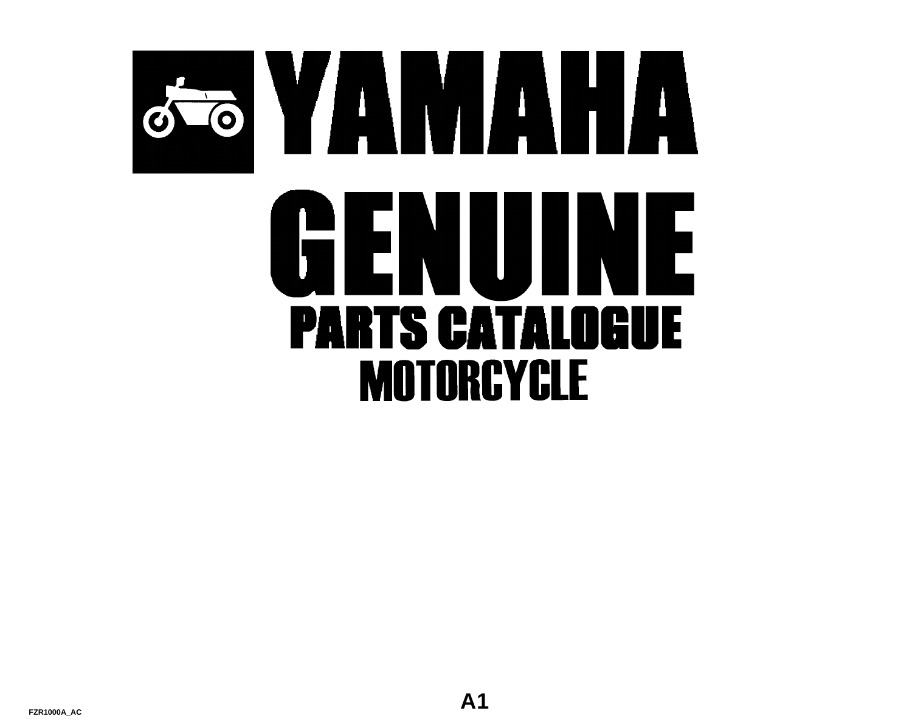# YAMAHA

# GENUINE

## PARTS CATALOGUE

## MOTORCYCLE

A1

FZR1000A_AC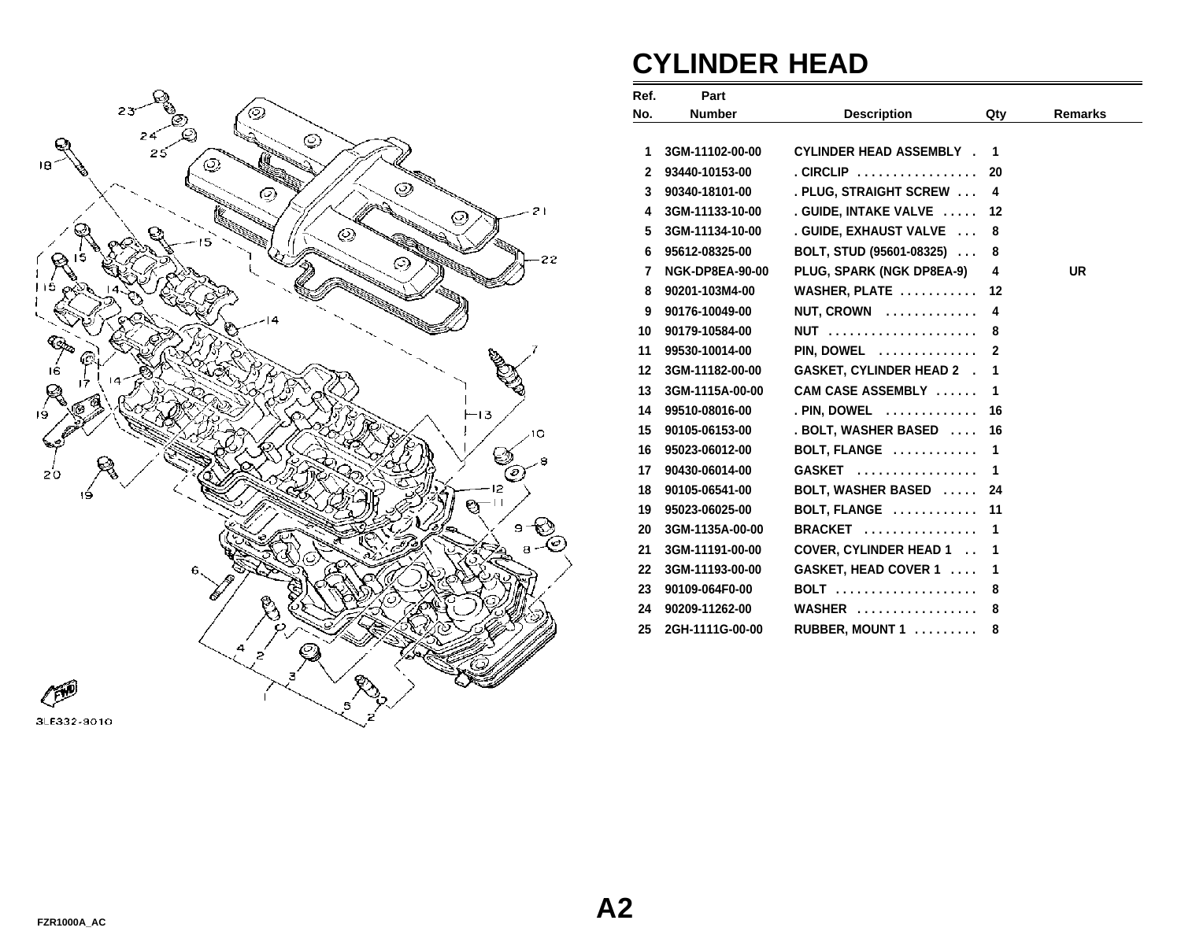# CYLINDER HEAD

| Ref. No. | Part Number | Description | Qty | Remarks |
|---|---|---|---|---|
| 1 | 3GM-11102-00-00 | CYLINDER HEAD ASSEMBLY . | 1 | |
| 2 | 93440-10153-00 | . CIRCLIP . . . . . . . . . . . . . . . . . | 20 | |
| 3 | 90340-18101-00 | . PLUG, STRAIGHT SCREW . . . | 4 | |
| 4 | 3GM-11133-10-00 | . GUIDE, INTAKE VALVE . . . . . | 12 | |
| 5 | 3GM-11134-10-00 | . GUIDE, EXHAUST VALVE . . . | 8 | |
| 6 | 95612-08325-00 | BOLT, STUD (95601-08325) . . . | 8 | |
| 7 | NGK-DP8EA-90-00 | PLUG, SPARK (NGK DP8EA-9) | 4 | UR |
| 8 | 90201-103M4-00 | WASHER, PLATE . . . . . . . . . . . | 12 | |
| 9 | 90176-10049-00 | NUT, CROWN . . . . . . . . . . . . | 4 | |
| 10 | 90179-10584-00 | NUT . . . . . . . . . . . . . . . . . . . . . | 8 | |
| 11 | 99530-10014-00 | PIN, DOWEL . . . . . . . . . . . . . | 2 | |
| 12 | 3GM-11182-00-00 | GASKET, CYLINDER HEAD 2 . | 1 | |
| 13 | 3GM-1115A-00-00 | CAM CASE ASSEMBLY . . . . . . | 1 | |
| 14 | 99510-08016-00 | . PIN, DOWEL . . . . . . . . . . . . | 16 | |
| 15 | 90105-06153-00 | . BOLT, WASHER BASED . . . . | 16 | |
| 16 | 95023-06012-00 | BOLT, FLANGE . . . . . . . . . . . | 1 | |
| 17 | 90430-06014-00 | GASKET . . . . . . . . . . . . . . . . . | 1 | |
| 18 | 90105-06541-00 | BOLT, WASHER BASED . . . . . | 24 | |
| 19 | 95023-06025-00 | BOLT, FLANGE . . . . . . . . . . . | 11 | |
| 20 | 3GM-1135A-00-00 | BRACKET . . . . . . . . . . . . . . . . | 1 | |
| 21 | 3GM-11191-00-00 | COVER, CYLINDER HEAD 1 . . | 1 | |
| 22 | 3GM-11193-00-00 | GASKET, HEAD COVER 1 . . . . | 1 | |
| 23 | 90109-064F0-00 | BOLT . . . . . . . . . . . . . . . . . . . | 8 | |
| 24 | 90209-11262-00 | WASHER . . . . . . . . . . . . . . . . . | 8 | |
| 25 | 2GH-1111G-00-00 | RUBBER, MOUNT 1 . . . . . . . . . | 8 | |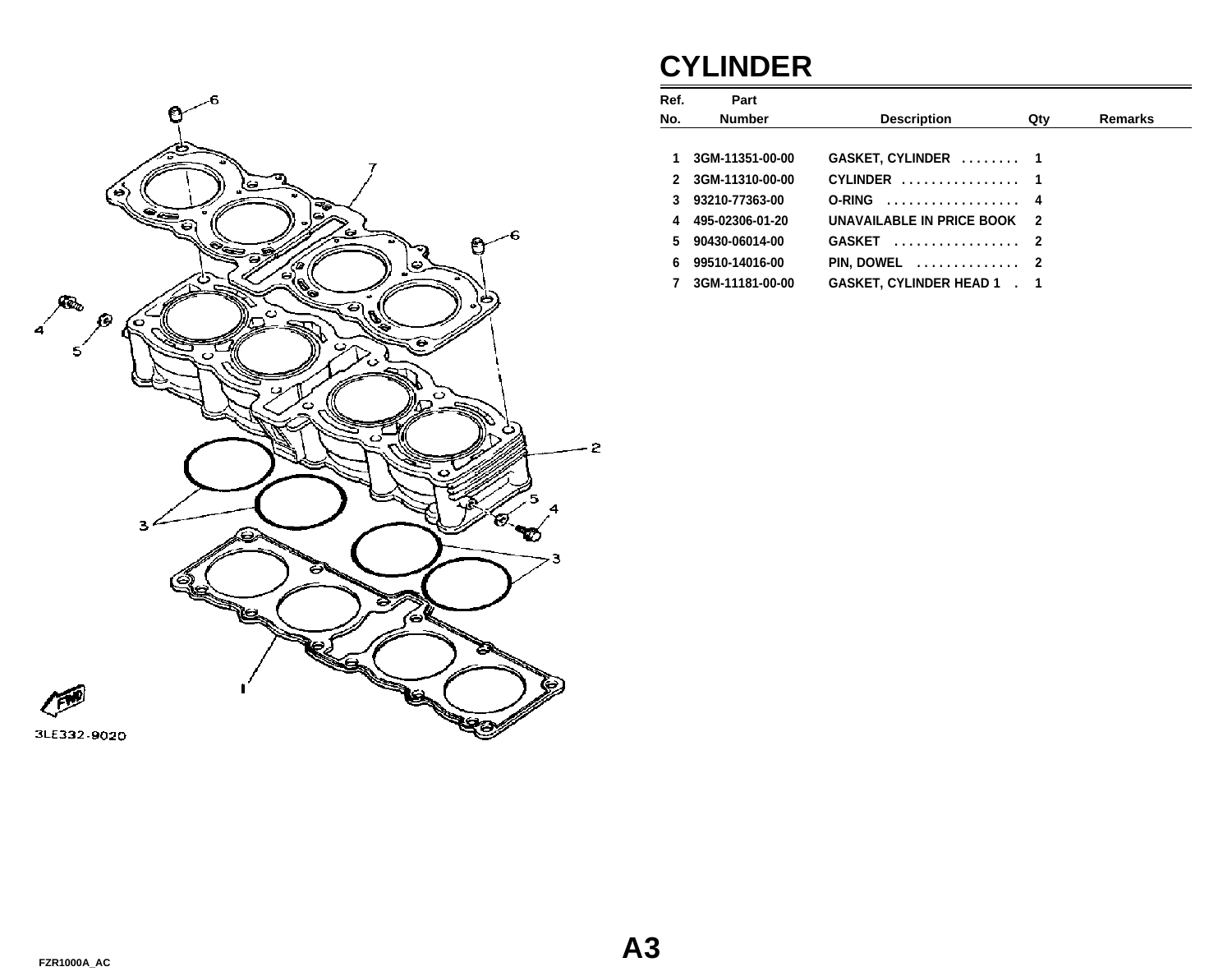# CYLINDER

| Ref. No. | Part Number | Description | Qty | Remarks |
|---|---|---|---|---|
| 1 | 3GM-11351-00-00 | GASKET, CYLINDER . . . . . . . . | 1 | |
| 2 | 3GM-11310-00-00 | CYLINDER . . . . . . . . . . . . . . . . | 1 | |
| 3 | 93210-77363-00 | O-RING . . . . . . . . . . . . . . . . . . | 4 | |
| 4 | 495-02306-01-20 | UNAVAILABLE IN PRICE BOOK | 2 | |
| 5 | 90430-06014-00 | GASKET . . . . . . . . . . . . . . . . . | 2 | |
| 6 | 99510-14016-00 | PIN, DOWEL . . . . . . . . . . . . . . | 2 | |
| 7 | 3GM-11181-00-00 | GASKET, CYLINDER HEAD 1 . | 1 | |

3LE332-9020

A3

FZR1000A_AC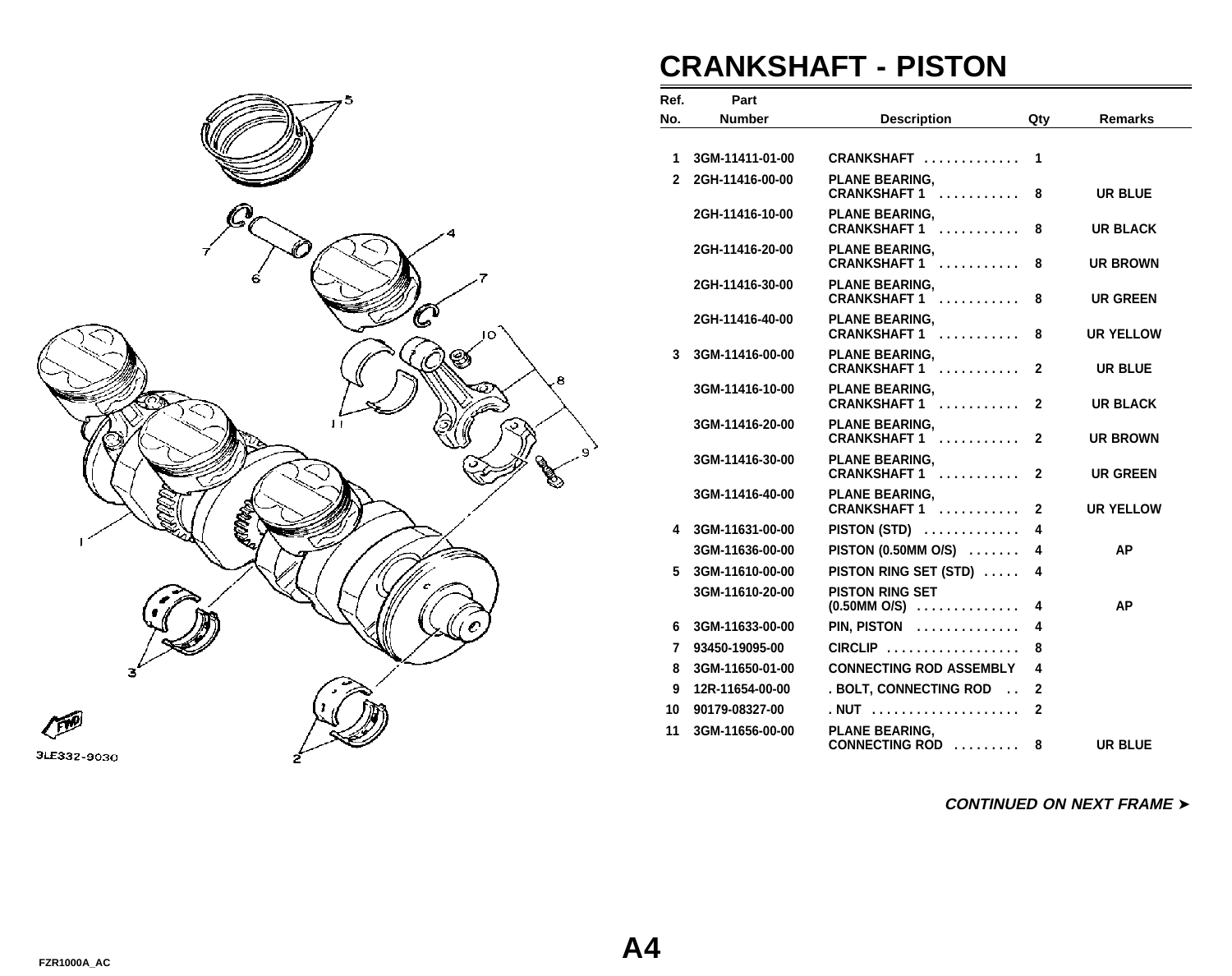# CRANKSHAFT - PISTON

| Ref. No. | Part Number | Description | Qty | Remarks |
|---|---|---|---|---|
| 1 | 3GM-11411-01-00 | CRANKSHAFT . . . . . . . . . . . . . | 1 | |
| 2 | 2GH-11416-00-00 | PLANE BEARING, CRANKSHAFT 1 . . . . . . . . . . . | 8 | UR BLUE |
| | 2GH-11416-10-00 | PLANE BEARING, CRANKSHAFT 1 . . . . . . . . . . . | 8 | UR BLACK |
| | 2GH-11416-20-00 | PLANE BEARING, CRANKSHAFT 1 . . . . . . . . . . . | 8 | UR BROWN |
| | 2GH-11416-30-00 | PLANE BEARING, CRANKSHAFT 1 . . . . . . . . . . . | 8 | UR GREEN |
| | 2GH-11416-40-00 | PLANE BEARING, CRANKSHAFT 1 . . . . . . . . . . . | 8 | UR YELLOW |
| 3 | 3GM-11416-00-00 | PLANE BEARING, CRANKSHAFT 1 . . . . . . . . . . . | 2 | UR BLUE |
| | 3GM-11416-10-00 | PLANE BEARING, CRANKSHAFT 1 . . . . . . . . . . . | 2 | UR BLACK |
| | 3GM-11416-20-00 | PLANE BEARING, CRANKSHAFT 1 . . . . . . . . . . . | 2 | UR BROWN |
| | 3GM-11416-30-00 | PLANE BEARING, CRANKSHAFT 1 . . . . . . . . . . . | 2 | UR GREEN |
| | 3GM-11416-40-00 | PLANE BEARING, CRANKSHAFT 1 . . . . . . . . . . . | 2 | UR YELLOW |
| 4 | 3GM-11631-00-00 | PISTON (STD) . . . . . . . . . . . . . | 4 | |
| | 3GM-11636-00-00 | PISTON (0.50MM O/S) . . . . . . . | 4 | AP |
| 5 | 3GM-11610-00-00 | PISTON RING SET (STD) . . . . . | 4 | |
| | 3GM-11610-20-00 | PISTON RING SET (0.50MM O/S) . . . . . . . . . . . . . | 4 | AP |
| 6 | 3GM-11633-00-00 | PIN, PISTON . . . . . . . . . . . . . | 4 | |
| 7 | 93450-19095-00 | CIRCLIP . . . . . . . . . . . . . . . . . . | 8 | |
| 8 | 3GM-11650-01-00 | CONNECTING ROD ASSEMBLY | 4 | |
| 9 | 12R-11654-00-00 | . BOLT, CONNECTING ROD . . | 2 | |
| 10 | 90179-08327-00 | . NUT . . . . . . . . . . . . . . . . . . . . | 2 | |
| 11 | 3GM-11656-00-00 | PLANE BEARING, CONNECTING ROD . . . . . . . . . | 8 | UR BLUE |

*CONTINUED ON NEXT FRAME ➤*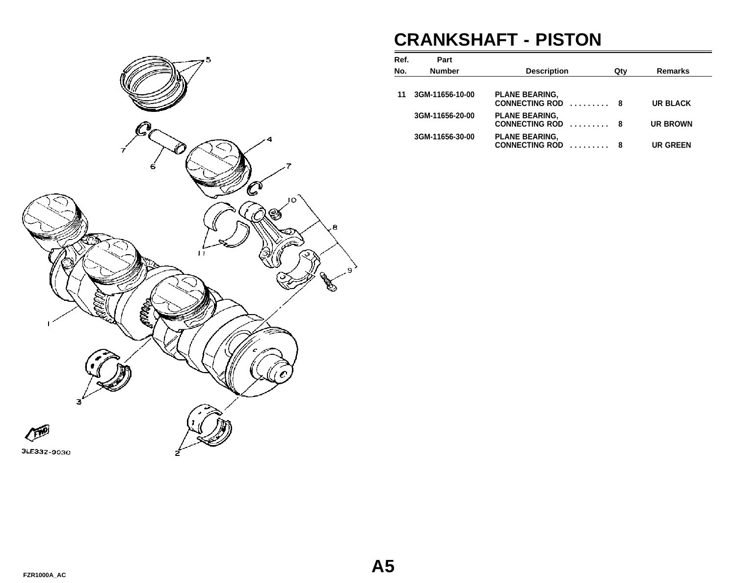# CRANKSHAFT - PISTON

| Ref. No. | Part Number | Description | Qty | Remarks |
|---|---|---|---|---|
| 11 | 3GM-11656-10-00 | PLANE BEARING, CONNECTING ROD . . . . . . . . . | 8 | UR BLACK |
| | 3GM-11656-20-00 | PLANE BEARING, CONNECTING ROD . . . . . . . . . | 8 | UR BROWN |
| | 3GM-11656-30-00 | PLANE BEARING, CONNECTING ROD . . . . . . . . . | 8 | UR GREEN |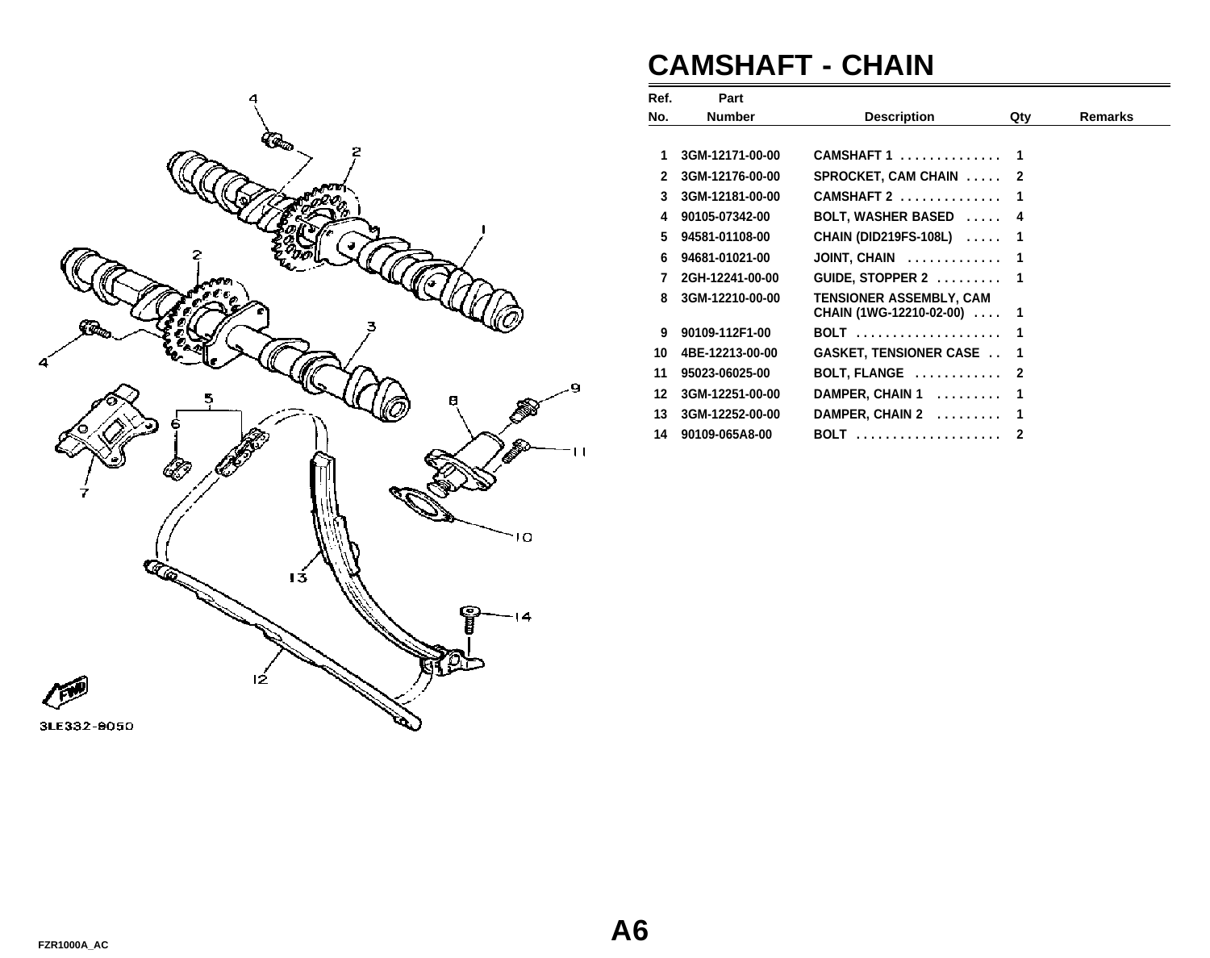# CAMSHAFT - CHAIN

| Ref. No. | Part Number | Description | Qty | Remarks |
|---|---|---|---|---|
| 1 | 3GM-12171-00-00 | CAMSHAFT 1 . . . . . . . . . . . . . . | 1 | |
| 2 | 3GM-12176-00-00 | SPROCKET, CAM CHAIN . . . . . | 2 | |
| 3 | 3GM-12181-00-00 | CAMSHAFT 2 . . . . . . . . . . . . . . | 1 | |
| 4 | 90105-07342-00 | BOLT, WASHER BASED . . . . . | 4 | |
| 5 | 94581-01108-00 | CHAIN (DID219FS-108L) . . . . . | 1 | |
| 6 | 94681-01021-00 | JOINT, CHAIN . . . . . . . . . . . . . | 1 | |
| 7 | 2GH-12241-00-00 | GUIDE, STOPPER 2 . . . . . . . . . | 1 | |
| 8 | 3GM-12210-00-00 | TENSIONER ASSEMBLY, CAM CHAIN (1WG-12210-02-00) . . . . | 1 | |
| 9 | 90109-112F1-00 | BOLT . . . . . . . . . . . . . . . . . . . . | 1 | |
| 10 | 4BE-12213-00-00 | GASKET, TENSIONER CASE . . | 1 | |
| 11 | 95023-06025-00 | BOLT, FLANGE . . . . . . . . . . . . | 2 | |
| 12 | 3GM-12251-00-00 | DAMPER, CHAIN 1 . . . . . . . . . | 1 | |
| 13 | 3GM-12252-00-00 | DAMPER, CHAIN 2 . . . . . . . . . | 1 | |
| 14 | 90109-065A8-00 | BOLT . . . . . . . . . . . . . . . . . . . . | 2 | |

3LE332-8050

A6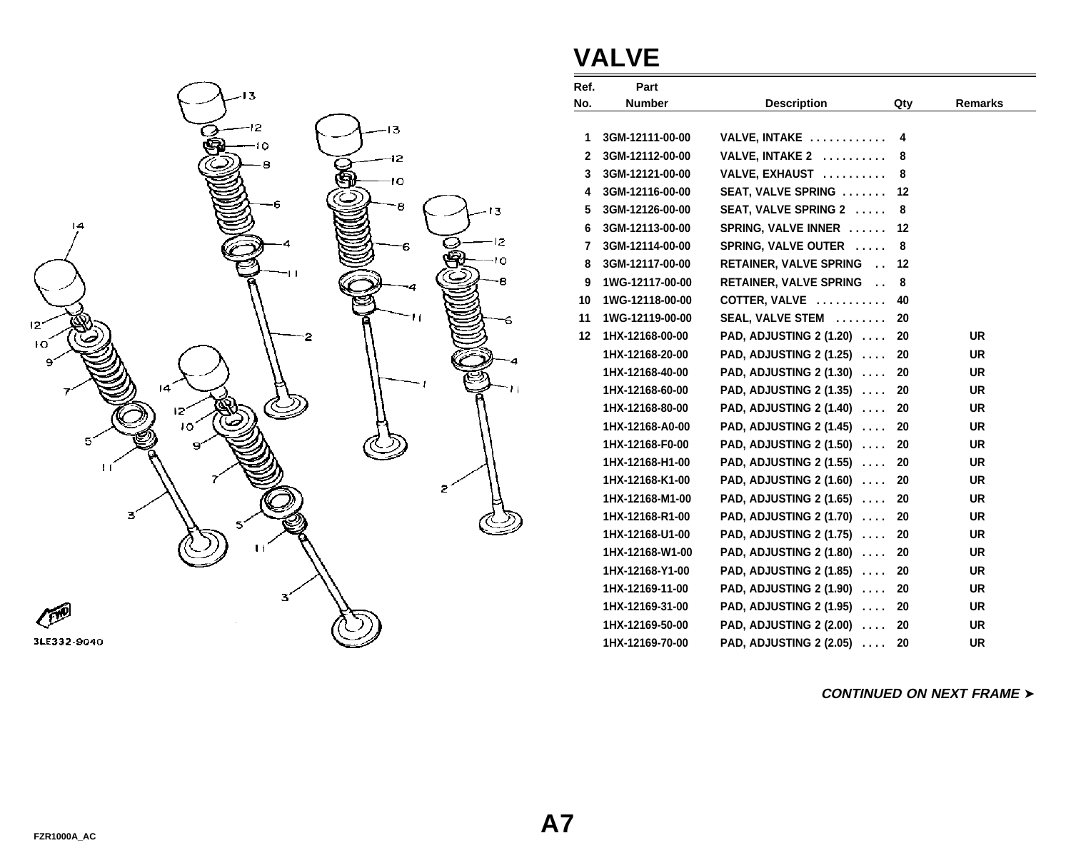# VALVE

| Ref. No. | Part Number | Description | Qty | Remarks |
|---|---|---|---|---|
| 1 | 3GM-12111-00-00 | VALVE, INTAKE . . . . . . . . . . . . | 4 | |
| 2 | 3GM-12112-00-00 | VALVE, INTAKE 2 . . . . . . . . . . | 8 | |
| 3 | 3GM-12121-00-00 | VALVE, EXHAUST . . . . . . . . . . | 8 | |
| 4 | 3GM-12116-00-00 | SEAT, VALVE SPRING . . . . . . . | 12 | |
| 5 | 3GM-12126-00-00 | SEAT, VALVE SPRING 2 . . . . . | 8 | |
| 6 | 3GM-12113-00-00 | SPRING, VALVE INNER . . . . . . | 12 | |
| 7 | 3GM-12114-00-00 | SPRING, VALVE OUTER . . . . . | 8 | |
| 8 | 3GM-12117-00-00 | RETAINER, VALVE SPRING . . | 12 | |
| 9 | 1WG-12117-00-00 | RETAINER, VALVE SPRING . . | 8 | |
| 10 | 1WG-12118-00-00 | COTTER, VALVE . . . . . . . . . . . | 40 | |
| 11 | 1WG-12119-00-00 | SEAL, VALVE STEM . . . . . . . . | 20 | |
| 12 | 1HX-12168-00-00 | PAD, ADJUSTING 2 (1.20) . . . . | 20 | UR |
| | 1HX-12168-20-00 | PAD, ADJUSTING 2 (1.25) . . . . | 20 | UR |
| | 1HX-12168-40-00 | PAD, ADJUSTING 2 (1.30) . . . . | 20 | UR |
| | 1HX-12168-60-00 | PAD, ADJUSTING 2 (1.35) . . . . | 20 | UR |
| | 1HX-12168-80-00 | PAD, ADJUSTING 2 (1.40) . . . . | 20 | UR |
| | 1HX-12168-A0-00 | PAD, ADJUSTING 2 (1.45) . . . . | 20 | UR |
| | 1HX-12168-F0-00 | PAD, ADJUSTING 2 (1.50) . . . . | 20 | UR |
| | 1HX-12168-H1-00 | PAD, ADJUSTING 2 (1.55) . . . . | 20 | UR |
| | 1HX-12168-K1-00 | PAD, ADJUSTING 2 (1.60) . . . . | 20 | UR |
| | 1HX-12168-M1-00 | PAD, ADJUSTING 2 (1.65) . . . . | 20 | UR |
| | 1HX-12168-R1-00 | PAD, ADJUSTING 2 (1.70) . . . . | 20 | UR |
| | 1HX-12168-U1-00 | PAD, ADJUSTING 2 (1.75) . . . . | 20 | UR |
| | 1HX-12168-W1-00 | PAD, ADJUSTING 2 (1.80) . . . . | 20 | UR |
| | 1HX-12168-Y1-00 | PAD, ADJUSTING 2 (1.85) . . . . | 20 | UR |
| | 1HX-12169-11-00 | PAD, ADJUSTING 2 (1.90) . . . . | 20 | UR |
| | 1HX-12169-31-00 | PAD, ADJUSTING 2 (1.95) . . . . | 20 | UR |
| | 1HX-12169-50-00 | PAD, ADJUSTING 2 (2.00) . . . . | 20 | UR |
| | 1HX-12169-70-00 | PAD, ADJUSTING 2 (2.05) . . . . | 20 | UR |

3LE332-9040

***CONTINUED ON NEXT FRAME ➤***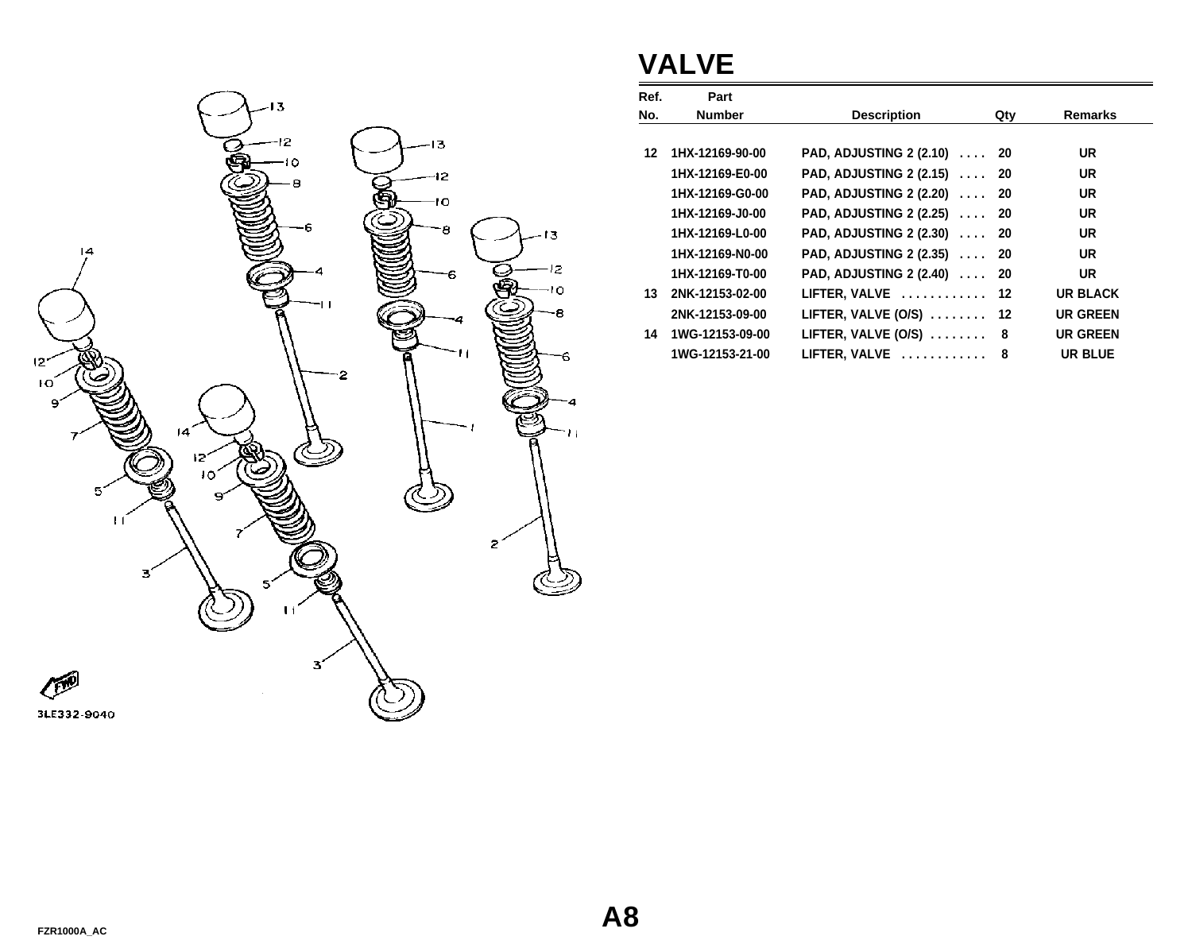# VALVE

| Ref. No. | Part Number | Description | Qty | Remarks |
|---|---|---|---|---|
| 12 | 1HX-12169-90-00 | PAD, ADJUSTING 2 (2.10) .... | 20 | UR |
| | 1HX-12169-E0-00 | PAD, ADJUSTING 2 (2.15) .... | 20 | UR |
| | 1HX-12169-G0-00 | PAD, ADJUSTING 2 (2.20) .... | 20 | UR |
| | 1HX-12169-J0-00 | PAD, ADJUSTING 2 (2.25) .... | 20 | UR |
| | 1HX-12169-L0-00 | PAD, ADJUSTING 2 (2.30) .... | 20 | UR |
| | 1HX-12169-N0-00 | PAD, ADJUSTING 2 (2.35) .... | 20 | UR |
| | 1HX-12169-T0-00 | PAD, ADJUSTING 2 (2.40) .... | 20 | UR |
| 13 | 2NK-12153-02-00 | LIFTER, VALVE ........... | 12 | UR BLACK |
| | 2NK-12153-09-00 | LIFTER, VALVE (O/S) ........ | 12 | UR GREEN |
| 14 | 1WG-12153-09-00 | LIFTER, VALVE (O/S) ........ | 8 | UR GREEN |
| | 1WG-12153-21-00 | LIFTER, VALVE ........... | 8 | UR BLUE |

3LE332-9040

A8

FZR1000A_AC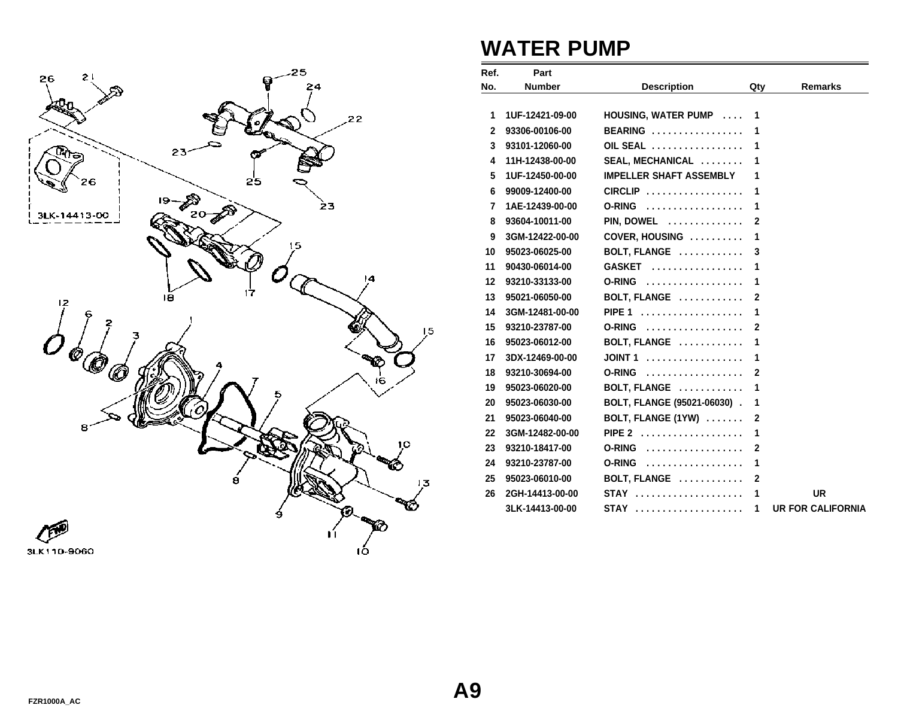# WATER PUMP

| Ref. No. | Part Number | Description | Qty | Remarks |
|---|---|---|---|---|
| 1 | 1UF-12421-09-00 | HOUSING, WATER PUMP .... | 1 | |
| 2 | 93306-00106-00 | BEARING ................. | 1 | |
| 3 | 93101-12060-00 | OIL SEAL ................. | 1 | |
| 4 | 11H-12438-00-00 | SEAL, MECHANICAL ........ | 1 | |
| 5 | 1UF-12450-00-00 | IMPELLER SHAFT ASSEMBLY | 1 | |
| 6 | 99009-12400-00 | CIRCLIP .................. | 1 | |
| 7 | 1AE-12439-00-00 | O-RING .................. | 1 | |
| 8 | 93604-10011-00 | PIN, DOWEL .............. | 2 | |
| 9 | 3GM-12422-00-00 | COVER, HOUSING .......... | 1 | |
| 10 | 95023-06025-00 | BOLT, FLANGE ............ | 3 | |
| 11 | 90430-06014-00 | GASKET ................. | 1 | |
| 12 | 93210-33133-00 | O-RING .................. | 1 | |
| 13 | 95021-06050-00 | BOLT, FLANGE ............ | 2 | |
| 14 | 3GM-12481-00-00 | PIPE 1 .................. | 1 | |
| 15 | 93210-23787-00 | O-RING .................. | 2 | |
| 16 | 95023-06012-00 | BOLT, FLANGE ............ | 1 | |
| 17 | 3DX-12469-00-00 | JOINT 1 .................. | 1 | |
| 18 | 93210-30694-00 | O-RING .................. | 2 | |
| 19 | 95023-06020-00 | BOLT, FLANGE ............ | 1 | |
| 20 | 95023-06030-00 | BOLT, FLANGE (95021-06030) . | 1 | |
| 21 | 95023-06040-00 | BOLT, FLANGE (1YW) ....... | 2 | |
| 22 | 3GM-12482-00-00 | PIPE 2 .................. | 1 | |
| 23 | 93210-18417-00 | O-RING .................. | 2 | |
| 24 | 93210-23787-00 | O-RING .................. | 1 | |
| 25 | 95023-06010-00 | BOLT, FLANGE ............ | 2 | |
| 26 | 2GH-14413-00-00 | STAY .................... | 1 | UR |
| | 3LK-14413-00-00 | STAY .................... | 1 | UR FOR CALIFORNIA |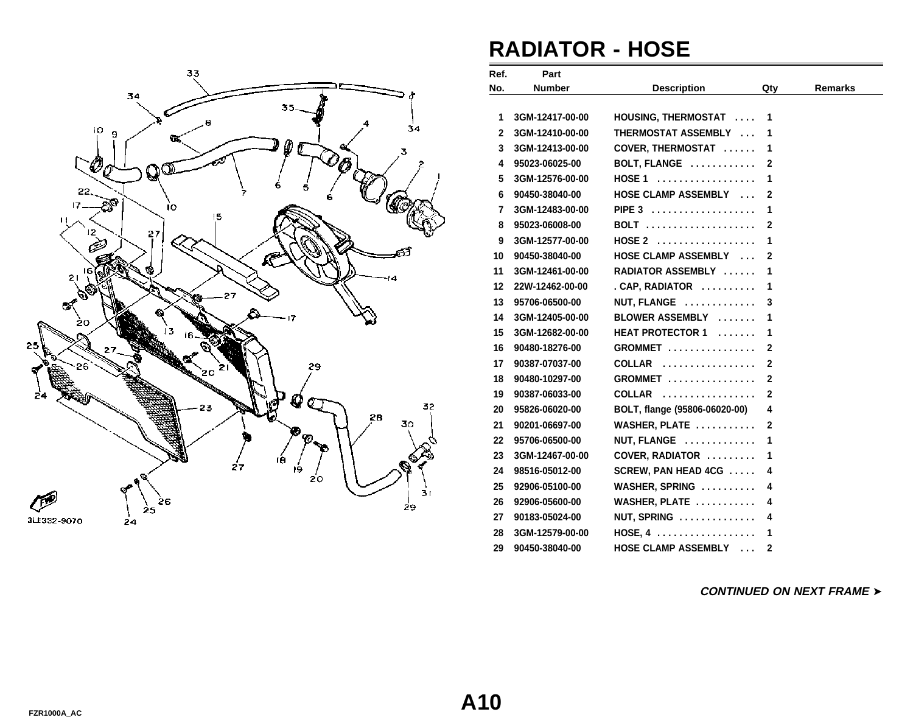# RADIATOR - HOSE

| Ref. No. | Part Number | Description | Qty | Remarks |
|---|---|---|---|---|
| 1 | 3GM-12417-00-00 | HOUSING, THERMOSTAT .... | 1 | |
| 2 | 3GM-12410-00-00 | THERMOSTAT ASSEMBLY ... | 1 | |
| 3 | 3GM-12413-00-00 | COVER, THERMOSTAT ...... | 1 | |
| 4 | 95023-06025-00 | BOLT, FLANGE ........... | 2 | |
| 5 | 3GM-12576-00-00 | HOSE 1 ................. | 1 | |
| 6 | 90450-38040-00 | HOSE CLAMP ASSEMBLY ... | 2 | |
| 7 | 3GM-12483-00-00 | PIPE 3 .................. | 1 | |
| 8 | 95023-06008-00 | BOLT ................... | 2 | |
| 9 | 3GM-12577-00-00 | HOSE 2 ................. | 1 | |
| 10 | 90450-38040-00 | HOSE CLAMP ASSEMBLY ... | 2 | |
| 11 | 3GM-12461-00-00 | RADIATOR ASSEMBLY ...... | 1 | |
| 12 | 22W-12462-00-00 | . CAP, RADIATOR .......... | 1 | |
| 13 | 95706-06500-00 | NUT, FLANGE ............ | 3 | |
| 14 | 3GM-12405-00-00 | BLOWER ASSEMBLY ....... | 1 | |
| 15 | 3GM-12682-00-00 | HEAT PROTECTOR 1 ....... | 1 | |
| 16 | 90480-18276-00 | GROMMET ................ | 2 | |
| 17 | 90387-07037-00 | COLLAR ................. | 2 | |
| 18 | 90480-10297-00 | GROMMET ................ | 2 | |
| 19 | 90387-06033-00 | COLLAR ................. | 2 | |
| 20 | 95826-06020-00 | BOLT, flange (95806-06020-00) | 4 | |
| 21 | 90201-06697-00 | WASHER, PLATE ........... | 2 | |
| 22 | 95706-06500-00 | NUT, FLANGE ............ | 1 | |
| 23 | 3GM-12467-00-00 | COVER, RADIATOR ......... | 1 | |
| 24 | 98516-05012-00 | SCREW, PAN HEAD 4CG ..... | 4 | |
| 25 | 92906-05100-00 | WASHER, SPRING .......... | 4 | |
| 26 | 92906-05600-00 | WASHER, PLATE ........... | 4 | |
| 27 | 90183-05024-00 | NUT, SPRING ............. | 4 | |
| 28 | 3GM-12579-00-00 | HOSE, 4 .................. | 1 | |
| 29 | 90450-38040-00 | HOSE CLAMP ASSEMBLY ... | 2 | |

***CONTINUED ON NEXT FRAME ➤***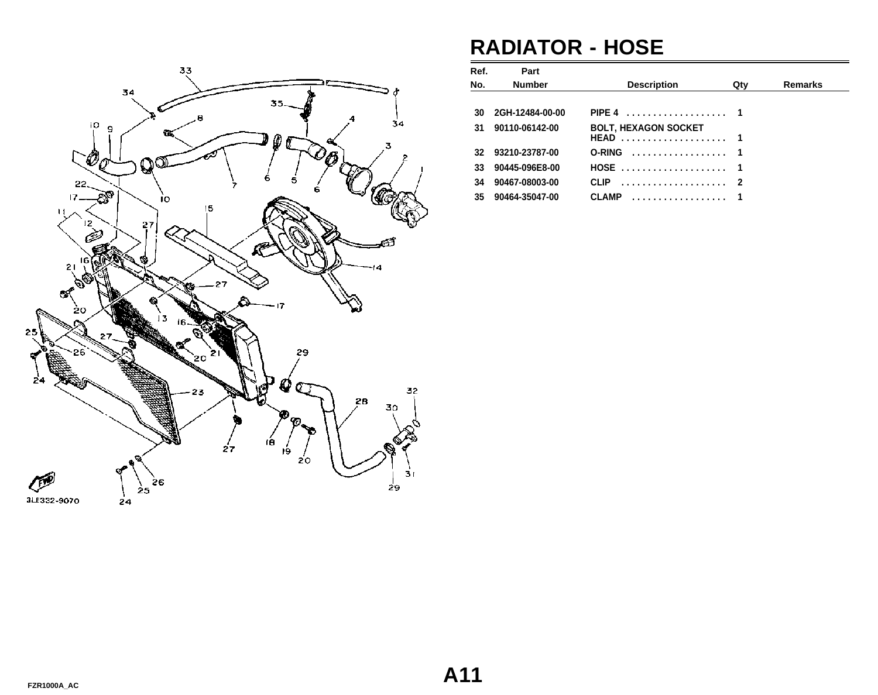# RADIATOR - HOSE

| Ref. No. | Part Number | Description | Qty | Remarks |
|---|---|---|---|---|
| 30 | 2GH-12484-00-00 | PIPE 4 | 1 | |
| 31 | 90110-06142-00 | BOLT, HEXAGON SOCKET HEAD | 1 | |
| 32 | 93210-23787-00 | O-RING | 1 | |
| 33 | 90445-096E8-00 | HOSE | 1 | |
| 34 | 90467-08003-00 | CLIP | 2 | |
| 35 | 90464-35047-00 | CLAMP | 1 | |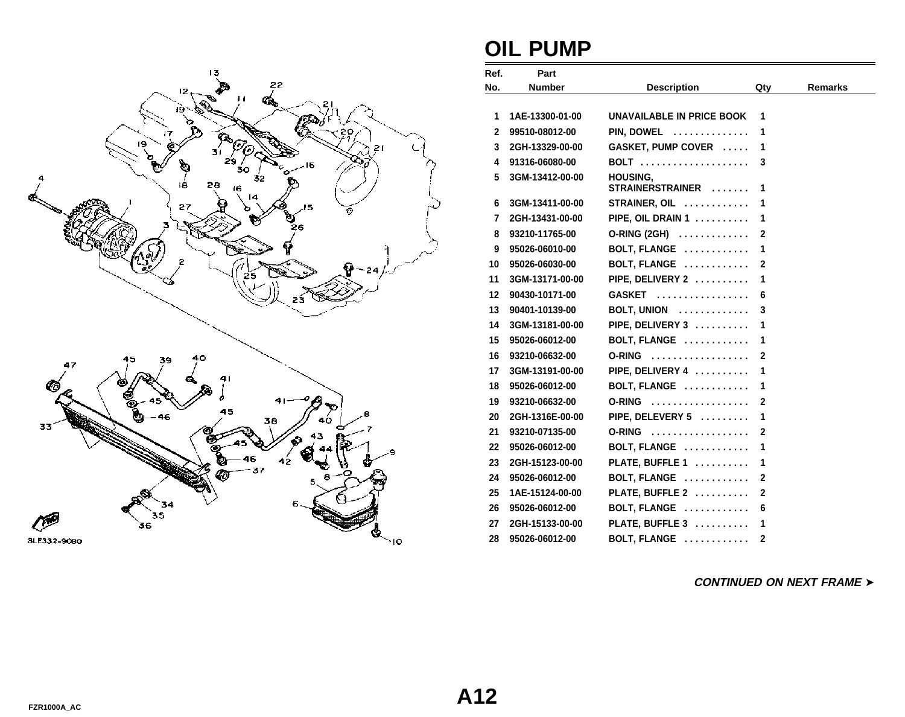# OIL PUMP

| Ref. No. | Part Number | Description | Qty | Remarks |
|---|---|---|---|---|
| 1 | 1AE-13300-01-00 | UNAVAILABLE IN PRICE BOOK | 1 | |
| 2 | 99510-08012-00 | PIN, DOWEL ............. | 1 | |
| 3 | 2GH-13329-00-00 | GASKET, PUMP COVER ..... | 1 | |
| 4 | 91316-06080-00 | BOLT .................... | 3 | |
| 5 | 3GM-13412-00-00 | HOUSING, STRAINERSTRAINER ....... | 1 | |
| 6 | 3GM-13411-00-00 | STRAINER, OIL ............ | 1 | |
| 7 | 2GH-13431-00-00 | PIPE, OIL DRAIN 1 .......... | 1 | |
| 8 | 93210-11765-00 | O-RING (2GH) ............. | 2 | |
| 9 | 95026-06010-00 | BOLT, FLANGE ............ | 1 | |
| 10 | 95026-06030-00 | BOLT, FLANGE ............ | 2 | |
| 11 | 3GM-13171-00-00 | PIPE, DELIVERY 2 .......... | 1 | |
| 12 | 90430-10171-00 | GASKET ................. | 6 | |
| 13 | 90401-10139-00 | BOLT, UNION ............. | 3 | |
| 14 | 3GM-13181-00-00 | PIPE, DELIVERY 3 .......... | 1 | |
| 15 | 95026-06012-00 | BOLT, FLANGE ............ | 1 | |
| 16 | 93210-06632-00 | O-RING .................. | 2 | |
| 17 | 3GM-13191-00-00 | PIPE, DELIVERY 4 .......... | 1 | |
| 18 | 95026-06012-00 | BOLT, FLANGE ............ | 1 | |
| 19 | 93210-06632-00 | O-RING .................. | 2 | |
| 20 | 2GH-1316E-00-00 | PIPE, DELEVERY 5 ......... | 1 | |
| 21 | 93210-07135-00 | O-RING .................. | 2 | |
| 22 | 95026-06012-00 | BOLT, FLANGE ............ | 1 | |
| 23 | 2GH-15123-00-00 | PLATE, BUFFLE 1 .......... | 1 | |
| 24 | 95026-06012-00 | BOLT, FLANGE ............ | 2 | |
| 25 | 1AE-15124-00-00 | PLATE, BUFFLE 2 .......... | 2 | |
| 26 | 95026-06012-00 | BOLT, FLANGE ............ | 6 | |
| 27 | 2GH-15133-00-00 | PLATE, BUFFLE 3 .......... | 1 | |
| 28 | 95026-06012-00 | BOLT, FLANGE ............ | 2 | |

***CONTINUED ON NEXT FRAME ➤***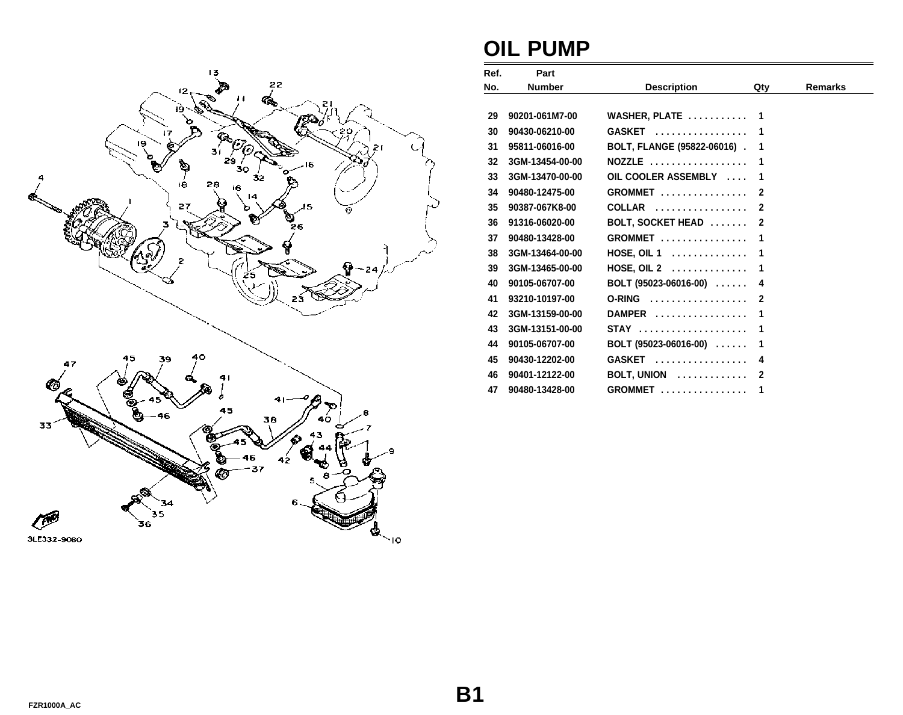# OIL PUMP

| Ref. No. | Part Number | Description | Qty | Remarks |
|---|---|---|---|---|
| 29 | 90201-061M7-00 | WASHER, PLATE . . . . . . . . . . . | 1 | |
| 30 | 90430-06210-00 | GASKET . . . . . . . . . . . . . . . . . | 1 | |
| 31 | 95811-06016-00 | BOLT, FLANGE (95822-06016) . | 1 | |
| 32 | 3GM-13454-00-00 | NOZZLE . . . . . . . . . . . . . . . . . . | 1 | |
| 33 | 3GM-13470-00-00 | OIL COOLER ASSEMBLY . . . . | 1 | |
| 34 | 90480-12475-00 | GROMMET . . . . . . . . . . . . . . . . | 2 | |
| 35 | 90387-067K8-00 | COLLAR . . . . . . . . . . . . . . . . . | 2 | |
| 36 | 91316-06020-00 | BOLT, SOCKET HEAD . . . . . . . | 2 | |
| 37 | 90480-13428-00 | GROMMET . . . . . . . . . . . . . . . . | 1 | |
| 38 | 3GM-13464-00-00 | HOSE, OIL 1 . . . . . . . . . . . . . . | 1 | |
| 39 | 3GM-13465-00-00 | HOSE, OIL 2 . . . . . . . . . . . . . . | 1 | |
| 40 | 90105-06707-00 | BOLT (95023-06016-00) . . . . . . | 4 | |
| 41 | 93210-10197-00 | O-RING . . . . . . . . . . . . . . . . . . | 2 | |
| 42 | 3GM-13159-00-00 | DAMPER . . . . . . . . . . . . . . . . . | 1 | |
| 43 | 3GM-13151-00-00 | STAY . . . . . . . . . . . . . . . . . . . . | 1 | |
| 44 | 90105-06707-00 | BOLT (95023-06016-00) . . . . . . | 1 | |
| 45 | 90430-12202-00 | GASKET . . . . . . . . . . . . . . . . . | 4 | |
| 46 | 90401-12122-00 | BOLT, UNION . . . . . . . . . . . . . | 2 | |
| 47 | 90480-13428-00 | GROMMET . . . . . . . . . . . . . . . . | 1 | |

3LE332-9080

B1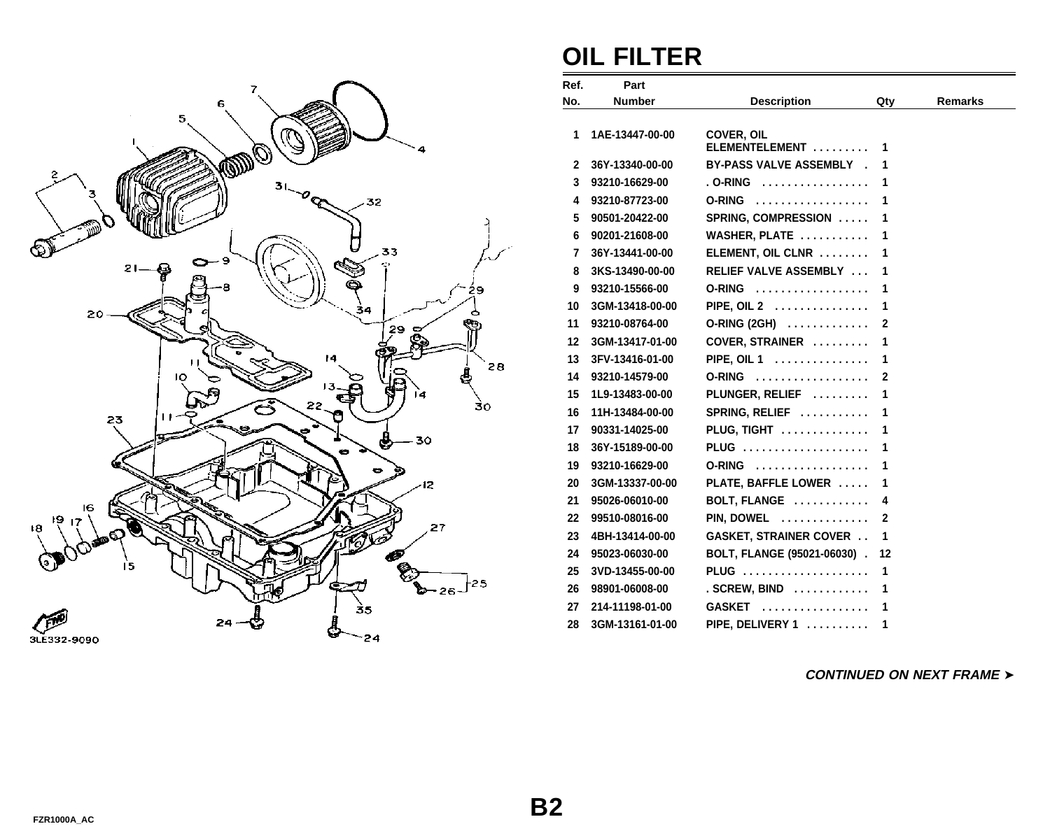# OIL FILTER

| Ref. No. | Part Number | Description | Qty | Remarks |
|---|---|---|---|---|
| 1 | 1AE-13447-00-00 | COVER, OIL ELEMENTELEMENT . . . . . . . . . | 1 | |
| 2 | 36Y-13340-00-00 | BY-PASS VALVE ASSEMBLY . | 1 | |
| 3 | 93210-16629-00 | . O-RING . . . . . . . . . . . . . . . . . | 1 | |
| 4 | 93210-87723-00 | O-RING . . . . . . . . . . . . . . . . . . | 1 | |
| 5 | 90501-20422-00 | SPRING, COMPRESSION . . . . . | 1 | |
| 6 | 90201-21608-00 | WASHER, PLATE . . . . . . . . . . . | 1 | |
| 7 | 36Y-13441-00-00 | ELEMENT, OIL CLNR . . . . . . . . | 1 | |
| 8 | 3KS-13490-00-00 | RELIEF VALVE ASSEMBLY . . . | 1 | |
| 9 | 93210-15566-00 | O-RING . . . . . . . . . . . . . . . . . . | 1 | |
| 10 | 3GM-13418-00-00 | PIPE, OIL 2 . . . . . . . . . . . . . . . | 1 | |
| 11 | 93210-08764-00 | O-RING (2GH) . . . . . . . . . . . . . | 2 | |
| 12 | 3GM-13417-01-00 | COVER, STRAINER . . . . . . . . . | 1 | |
| 13 | 3FV-13416-01-00 | PIPE, OIL 1 . . . . . . . . . . . . . . . | 1 | |
| 14 | 93210-14579-00 | O-RING . . . . . . . . . . . . . . . . . . | 2 | |
| 15 | 1L9-13483-00-00 | PLUNGER, RELIEF . . . . . . . . . | 1 | |
| 16 | 11H-13484-00-00 | SPRING, RELIEF . . . . . . . . . . . | 1 | |
| 17 | 90331-14025-00 | PLUG, TIGHT . . . . . . . . . . . . . . | 1 | |
| 18 | 36Y-15189-00-00 | PLUG . . . . . . . . . . . . . . . . . . . . | 1 | |
| 19 | 93210-16629-00 | O-RING . . . . . . . . . . . . . . . . . . | 1 | |
| 20 | 3GM-13337-00-00 | PLATE, BAFFLE LOWER . . . . . | 1 | |
| 21 | 95026-06010-00 | BOLT, FLANGE . . . . . . . . . . . . | 4 | |
| 22 | 99510-08016-00 | PIN, DOWEL . . . . . . . . . . . . . . | 2 | |
| 23 | 4BH-13414-00-00 | GASKET, STRAINER COVER . . | 1 | |
| 24 | 95023-06030-00 | BOLT, FLANGE (95021-06030) . | 12 | |
| 25 | 3VD-13455-00-00 | PLUG . . . . . . . . . . . . . . . . . . . . | 1 | |
| 26 | 98901-06008-00 | . SCREW, BIND . . . . . . . . . . . . | 1 | |
| 27 | 214-11198-01-00 | GASKET . . . . . . . . . . . . . . . . . | 1 | |
| 28 | 3GM-13161-01-00 | PIPE, DELIVERY 1 . . . . . . . . . . | 1 | |

*CONTINUED ON NEXT FRAME ➤*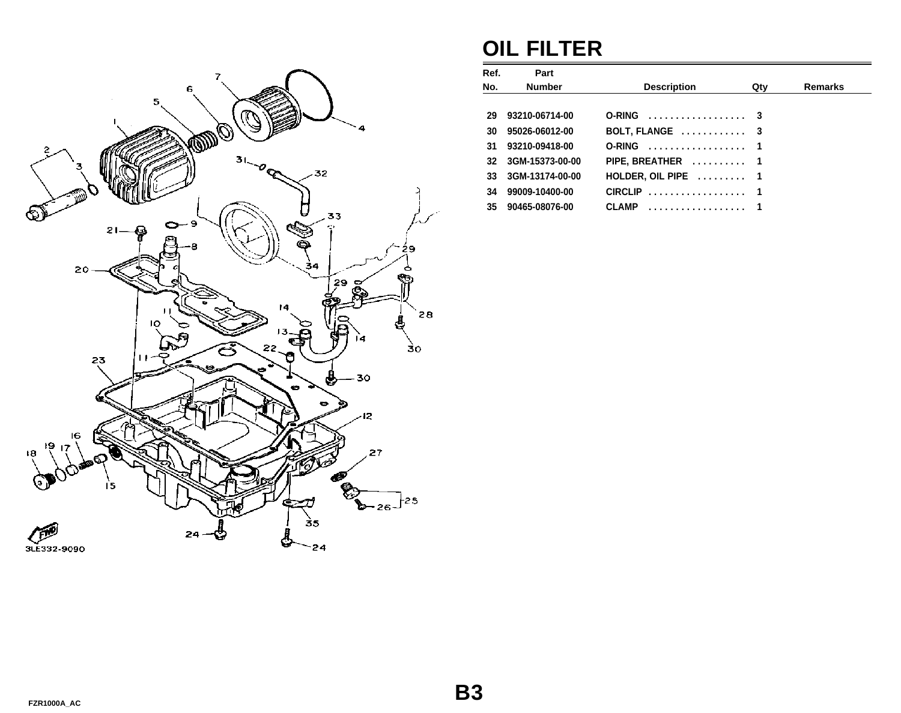# OIL FILTER

| Ref. No. | Part Number | Description | Qty | Remarks |
|---|---|---|---|---|
| 29 | 93210-06714-00 | O-RING . . . . . . . . . . . . . . . . . . | 3 | |
| 30 | 95026-06012-00 | BOLT, FLANGE . . . . . . . . . . . . | 3 | |
| 31 | 93210-09418-00 | O-RING . . . . . . . . . . . . . . . . . . | 1 | |
| 32 | 3GM-15373-00-00 | PIPE, BREATHER . . . . . . . . . . | 1 | |
| 33 | 3GM-13174-00-00 | HOLDER, OIL PIPE . . . . . . . . . | 1 | |
| 34 | 99009-10400-00 | CIRCLIP . . . . . . . . . . . . . . . . . . | 1 | |
| 35 | 90465-08076-00 | CLAMP . . . . . . . . . . . . . . . . . . | 1 | |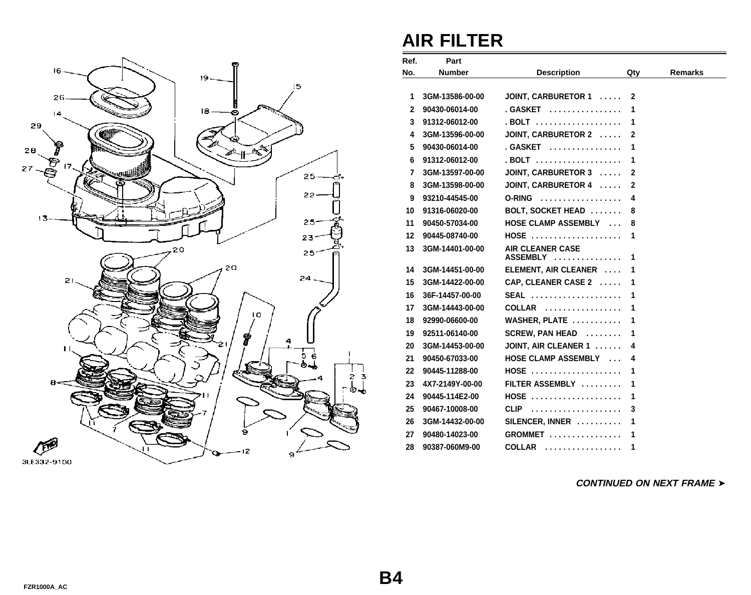# AIR FILTER

| Ref. No. | Part Number | Description | Qty | Remarks |
|---|---|---|---|---|
| 1 | 3GM-13586-00-00 | JOINT, CARBURETOR 1 | 2 | |
| 2 | 90430-06014-00 | . GASKET | 1 | |
| 3 | 91312-06012-00 | . BOLT | 1 | |
| 4 | 3GM-13596-00-00 | JOINT, CARBURETOR 2 | 2 | |
| 5 | 90430-06014-00 | . GASKET | 1 | |
| 6 | 91312-06012-00 | . BOLT | 1 | |
| 7 | 3GM-13597-00-00 | JOINT, CARBURETOR 3 | 2 | |
| 8 | 3GM-13598-00-00 | JOINT, CARBURETOR 4 | 2 | |
| 9 | 93210-44545-00 | O-RING | 4 | |
| 10 | 91316-06020-00 | BOLT, SOCKET HEAD | 8 | |
| 11 | 90450-57034-00 | HOSE CLAMP ASSEMBLY | 8 | |
| 12 | 90445-08740-00 | HOSE | 1 | |
| 13 | 3GM-14401-00-00 | AIR CLEANER CASE ASSEMBLY | 1 | |
| 14 | 3GM-14451-00-00 | ELEMENT, AIR CLEANER | 1 | |
| 15 | 3GM-14422-00-00 | CAP, CLEANER CASE 2 | 1 | |
| 16 | 36F-14457-00-00 | SEAL | 1 | |
| 17 | 3GM-14443-00-00 | COLLAR | 1 | |
| 18 | 92990-06600-00 | WASHER, PLATE | 1 | |
| 19 | 92511-06140-00 | SCREW, PAN HEAD | 1 | |
| 20 | 3GM-14453-00-00 | JOINT, AIR CLEANER 1 | 4 | |
| 21 | 90450-67033-00 | HOSE CLAMP ASSEMBLY | 4 | |
| 22 | 90445-11288-00 | HOSE | 1 | |
| 23 | 4X7-2149Y-00-00 | FILTER ASSEMBLY | 1 | |
| 24 | 90445-114E2-00 | HOSE | 1 | |
| 25 | 90467-10008-00 | CLIP | 3 | |
| 26 | 3GM-14432-00-00 | SILENCER, INNER | 1 | |
| 27 | 90480-14023-00 | GROMMET | 1 | |
| 28 | 90387-060M9-00 | COLLAR | 1 | |

3LE332-9100

***CONTINUED ON NEXT FRAME ➤***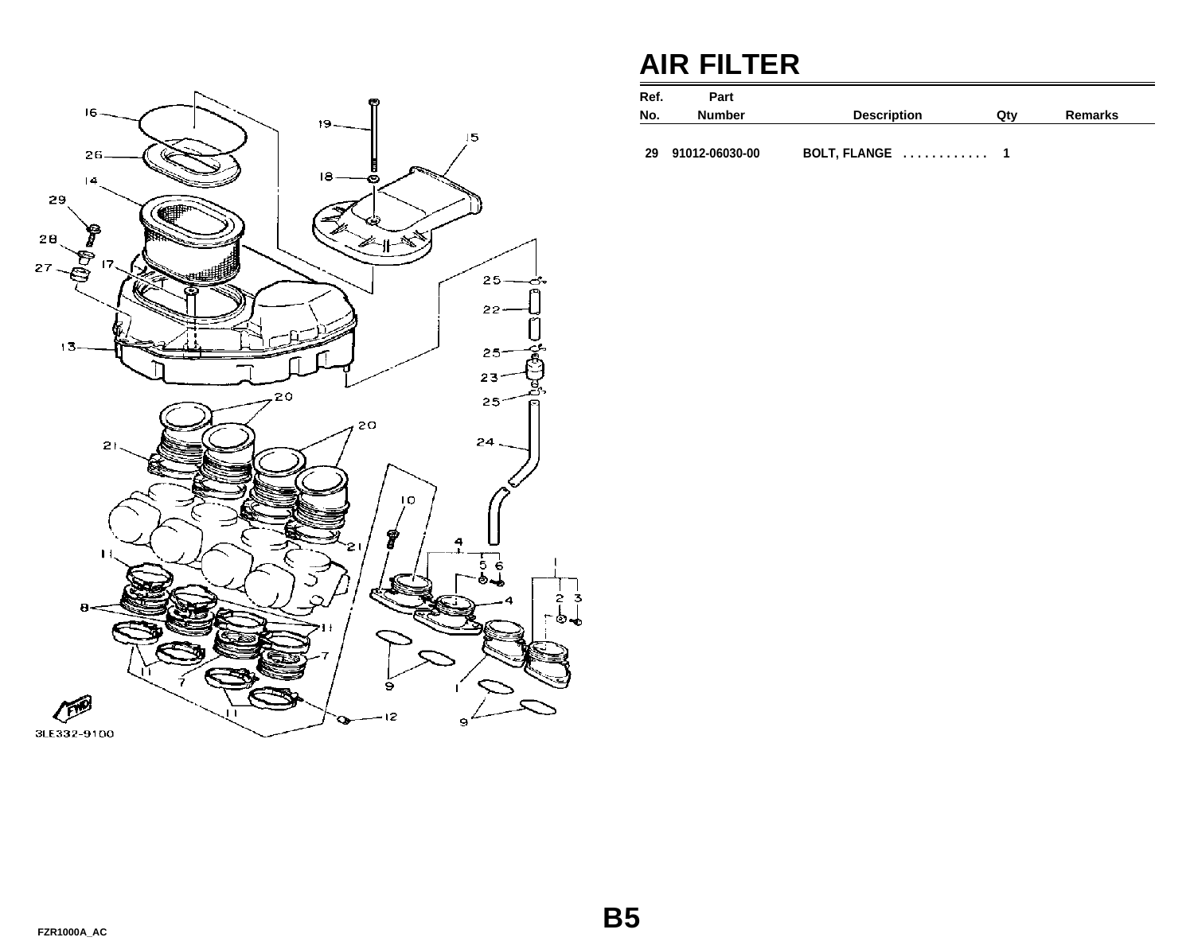# AIR FILTER

| Ref. No. | Part Number | Description | Qty | Remarks |
|---|---|---|---|---|
| 29 | 91012-06030-00 | BOLT, FLANGE . . . . . . . . . . . . | 1 | |

3LE332-9100

B5

FZR1000A_AC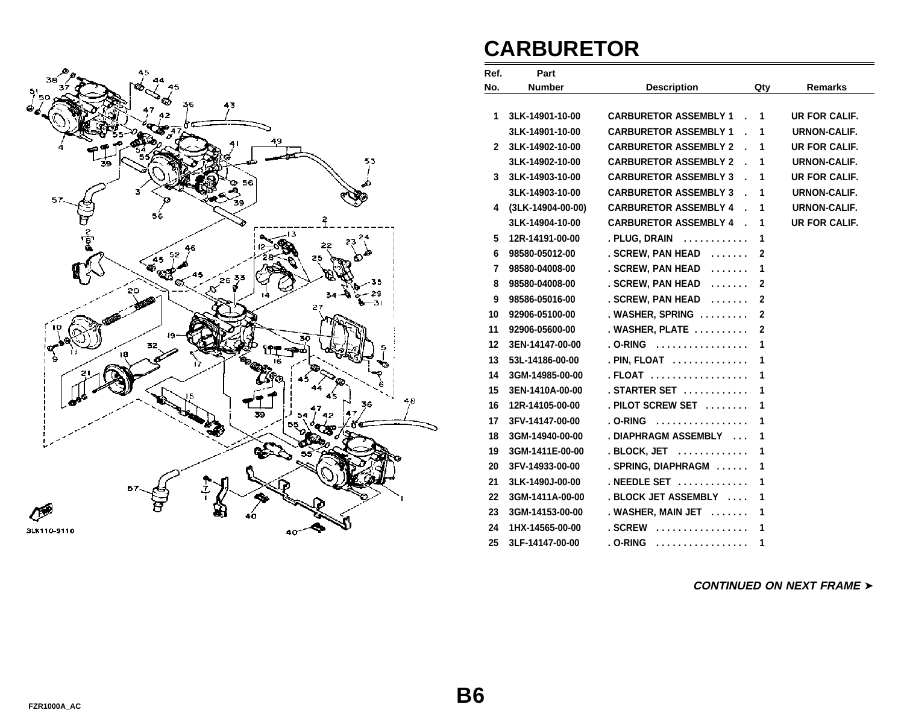# CARBURETOR

| Ref. No. | Part Number | Description | Qty | Remarks |
|---|---|---|---|---|
| 1 | 3LK-14901-10-00 | CARBURETOR ASSEMBLY 1 . | 1 | UR FOR CALIF. |
| | 3LK-14901-10-00 | CARBURETOR ASSEMBLY 1 . | 1 | URNON-CALIF. |
| 2 | 3LK-14902-10-00 | CARBURETOR ASSEMBLY 2 . | 1 | UR FOR CALIF. |
| | 3LK-14902-10-00 | CARBURETOR ASSEMBLY 2 . | 1 | URNON-CALIF. |
| 3 | 3LK-14903-10-00 | CARBURETOR ASSEMBLY 3 . | 1 | UR FOR CALIF. |
| | 3LK-14903-10-00 | CARBURETOR ASSEMBLY 3 . | 1 | URNON-CALIF. |
| 4 | (3LK-14904-00-00) | CARBURETOR ASSEMBLY 4 . | 1 | URNON-CALIF. |
| | 3LK-14904-10-00 | CARBURETOR ASSEMBLY 4 . | 1 | UR FOR CALIF. |
| 5 | 12R-14191-00-00 | . PLUG, DRAIN ............ | 1 | |
| 6 | 98580-05012-00 | . SCREW, PAN HEAD ....... | 2 | |
| 7 | 98580-04008-00 | . SCREW, PAN HEAD ....... | 1 | |
| 8 | 98580-04008-00 | . SCREW, PAN HEAD ....... | 2 | |
| 9 | 98586-05016-00 | . SCREW, PAN HEAD ....... | 2 | |
| 10 | 92906-05100-00 | . WASHER, SPRING ......... | 2 | |
| 11 | 92906-05600-00 | . WASHER, PLATE .......... | 2 | |
| 12 | 3EN-14147-00-00 | . O-RING ................. | 1 | |
| 13 | 53L-14186-00-00 | . PIN, FLOAT .............. | 1 | |
| 14 | 3GM-14985-00-00 | . FLOAT .................. | 1 | |
| 15 | 3EN-1410A-00-00 | . STARTER SET ............ | 1 | |
| 16 | 12R-14105-00-00 | . PILOT SCREW SET ........ | 1 | |
| 17 | 3FV-14147-00-00 | . O-RING ................. | 1 | |
| 18 | 3GM-14940-00-00 | . DIAPHRAGM ASSEMBLY ... | 1 | |
| 19 | 3GM-1411E-00-00 | . BLOCK, JET ............ | 1 | |
| 20 | 3FV-14933-00-00 | . SPRING, DIAPHRAGM ...... | 1 | |
| 21 | 3LK-1490J-00-00 | . NEEDLE SET ............. | 1 | |
| 22 | 3GM-1411A-00-00 | . BLOCK JET ASSEMBLY .... | 1 | |
| 23 | 3GM-14153-00-00 | . WASHER, MAIN JET ....... | 1 | |
| 24 | 1HX-14565-00-00 | . SCREW ................. | 1 | |
| 25 | 3LF-14147-00-00 | . O-RING ................. | 1 | |

*CONTINUED ON NEXT FRAME ➤*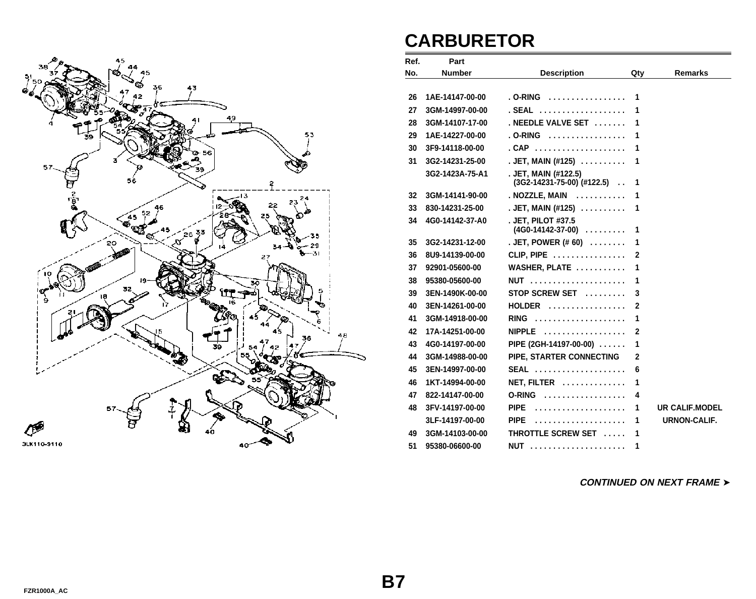# CARBURETOR

| Ref. No. | Part Number | Description | Qty | Remarks |
|---|---|---|---|---|
| 26 | 1AE-14147-00-00 | . O-RING . . . . . . . . . . . . . . . . . | 1 | |
| 27 | 3GM-14997-00-00 | . SEAL . . . . . . . . . . . . . . . . . . | 1 | |
| 28 | 3GM-14107-17-00 | . NEEDLE VALVE SET . . . . . . . | 1 | |
| 29 | 1AE-14227-00-00 | . O-RING . . . . . . . . . . . . . . . . . | 1 | |
| 30 | 3F9-14118-00-00 | . CAP . . . . . . . . . . . . . . . . . . . . | 1 | |
| 31 | 3G2-14231-25-00 | . JET, MAIN (#125) . . . . . . . . . . | 1 | |
| | 3G2-1423A-75-A1 | . JET, MAIN (#122.5) (3G2-14231-75-00) (#122.5) . . | 1 | |
| 32 | 3GM-14141-90-00 | . NOZZLE, MAIN . . . . . . . . . . . | 1 | |
| 33 | 830-14231-25-00 | . JET, MAIN (#125) . . . . . . . . . . | 1 | |
| 34 | 4G0-14142-37-A0 | . JET, PILOT #37.5 (4G0-14142-37-00) . . . . . . . . . | 1 | |
| 35 | 3G2-14231-12-00 | . JET, POWER (# 60) . . . . . . . . | 1 | |
| 36 | 8U9-14139-00-00 | CLIP, PIPE . . . . . . . . . . . . . . . . | 2 | |
| 37 | 92901-05600-00 | WASHER, PLATE . . . . . . . . . . . | 1 | |
| 38 | 95380-05600-00 | NUT . . . . . . . . . . . . . . . . . . . . . | 1 | |
| 39 | 3EN-1490K-00-00 | STOP SCREW SET . . . . . . . . . | 3 | |
| 40 | 3EN-14261-00-00 | HOLDER . . . . . . . . . . . . . . . . . | 2 | |
| 41 | 3GM-14918-00-00 | RING . . . . . . . . . . . . . . . . . . . . | 1 | |
| 42 | 17A-14251-00-00 | NIPPLE . . . . . . . . . . . . . . . . . . | 2 | |
| 43 | 4G0-14197-00-00 | PIPE (2GH-14197-00-00) . . . . . . | 1 | |
| 44 | 3GM-14988-00-00 | PIPE, STARTER CONNECTING | 2 | |
| 45 | 3EN-14997-00-00 | SEAL . . . . . . . . . . . . . . . . . . . . | 6 | |
| 46 | 1KT-14994-00-00 | NET, FILTER . . . . . . . . . . . . . | 1 | |
| 47 | 822-14147-00-00 | O-RING . . . . . . . . . . . . . . . . . . | 4 | |
| 48 | 3FV-14197-00-00 | PIPE . . . . . . . . . . . . . . . . . . . . | 1 | UR CALIF.MODEL |
| | 3LF-14197-00-00 | PIPE . . . . . . . . . . . . . . . . . . . . | 1 | URNON-CALIF. |
| 49 | 3GM-14103-00-00 | THROTTLE SCREW SET . . . . . | 1 | |
| 51 | 95380-06600-00 | NUT . . . . . . . . . . . . . . . . . . . . . | 1 | |

*CONTINUED ON NEXT FRAME ➤*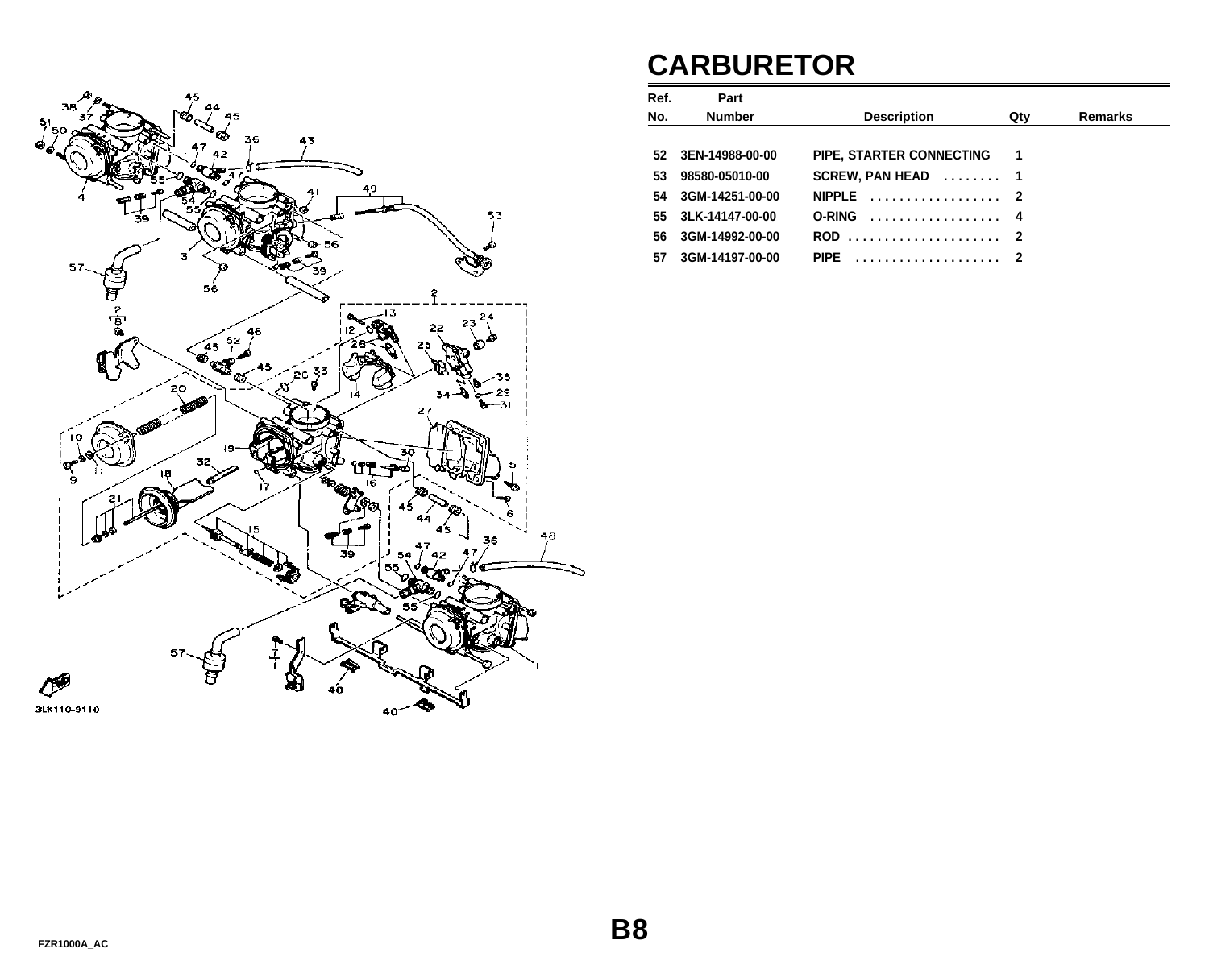# CARBURETOR

| Ref. No. | Part Number | Description | Qty | Remarks |
|---|---|---|---|---|
| 52 | 3EN-14988-00-00 | PIPE, STARTER CONNECTING | 1 | |
| 53 | 98580-05010-00 | SCREW, PAN HEAD ........ | 1 | |
| 54 | 3GM-14251-00-00 | NIPPLE .................. | 2 | |
| 55 | 3LK-14147-00-00 | O-RING .................. | 4 | |
| 56 | 3GM-14992-00-00 | ROD ..................... | 2 | |
| 57 | 3GM-14197-00-00 | PIPE .................... | 2 | |

3LK110-9110

FZR1000A_AC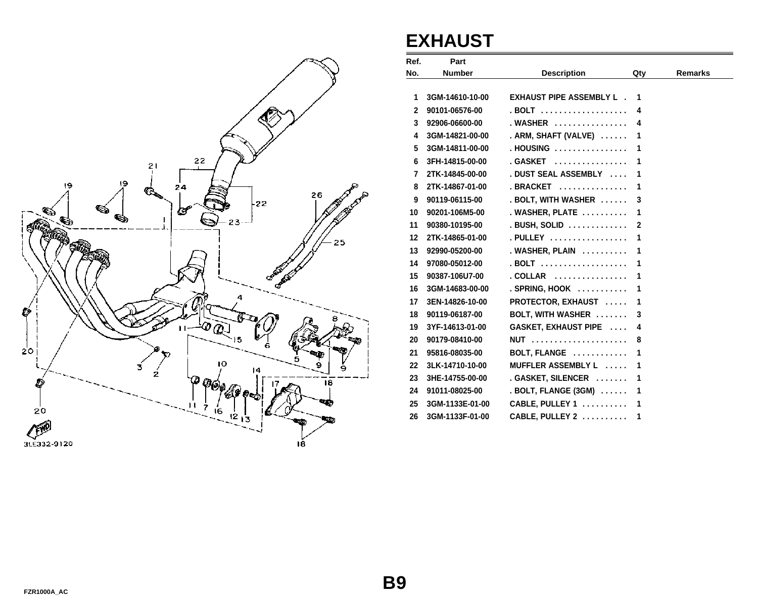# EXHAUST

| Ref. No. | Part Number | Description | Qty | Remarks |
|---|---|---|---|---|
| 1 | 3GM-14610-10-00 | EXHAUST PIPE ASSEMBLY L . | 1 | |
| 2 | 90101-06576-00 | . BOLT . . . . . . . . . . . . . . . . . . | 4 | |
| 3 | 92906-06600-00 | . WASHER . . . . . . . . . . . . . . . | 4 | |
| 4 | 3GM-14821-00-00 | . ARM, SHAFT (VALVE) . . . . . . | 1 | |
| 5 | 3GM-14811-00-00 | . HOUSING . . . . . . . . . . . . . . . | 1 | |
| 6 | 3FH-14815-00-00 | . GASKET . . . . . . . . . . . . . . . | 1 | |
| 7 | 2TK-14845-00-00 | . DUST SEAL ASSEMBLY . . . . | 1 | |
| 8 | 2TK-14867-01-00 | . BRACKET . . . . . . . . . . . . . . | 1 | |
| 9 | 90119-06115-00 | . BOLT, WITH WASHER . . . . . . | 3 | |
| 10 | 90201-106M5-00 | . WASHER, PLATE . . . . . . . . . . | 1 | |
| 11 | 90380-10195-00 | . BUSH, SOLID . . . . . . . . . . . . | 2 | |
| 12 | 2TK-14865-01-00 | . PULLEY . . . . . . . . . . . . . . . . | 1 | |
| 13 | 92990-05200-00 | . WASHER, PLAIN . . . . . . . . . | 1 | |
| 14 | 97080-05012-00 | . BOLT . . . . . . . . . . . . . . . . . . | 1 | |
| 15 | 90387-106U7-00 | . COLLAR . . . . . . . . . . . . . . . | 1 | |
| 16 | 3GM-14683-00-00 | . SPRING, HOOK . . . . . . . . . . | 1 | |
| 17 | 3EN-14826-10-00 | PROTECTOR, EXHAUST . . . . . | 1 | |
| 18 | 90119-06187-00 | BOLT, WITH WASHER . . . . . . . | 3 | |
| 19 | 3YF-14613-01-00 | GASKET, EXHAUST PIPE . . . . | 4 | |
| 20 | 90179-08410-00 | NUT . . . . . . . . . . . . . . . . . . . . | 8 | |
| 21 | 95816-08035-00 | BOLT, FLANGE . . . . . . . . . . . | 1 | |
| 22 | 3LK-14710-10-00 | MUFFLER ASSEMBLY L . . . . . | 1 | |
| 23 | 3HE-14755-00-00 | . GASKET, SILENCER . . . . . . . | 1 | |
| 24 | 91011-08025-00 | . BOLT, FLANGE (3GM) . . . . . . | 1 | |
| 25 | 3GM-1133E-01-00 | CABLE, PULLEY 1 . . . . . . . . . . | 1 | |
| 26 | 3GM-1133F-01-00 | CABLE, PULLEY 2 . . . . . . . . . . | 1 | |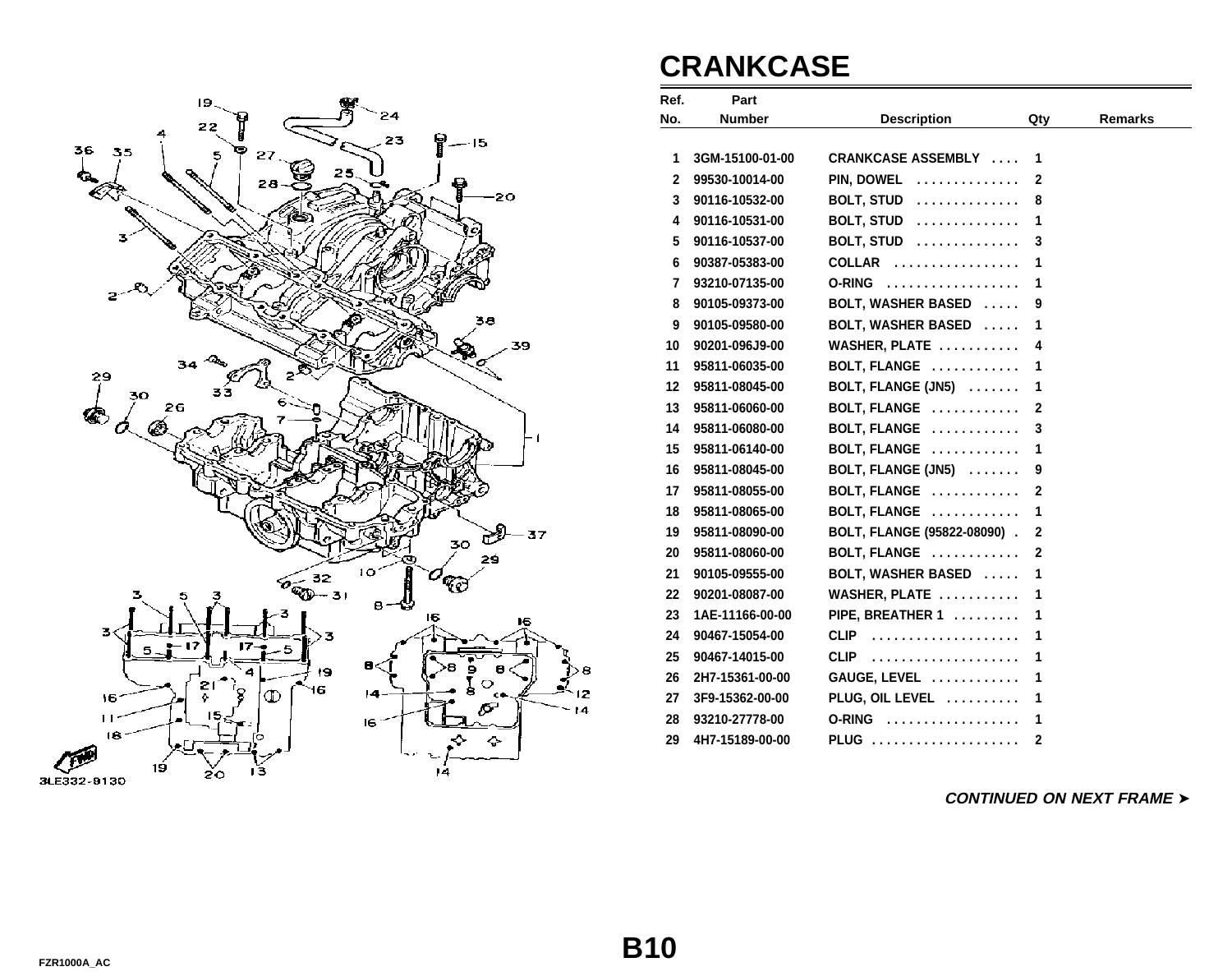# CRANKCASE

| Ref. No. | Part Number | Description | Qty | Remarks |
|---|---|---|---|---|
| 1 | 3GM-15100-01-00 | CRANKCASE ASSEMBLY .... | 1 | |
| 2 | 99530-10014-00 | PIN, DOWEL ............. | 2 | |
| 3 | 90116-10532-00 | BOLT, STUD ............. | 8 | |
| 4 | 90116-10531-00 | BOLT, STUD ............. | 1 | |
| 5 | 90116-10537-00 | BOLT, STUD ............. | 3 | |
| 6 | 90387-05383-00 | COLLAR ................. | 1 | |
| 7 | 93210-07135-00 | O-RING .................. | 1 | |
| 8 | 90105-09373-00 | BOLT, WASHER BASED ..... | 9 | |
| 9 | 90105-09580-00 | BOLT, WASHER BASED ..... | 1 | |
| 10 | 90201-096J9-00 | WASHER, PLATE ........... | 4 | |
| 11 | 95811-06035-00 | BOLT, FLANGE ........... | 1 | |
| 12 | 95811-08045-00 | BOLT, FLANGE (JN5) ....... | 1 | |
| 13 | 95811-06060-00 | BOLT, FLANGE ........... | 2 | |
| 14 | 95811-06080-00 | BOLT, FLANGE ........... | 3 | |
| 15 | 95811-06140-00 | BOLT, FLANGE ........... | 1 | |
| 16 | 95811-08045-00 | BOLT, FLANGE (JN5) ....... | 9 | |
| 17 | 95811-08055-00 | BOLT, FLANGE ........... | 2 | |
| 18 | 95811-08065-00 | BOLT, FLANGE ........... | 1 | |
| 19 | 95811-08090-00 | BOLT, FLANGE (95822-08090) . | 2 | |
| 20 | 95811-08060-00 | BOLT, FLANGE ........... | 2 | |
| 21 | 90105-09555-00 | BOLT, WASHER BASED ..... | 1 | |
| 22 | 90201-08087-00 | WASHER, PLATE ........... | 1 | |
| 23 | 1AE-11166-00-00 | PIPE, BREATHER 1 ......... | 1 | |
| 24 | 90467-15054-00 | CLIP .................... | 1 | |
| 25 | 90467-14015-00 | CLIP .................... | 1 | |
| 26 | 2H7-15361-00-00 | GAUGE, LEVEL ............ | 1 | |
| 27 | 3F9-15362-00-00 | PLUG, OIL LEVEL .......... | 1 | |
| 28 | 93210-27778-00 | O-RING .................. | 1 | |
| 29 | 4H7-15189-00-00 | PLUG .................... | 2 | |

*CONTINUED ON NEXT FRAME ➤*

B10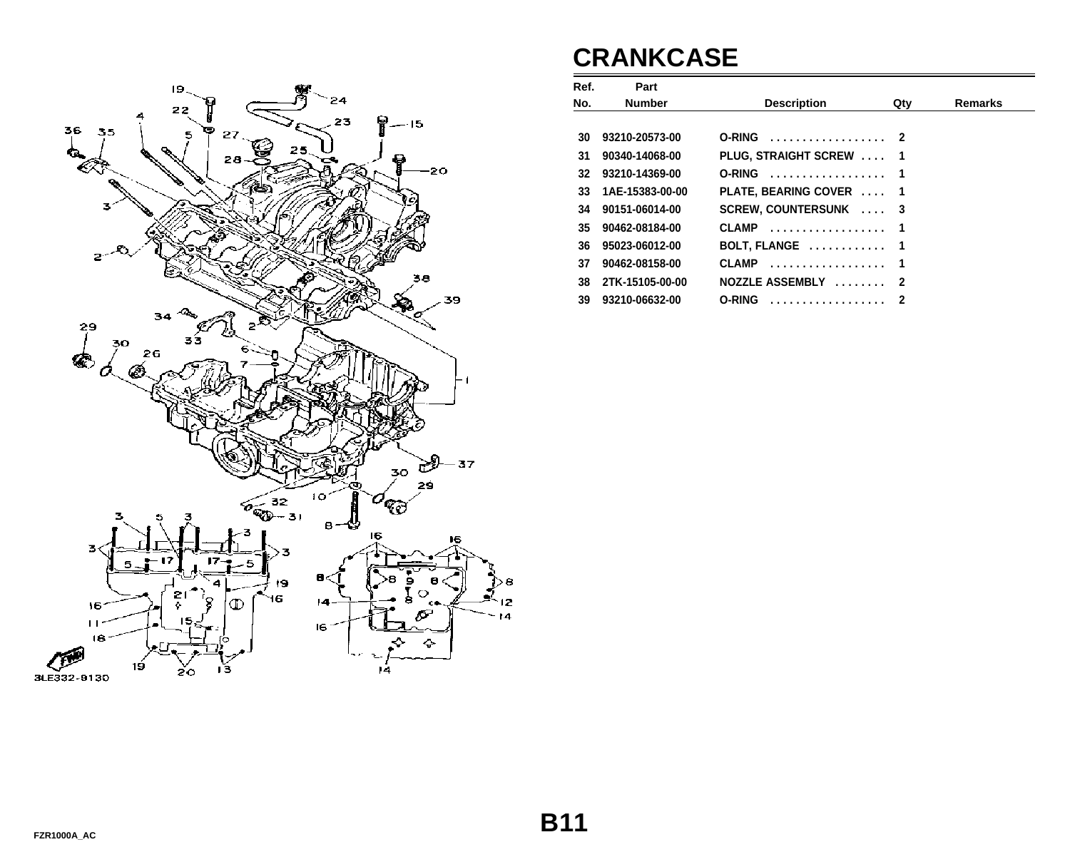# CRANKCASE

| Ref. No. | Part Number | Description | Qty | Remarks |
|---|---|---|---|---|
| 30 | 93210-20573-00 | O-RING . . . . . . . . . . . . . . . . . . | 2 | |
| 31 | 90340-14068-00 | PLUG, STRAIGHT SCREW . . . . | 1 | |
| 32 | 93210-14369-00 | O-RING . . . . . . . . . . . . . . . . . . | 1 | |
| 33 | 1AE-15383-00-00 | PLATE, BEARING COVER . . . . | 1 | |
| 34 | 90151-06014-00 | SCREW, COUNTERSUNK . . . . | 3 | |
| 35 | 90462-08184-00 | CLAMP . . . . . . . . . . . . . . . . . . | 1 | |
| 36 | 95023-06012-00 | BOLT, FLANGE . . . . . . . . . . . . | 1 | |
| 37 | 90462-08158-00 | CLAMP . . . . . . . . . . . . . . . . . . | 1 | |
| 38 | 2TK-15105-00-00 | NOZZLE ASSEMBLY . . . . . . . . | 2 | |
| 39 | 93210-06632-00 | O-RING . . . . . . . . . . . . . . . . . . | 2 | |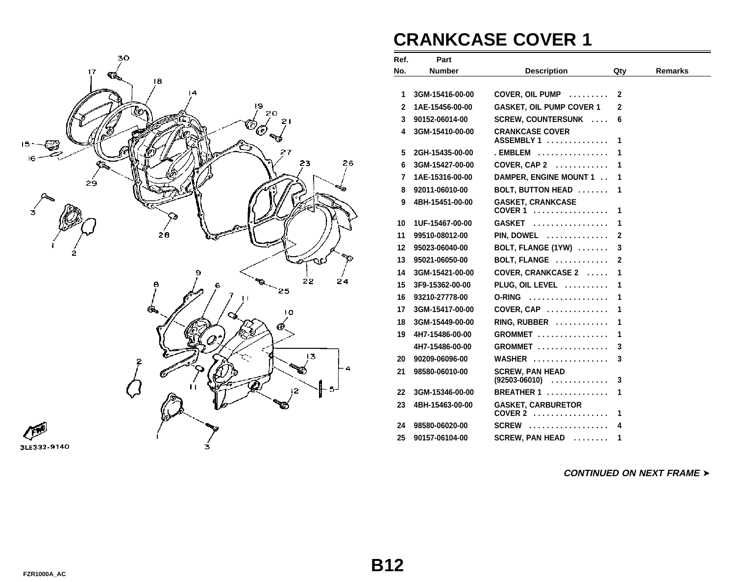# CRANKCASE COVER 1

| Ref. No. | Part Number | Description | Qty | Remarks |
|---|---|---|---|---|
| 1 | 3GM-15416-00-00 | COVER, OIL PUMP . . . . . . . . . | 2 | |
| 2 | 1AE-15456-00-00 | GASKET, OIL PUMP COVER 1 | 2 | |
| 3 | 90152-06014-00 | SCREW, COUNTERSUNK . . . . | 6 | |
| 4 | 3GM-15410-00-00 | CRANKCASE COVER ASSEMBLY 1 . . . . . . . . . . . . . | 1 | |
| 5 | 2GH-15435-00-00 | . EMBLEM . . . . . . . . . . . . . . . | 1 | |
| 6 | 3GM-15427-00-00 | COVER, CAP 2 . . . . . . . . . . . | 1 | |
| 7 | 1AE-15316-00-00 | DAMPER, ENGINE MOUNT 1 . . | 1 | |
| 8 | 92011-06010-00 | BOLT, BUTTON HEAD . . . . . . . | 1 | |
| 9 | 4BH-15451-00-00 | GASKET, CRANKCASE COVER 1 . . . . . . . . . . . . . . . . | 1 | |
| 10 | 1UF-15467-00-00 | GASKET . . . . . . . . . . . . . . . . | 1 | |
| 11 | 99510-08012-00 | PIN, DOWEL . . . . . . . . . . . . . | 2 | |
| 12 | 95023-06040-00 | BOLT, FLANGE (1YW) . . . . . . . | 3 | |
| 13 | 95021-06050-00 | BOLT, FLANGE . . . . . . . . . . . | 2 | |
| 14 | 3GM-15421-00-00 | COVER, CRANKCASE 2 . . . . . | 1 | |
| 15 | 3F9-15362-00-00 | PLUG, OIL LEVEL . . . . . . . . . | 1 | |
| 16 | 93210-27778-00 | O-RING . . . . . . . . . . . . . . . . . | 1 | |
| 17 | 3GM-15417-00-00 | COVER, CAP . . . . . . . . . . . . . | 1 | |
| 18 | 3GM-15449-00-00 | RING, RUBBER . . . . . . . . . . . | 1 | |
| 19 | 4H7-15486-00-00 | GROMMET . . . . . . . . . . . . . . . | 1 | |
| | 4H7-15486-00-00 | GROMMET . . . . . . . . . . . . . . . | 3 | |
| 20 | 90209-06096-00 | WASHER . . . . . . . . . . . . . . . . | 3 | |
| 21 | 98580-06010-00 | SCREW, PAN HEAD (92503-06010) . . . . . . . . . . . . | 3 | |
| 22 | 3GM-15346-00-00 | BREATHER 1 . . . . . . . . . . . . . | 1 | |
| 23 | 4BH-15463-00-00 | GASKET, CARBURETOR COVER 2 . . . . . . . . . . . . . . . . | 1 | |
| 24 | 98580-06020-00 | SCREW . . . . . . . . . . . . . . . . . | 4 | |
| 25 | 90157-06104-00 | SCREW, PAN HEAD . . . . . . . . | 1 | |

*CONTINUED ON NEXT FRAME ➤*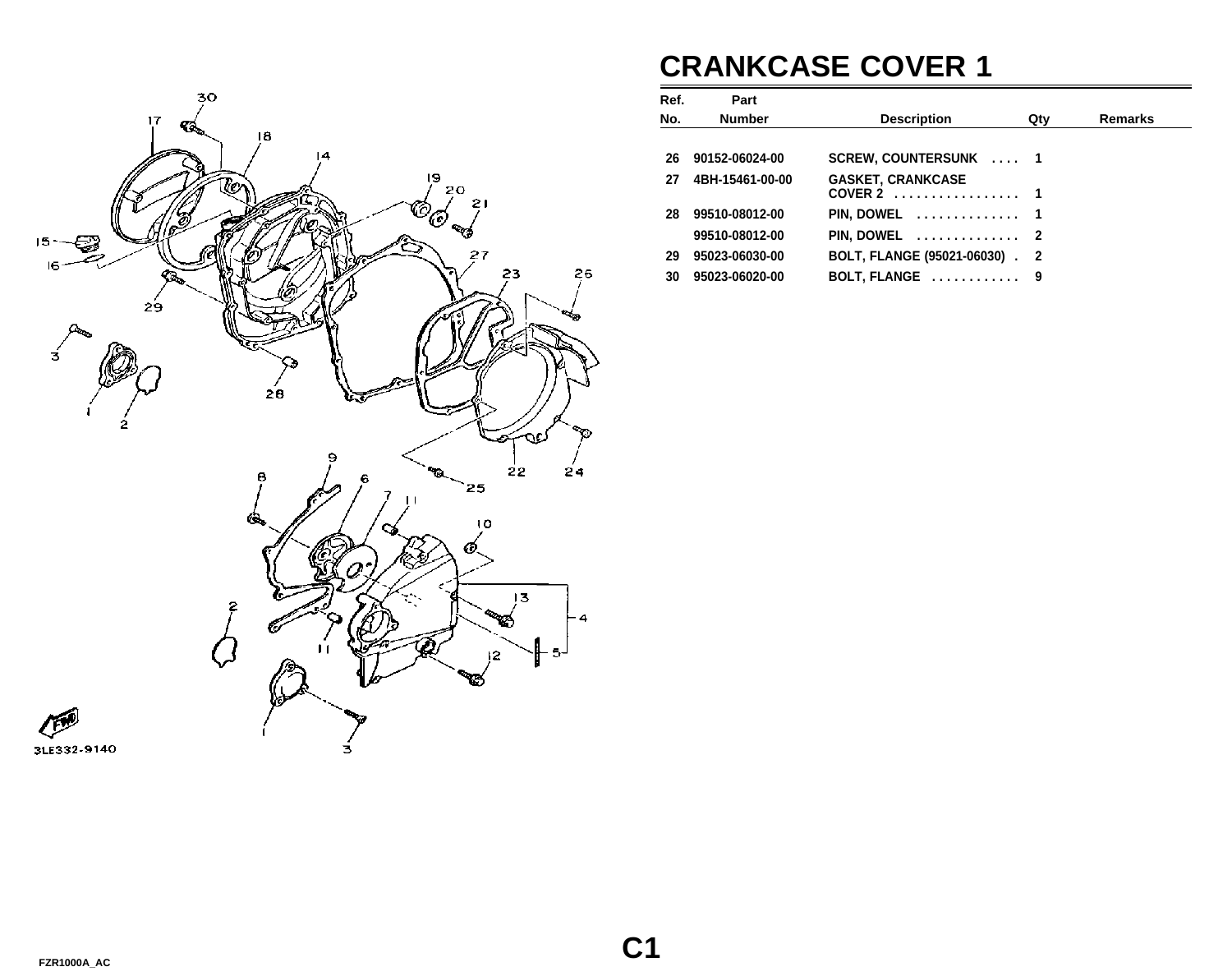# CRANKCASE COVER 1

| Ref. No. | Part Number | Description | Qty | Remarks |
|---|---|---|---|---|
| 26 | 90152-06024-00 | SCREW, COUNTERSUNK . . . . | 1 | |
| 27 | 4BH-15461-00-00 | GASKET, CRANKCASE COVER 2 . . . . . . . . . . . . . . . . | 1 | |
| 28 | 99510-08012-00 | PIN, DOWEL . . . . . . . . . . . . . . | 1 | |
| | 99510-08012-00 | PIN, DOWEL . . . . . . . . . . . . . . | 2 | |
| 29 | 95023-06030-00 | BOLT, FLANGE (95021-06030) . | 2 | |
| 30 | 95023-06020-00 | BOLT, FLANGE . . . . . . . . . . . . | 9 | |

3LE332-9140

C1

FZR1000A_AC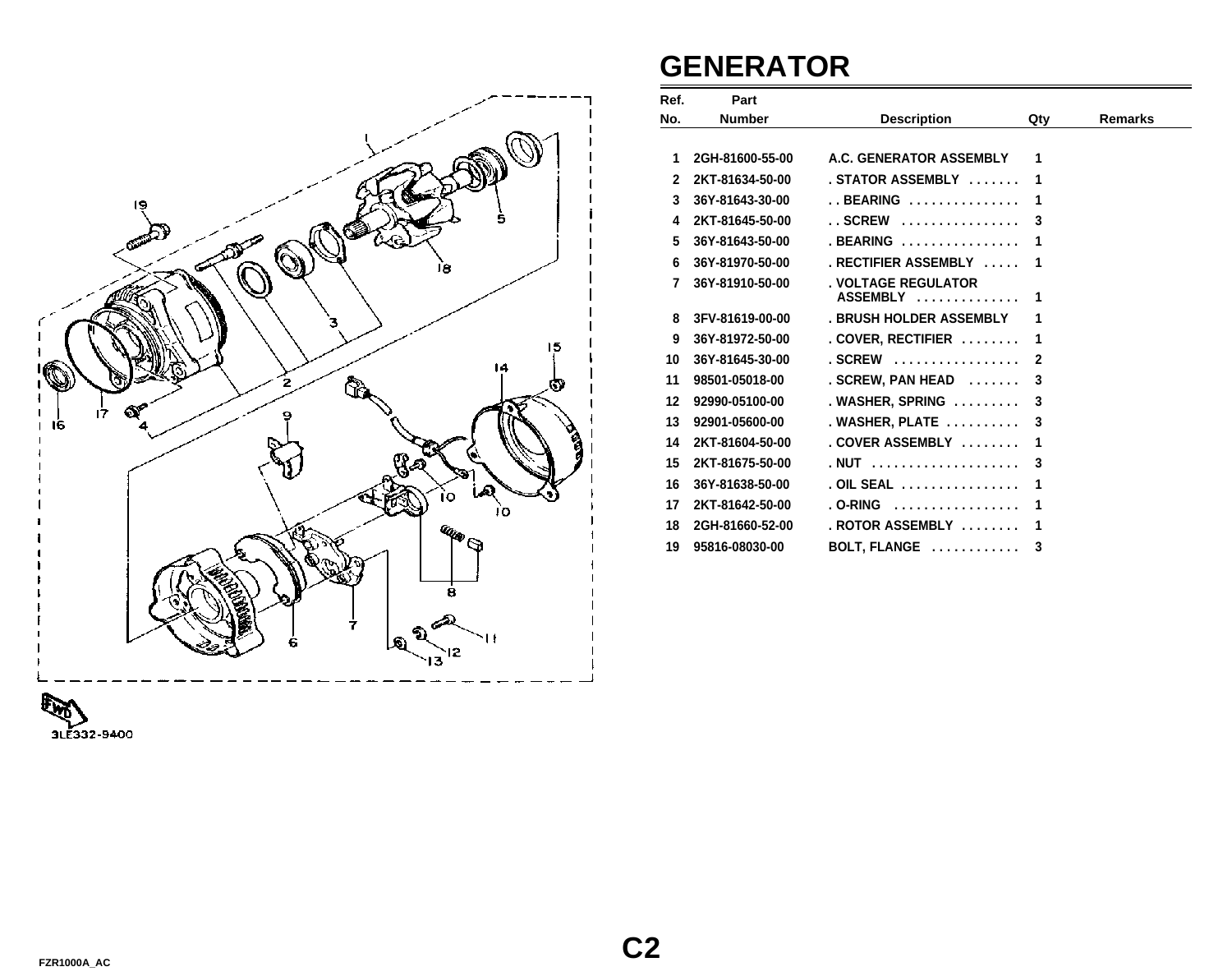# GENERATOR

| Ref. No. | Part Number | Description | Qty | Remarks |
|---|---|---|---|---|
| 1 | 2GH-81600-55-00 | A.C. GENERATOR ASSEMBLY | 1 | |
| 2 | 2KT-81634-50-00 | . STATOR ASSEMBLY ....... | 1 | |
| 3 | 36Y-81643-30-00 | . . BEARING .............. | 1 | |
| 4 | 2KT-81645-50-00 | . . SCREW ................ | 3 | |
| 5 | 36Y-81643-50-00 | . BEARING ................ | 1 | |
| 6 | 36Y-81970-50-00 | . RECTIFIER ASSEMBLY ..... | 1 | |
| 7 | 36Y-81910-50-00 | . VOLTAGE REGULATOR ASSEMBLY ............. | 1 | |
| 8 | 3FV-81619-00-00 | . BRUSH HOLDER ASSEMBLY | 1 | |
| 9 | 36Y-81972-50-00 | . COVER, RECTIFIER ........ | 1 | |
| 10 | 36Y-81645-30-00 | . SCREW ................ | 2 | |
| 11 | 98501-05018-00 | . SCREW, PAN HEAD ....... | 3 | |
| 12 | 92990-05100-00 | . WASHER, SPRING ......... | 3 | |
| 13 | 92901-05600-00 | . WASHER, PLATE .......... | 3 | |
| 14 | 2KT-81604-50-00 | . COVER ASSEMBLY ........ | 1 | |
| 15 | 2KT-81675-50-00 | . NUT ................... | 3 | |
| 16 | 36Y-81638-50-00 | . OIL SEAL ................ | 1 | |
| 17 | 2KT-81642-50-00 | . O-RING ................ | 1 | |
| 18 | 2GH-81660-52-00 | . ROTOR ASSEMBLY ........ | 1 | |
| 19 | 95816-08030-00 | BOLT, FLANGE ............ | 3 | |

3LE332-9400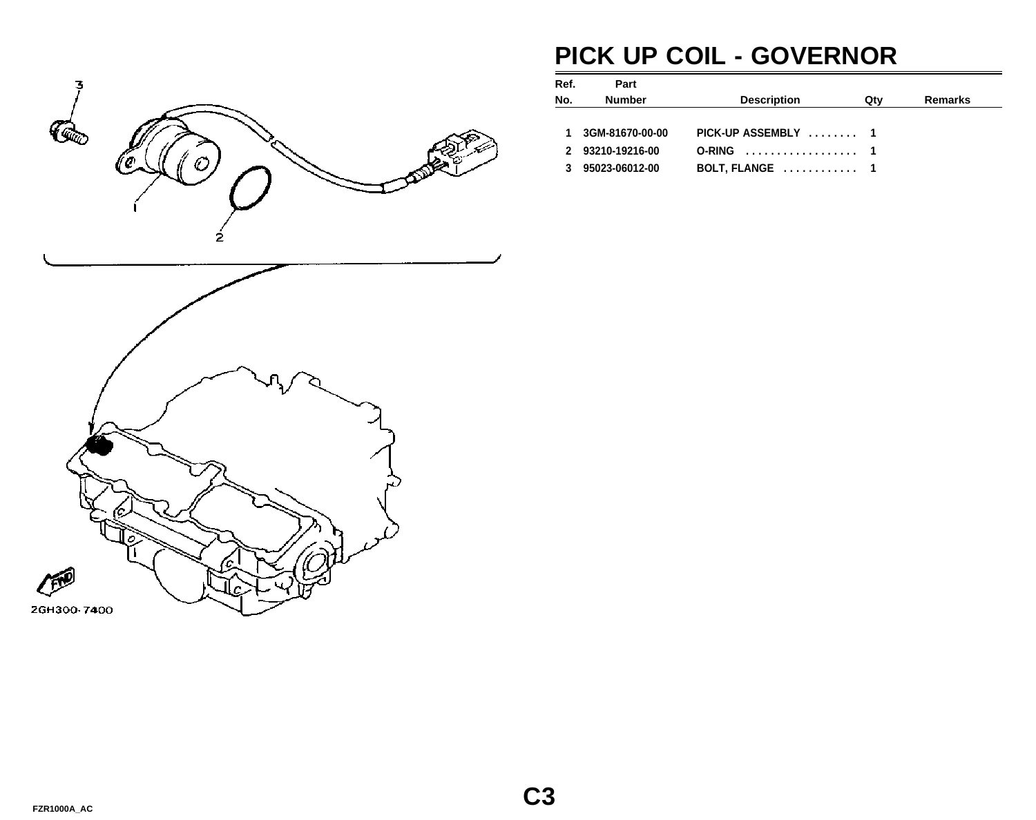# PICK UP COIL - GOVERNOR

| Ref. No. | Part Number | Description | Qty | Remarks |
|---|---|---|---|---|
| 1 | 3GM-81670-00-00 | PICK-UP ASSEMBLY ........ | 1 | |
| 2 | 93210-19216-00 | O-RING .................. | 1 | |
| 3 | 95023-06012-00 | BOLT, FLANGE ............ | 1 | |

2GH300-7400

C3

FZR1000A_AC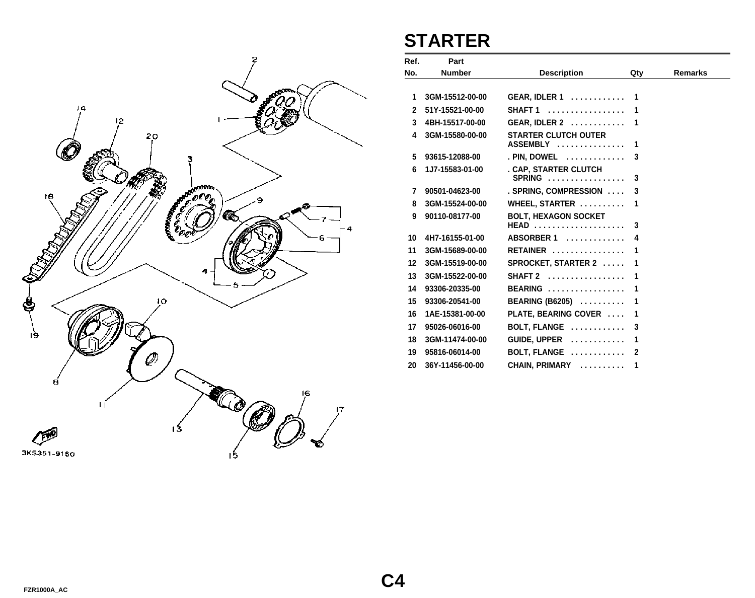# STARTER

| Ref. No. | Part Number | Description | Qty | Remarks |
|---|---|---|---|---|
| 1 | 3GM-15512-00-00 | GEAR, IDLER 1 | 1 | |
| 2 | 51Y-15521-00-00 | SHAFT 1 | 1 | |
| 3 | 4BH-15517-00-00 | GEAR, IDLER 2 | 1 | |
| 4 | 3GM-15580-00-00 | STARTER CLUTCH OUTER ASSEMBLY | 1 | |
| 5 | 93615-12088-00 | . PIN, DOWEL | 3 | |
| 6 | 1J7-15583-01-00 | . CAP, STARTER CLUTCH SPRING | 3 | |
| 7 | 90501-04623-00 | . SPRING, COMPRESSION | 3 | |
| 8 | 3GM-15524-00-00 | WHEEL, STARTER | 1 | |
| 9 | 90110-08177-00 | BOLT, HEXAGON SOCKET HEAD | 3 | |
| 10 | 4H7-16155-01-00 | ABSORBER 1 | 4 | |
| 11 | 3GM-15689-00-00 | RETAINER | 1 | |
| 12 | 3GM-15519-00-00 | SPROCKET, STARTER 2 | 1 | |
| 13 | 3GM-15522-00-00 | SHAFT 2 | 1 | |
| 14 | 93306-20335-00 | BEARING | 1 | |
| 15 | 93306-20541-00 | BEARING (B6205) | 1 | |
| 16 | 1AE-15381-00-00 | PLATE, BEARING COVER | 1 | |
| 17 | 95026-06016-00 | BOLT, FLANGE | 3 | |
| 18 | 3GM-11474-00-00 | GUIDE, UPPER | 1 | |
| 19 | 95816-06014-00 | BOLT, FLANGE | 2 | |
| 20 | 36Y-11456-00-00 | CHAIN, PRIMARY | 1 | |

3KS351-9150

C4

FZR1000A_AC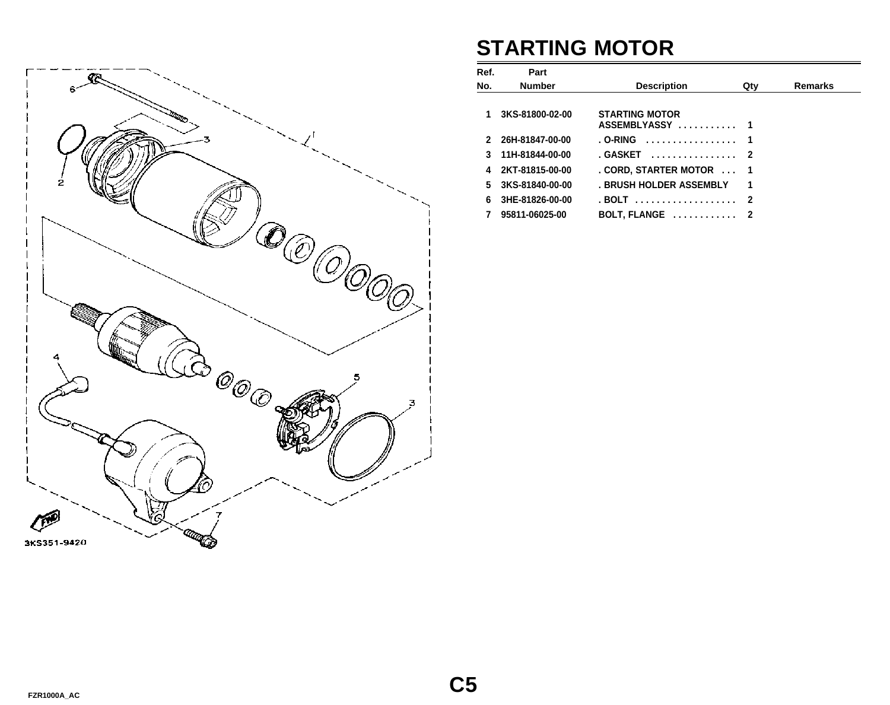# STARTING MOTOR

| Ref. No. | Part Number | Description | Qty | Remarks |
|---|---|---|---|---|
| 1 | 3KS-81800-02-00 | STARTING MOTOR ASSEMBLYASSY . . . . . . . . . . . | 1 | |
| 2 | 26H-81847-00-00 | . O-RING . . . . . . . . . . . . . . . . . | 1 | |
| 3 | 11H-81844-00-00 | . GASKET . . . . . . . . . . . . . . . . | 2 | |
| 4 | 2KT-81815-00-00 | . CORD, STARTER MOTOR . . . | 1 | |
| 5 | 3KS-81840-00-00 | . BRUSH HOLDER ASSEMBLY | 1 | |
| 6 | 3HE-81826-00-00 | . BOLT . . . . . . . . . . . . . . . . . . . | 2 | |
| 7 | 95811-06025-00 | BOLT, FLANGE . . . . . . . . . . . . | 2 | |

3KS351-9420

C5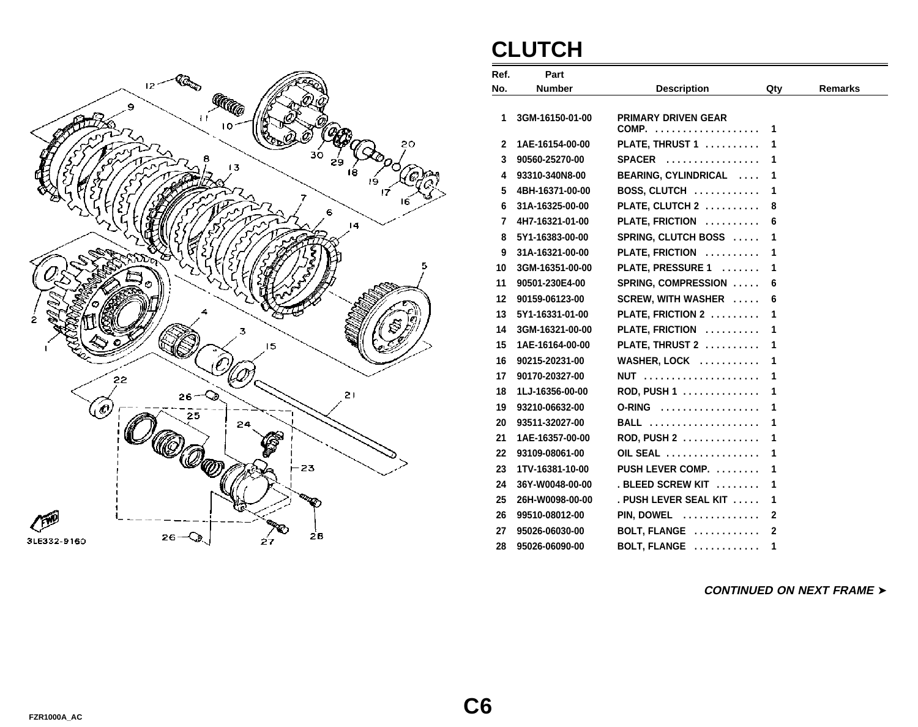# CLUTCH

| Ref. No. | Part Number | Description | Qty | Remarks |
|---|---|---|---|---|
| 1 | 3GM-16150-01-00 | PRIMARY DRIVEN GEAR COMP. . . . . . . . . . . . . . . . . . . . | 1 | |
| 2 | 1AE-16154-00-00 | PLATE, THRUST 1 . . . . . . . . . . | 1 | |
| 3 | 90560-25270-00 | SPACER . . . . . . . . . . . . . . . . . | 1 | |
| 4 | 93310-340N8-00 | BEARING, CYLINDRICAL . . . . | 1 | |
| 5 | 4BH-16371-00-00 | BOSS, CLUTCH . . . . . . . . . . . . | 1 | |
| 6 | 31A-16325-00-00 | PLATE, CLUTCH 2 . . . . . . . . . . | 8 | |
| 7 | 4H7-16321-01-00 | PLATE, FRICTION . . . . . . . . . . | 6 | |
| 8 | 5Y1-16383-00-00 | SPRING, CLUTCH BOSS . . . . . | 1 | |
| 9 | 31A-16321-00-00 | PLATE, FRICTION . . . . . . . . . . | 1 | |
| 10 | 3GM-16351-00-00 | PLATE, PRESSURE 1 . . . . . . . | 1 | |
| 11 | 90501-230E4-00 | SPRING, COMPRESSION . . . . . | 6 | |
| 12 | 90159-06123-00 | SCREW, WITH WASHER . . . . . | 6 | |
| 13 | 5Y1-16331-01-00 | PLATE, FRICTION 2 . . . . . . . . . | 1 | |
| 14 | 3GM-16321-00-00 | PLATE, FRICTION . . . . . . . . . . | 1 | |
| 15 | 1AE-16164-00-00 | PLATE, THRUST 2 . . . . . . . . . . | 1 | |
| 16 | 90215-20231-00 | WASHER, LOCK . . . . . . . . . . . | 1 | |
| 17 | 90170-20327-00 | NUT . . . . . . . . . . . . . . . . . . . . . | 1 | |
| 18 | 1LJ-16356-00-00 | ROD, PUSH 1 . . . . . . . . . . . . . . | 1 | |
| 19 | 93210-06632-00 | O-RING . . . . . . . . . . . . . . . . . . | 1 | |
| 20 | 93511-32027-00 | BALL . . . . . . . . . . . . . . . . . . . . | 1 | |
| 21 | 1AE-16357-00-00 | ROD, PUSH 2 . . . . . . . . . . . . . . | 1 | |
| 22 | 93109-08061-00 | OIL SEAL . . . . . . . . . . . . . . . . . | 1 | |
| 23 | 1TV-16381-10-00 | PUSH LEVER COMP. . . . . . . . . | 1 | |
| 24 | 36Y-W0048-00-00 | . BLEED SCREW KIT . . . . . . . . | 1 | |
| 25 | 26H-W0098-00-00 | . PUSH LEVER SEAL KIT . . . . . | 1 | |
| 26 | 99510-08012-00 | PIN, DOWEL . . . . . . . . . . . . . . | 2 | |
| 27 | 95026-06030-00 | BOLT, FLANGE . . . . . . . . . . . . | 2 | |
| 28 | 95026-06090-00 | BOLT, FLANGE . . . . . . . . . . . . | 1 | |

*CONTINUED ON NEXT FRAME ➤*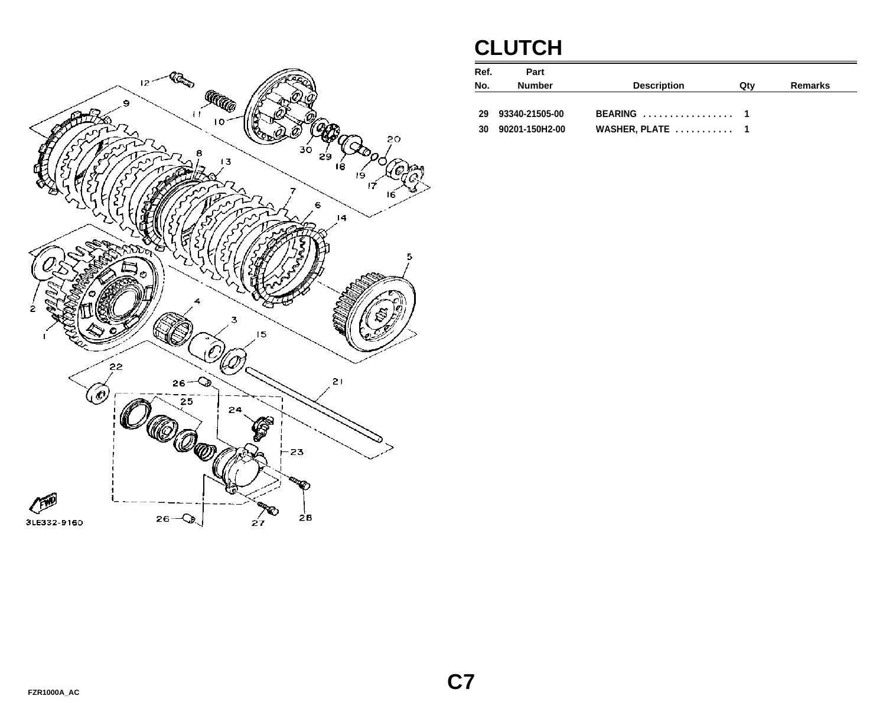# CLUTCH

| Ref. No. | Part Number | Description | Qty | Remarks |
|---|---|---|---|---|
| 29 | 93340-21505-00 | BEARING . . . . . . . . . . . . . . . . . | 1 | |
| 30 | 90201-150H2-00 | WASHER, PLATE . . . . . . . . . . . | 1 | |

C7

FZR1000A_AC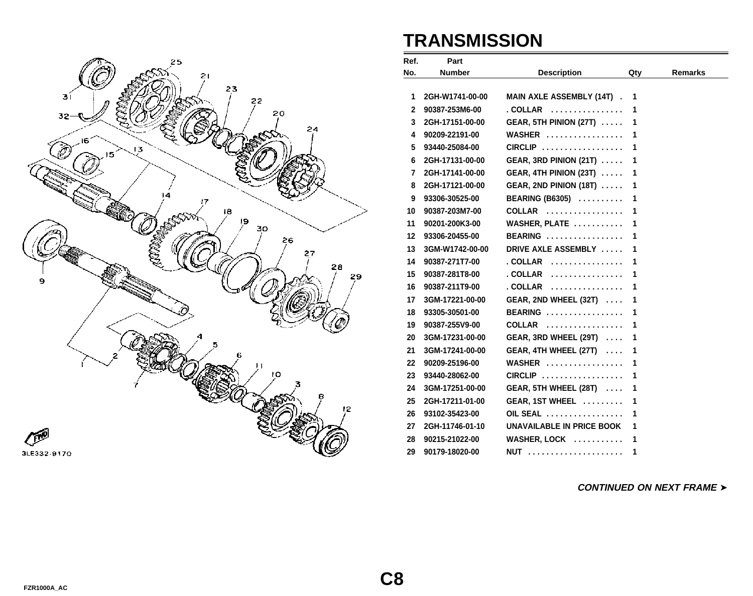# TRANSMISSION

| Ref. No. | Part Number | Description | Qty | Remarks |
|---|---|---|---|---|
| 1 | 2GH-W1741-00-00 | MAIN AXLE ASSEMBLY (14T) . | 1 | |
| 2 | 90387-253M6-00 | . COLLAR ................ | 1 | |
| 3 | 2GH-17151-00-00 | GEAR, 5TH PINION (27T) ..... | 1 | |
| 4 | 90209-22191-00 | WASHER ................. | 1 | |
| 5 | 93440-25084-00 | CIRCLIP .................. | 1 | |
| 6 | 2GH-17131-00-00 | GEAR, 3RD PINION (21T) ..... | 1 | |
| 7 | 2GH-17141-00-00 | GEAR, 4TH PINION (23T) ..... | 1 | |
| 8 | 2GH-17121-00-00 | GEAR, 2ND PINION (18T) ..... | 1 | |
| 9 | 93306-30525-00 | BEARING (B6305) .......... | 1 | |
| 10 | 90387-203M7-00 | COLLAR ................. | 1 | |
| 11 | 90201-200K3-00 | WASHER, PLATE ........... | 1 | |
| 12 | 93306-20455-00 | BEARING ................. | 1 | |
| 13 | 3GM-W1742-00-00 | DRIVE AXLE ASSEMBLY ..... | 1 | |
| 14 | 90387-271T7-00 | . COLLAR ................ | 1 | |
| 15 | 90387-281T8-00 | . COLLAR ................ | 1 | |
| 16 | 90387-211T9-00 | . COLLAR ................ | 1 | |
| 17 | 3GM-17221-00-00 | GEAR, 2ND WHEEL (32T) .... | 1 | |
| 18 | 93305-30501-00 | BEARING ................. | 1 | |
| 19 | 90387-255V9-00 | COLLAR ................. | 1 | |
| 20 | 3GM-17231-00-00 | GEAR, 3RD WHEEL (29T) .... | 1 | |
| 21 | 3GM-17241-00-00 | GEAR, 4TH WHEEL (27T) .... | 1 | |
| 22 | 90209-25196-00 | WASHER ................. | 1 | |
| 23 | 93440-28062-00 | CIRCLIP .................. | 1 | |
| 24 | 3GM-17251-00-00 | GEAR, 5TH WHEEL (28T) .... | 1 | |
| 25 | 2GH-17211-01-00 | GEAR, 1ST WHEEL ......... | 1 | |
| 26 | 93102-35423-00 | OIL SEAL ................. | 1 | |
| 27 | 2GH-11746-01-10 | UNAVAILABLE IN PRICE BOOK | 1 | |
| 28 | 90215-21022-00 | WASHER, LOCK ........... | 1 | |
| 29 | 90179-18020-00 | NUT ..................... | 1 | |

3LE332-9170

***CONTINUED ON NEXT FRAME ➤***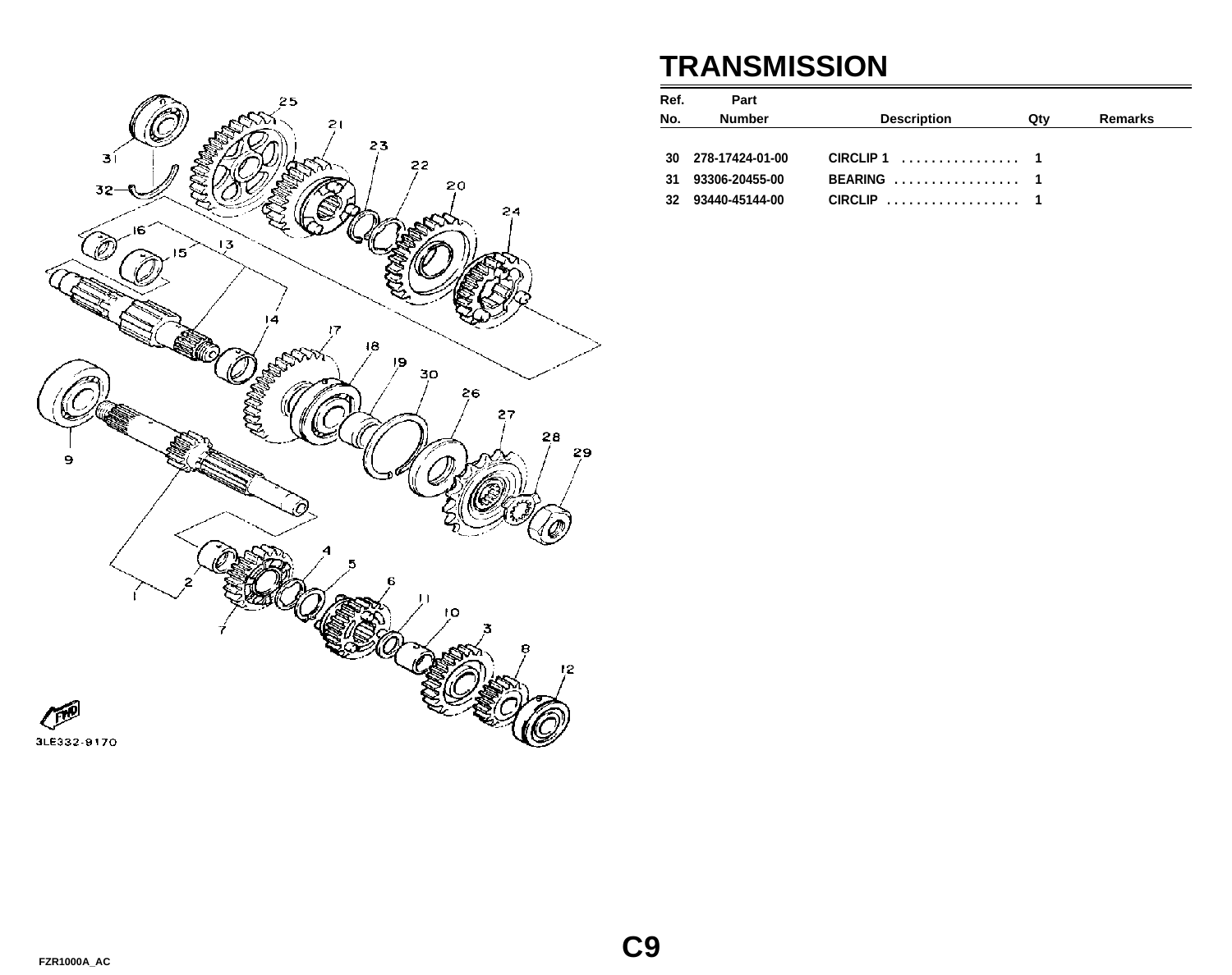# TRANSMISSION

| Ref. No. | Part Number | Description | Qty | Remarks |
|---|---|---|---|---|
| 30 | 278-17424-01-00 | CIRCLIP 1 ................ | 1 | |
| 31 | 93306-20455-00 | BEARING ................. | 1 | |
| 32 | 93440-45144-00 | CIRCLIP .................. | 1 | |

3LE332-9170

FZR1000A_AC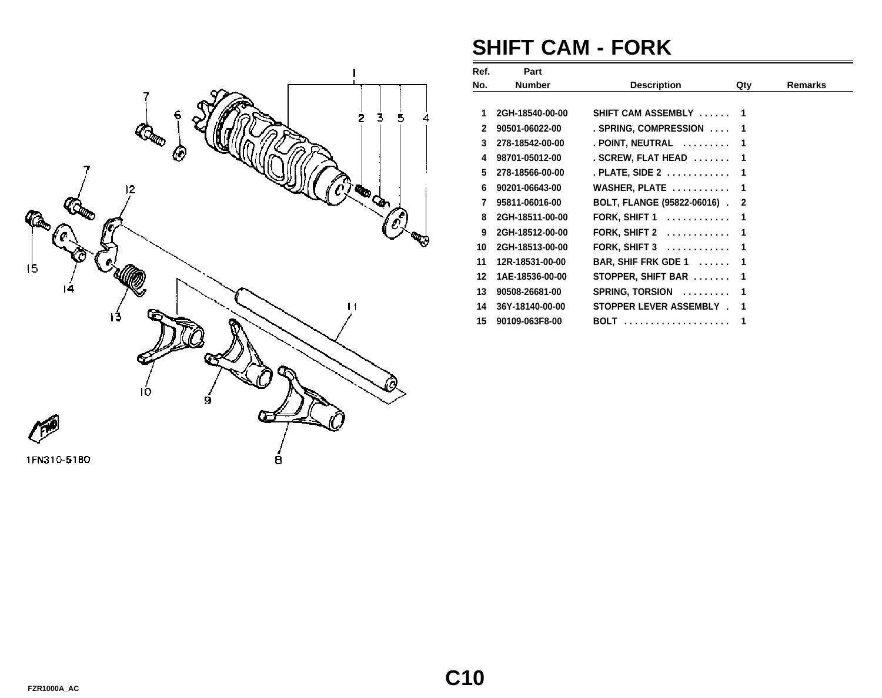# SHIFT CAM - FORK

| Ref. No. | Part Number | Description | Qty | Remarks |
|---|---|---|---|---|
| 1 | 2GH-18540-00-00 | SHIFT CAM ASSEMBLY . . . . . . | 1 | |
| 2 | 90501-06022-00 | . SPRING, COMPRESSION . . . . | 1 | |
| 3 | 278-18542-00-00 | . POINT, NEUTRAL . . . . . . . . . | 1 | |
| 4 | 98701-05012-00 | . SCREW, FLAT HEAD . . . . . . . | 1 | |
| 5 | 278-18566-00-00 | . PLATE, SIDE 2 . . . . . . . . . . . . | 1 | |
| 6 | 90201-06643-00 | WASHER, PLATE . . . . . . . . . . . | 1 | |
| 7 | 95811-06016-00 | BOLT, FLANGE (95822-06016) . | 2 | |
| 8 | 2GH-18511-00-00 | FORK, SHIFT 1 . . . . . . . . . . . . | 1 | |
| 9 | 2GH-18512-00-00 | FORK, SHIFT 2 . . . . . . . . . . . . | 1 | |
| 10 | 2GH-18513-00-00 | FORK, SHIFT 3 . . . . . . . . . . . . | 1 | |
| 11 | 12R-18531-00-00 | BAR, SHIF FRK GDE 1 . . . . . . | 1 | |
| 12 | 1AE-18536-00-00 | STOPPER, SHIFT BAR . . . . . . . | 1 | |
| 13 | 90508-26681-00 | SPRING, TORSION . . . . . . . . . | 1 | |
| 14 | 36Y-18140-00-00 | STOPPER LEVER ASSEMBLY . | 1 | |
| 15 | 90109-063F8-00 | BOLT . . . . . . . . . . . . . . . . . . . . | 1 | |

1FN310-5180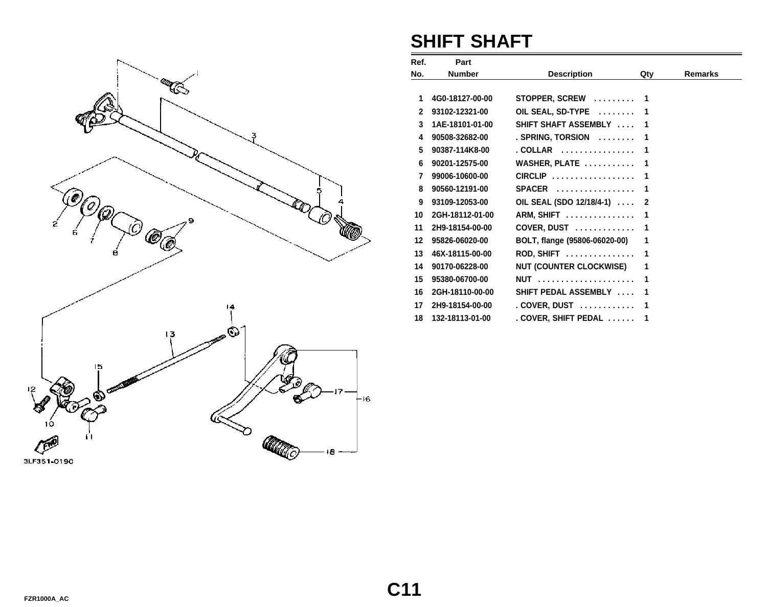# SHIFT SHAFT

| Ref. No. | Part Number | Description | Qty | Remarks |
|---|---|---|---|---|
| 1 | 4G0-18127-00-00 | STOPPER, SCREW . . . . . . . . . | 1 | |
| 2 | 93102-12321-00 | OIL SEAL, SD-TYPE . . . . . . . . | 1 | |
| 3 | 1AE-18101-01-00 | SHIFT SHAFT ASSEMBLY . . . . | 1 | |
| 4 | 90508-32682-00 | . SPRING, TORSION . . . . . . . . | 1 | |
| 5 | 90387-114K8-00 | . COLLAR . . . . . . . . . . . . . . . . | 1 | |
| 6 | 90201-12575-00 | WASHER, PLATE . . . . . . . . . . . | 1 | |
| 7 | 99006-10600-00 | CIRCLIP . . . . . . . . . . . . . . . . . . | 1 | |
| 8 | 90560-12191-00 | SPACER . . . . . . . . . . . . . . . . . | 1 | |
| 9 | 93109-12053-00 | OIL SEAL (SDO 12/18/4-1) . . . . | 2 | |
| 10 | 2GH-18112-01-00 | ARM, SHIFT . . . . . . . . . . . . . . . | 1 | |
| 11 | 2H9-18154-00-00 | COVER, DUST . . . . . . . . . . . . . | 1 | |
| 12 | 95826-06020-00 | BOLT, flange (95806-06020-00) | 1 | |
| 13 | 46X-18115-00-00 | ROD, SHIFT . . . . . . . . . . . . . . . | 1 | |
| 14 | 90170-06228-00 | NUT (COUNTER CLOCKWISE) | 1 | |
| 15 | 95380-06700-00 | NUT . . . . . . . . . . . . . . . . . . . . . | 1 | |
| 16 | 2GH-18110-00-00 | SHIFT PEDAL ASSEMBLY . . . . | 1 | |
| 17 | 2H9-18154-00-00 | . COVER, DUST . . . . . . . . . . . . | 1 | |
| 18 | 132-18113-01-00 | . COVER, SHIFT PEDAL . . . . . . | 1 | |

3LF351-0190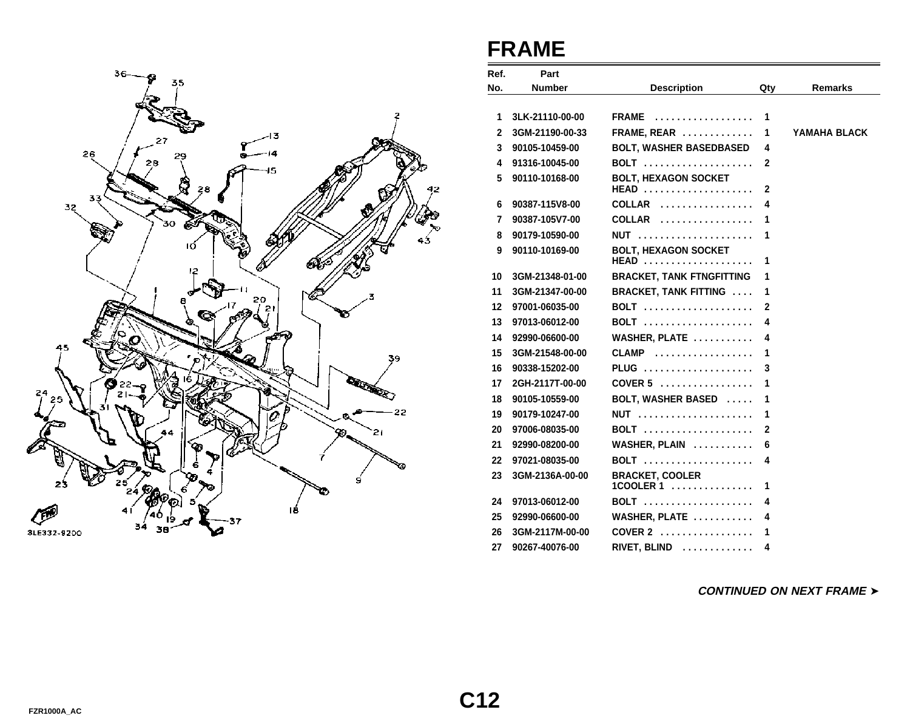# FRAME

| Ref. No. | Part Number | Description | Qty | Remarks |
|---|---|---|---|---|
| 1 | 3LK-21110-00-00 | FRAME .................. | 1 | |
| 2 | 3GM-21190-00-33 | FRAME, REAR ............. | 1 | YAMAHA BLACK |
| 3 | 90105-10459-00 | BOLT, WASHER BASEDBASED | 4 | |
| 4 | 91316-10045-00 | BOLT .................... | 2 | |
| 5 | 90110-10168-00 | BOLT, HEXAGON SOCKET HEAD .................... | 2 | |
| 6 | 90387-115V8-00 | COLLAR ................. | 4 | |
| 7 | 90387-105V7-00 | COLLAR ................. | 1 | |
| 8 | 90179-10590-00 | NUT ..................... | 1 | |
| 9 | 90110-10169-00 | BOLT, HEXAGON SOCKET HEAD .................... | 1 | |
| 10 | 3GM-21348-01-00 | BRACKET, TANK FTNGFITTING | 1 | |
| 11 | 3GM-21347-00-00 | BRACKET, TANK FITTING .... | 1 | |
| 12 | 97001-06035-00 | BOLT .................... | 2 | |
| 13 | 97013-06012-00 | BOLT .................... | 4 | |
| 14 | 92990-06600-00 | WASHER, PLATE ........... | 4 | |
| 15 | 3GM-21548-00-00 | CLAMP .................. | 1 | |
| 16 | 90338-15202-00 | PLUG .................... | 3 | |
| 17 | 2GH-2117T-00-00 | COVER 5 ................. | 1 | |
| 18 | 90105-10559-00 | BOLT, WASHER BASED ..... | 1 | |
| 19 | 90179-10247-00 | NUT ..................... | 1 | |
| 20 | 97006-08035-00 | BOLT .................... | 2 | |
| 21 | 92990-08200-00 | WASHER, PLAIN ........... | 6 | |
| 22 | 97021-08035-00 | BOLT .................... | 4 | |
| 23 | 3GM-2136A-00-00 | BRACKET, COOLER 1COOLER 1 ............... | 1 | |
| 24 | 97013-06012-00 | BOLT .................... | 4 | |
| 25 | 92990-06600-00 | WASHER, PLATE ........... | 4 | |
| 26 | 3GM-2117M-00-00 | COVER 2 ................. | 1 | |
| 27 | 90267-40076-00 | RIVET, BLIND ............ | 4 | |

***CONTINUED ON NEXT FRAME ➤***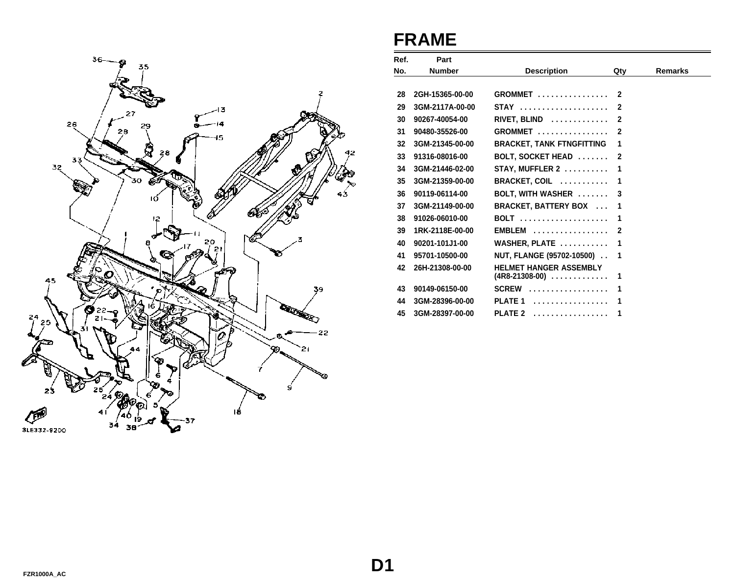# FRAME

| Ref. No. | Part Number | Description | Qty | Remarks |
|---|---|---|---|---|
| 28 | 2GH-15365-00-00 | GROMMET . . . . . . . . . . . . . . . . | 2 | |
| 29 | 3GM-2117A-00-00 | STAY . . . . . . . . . . . . . . . . . . . . | 2 | |
| 30 | 90267-40054-00 | RIVET, BLIND . . . . . . . . . . . . | 2 | |
| 31 | 90480-35526-00 | GROMMET . . . . . . . . . . . . . . . . | 2 | |
| 32 | 3GM-21345-00-00 | BRACKET, TANK FTNGFITTING | 1 | |
| 33 | 91316-08016-00 | BOLT, SOCKET HEAD . . . . . . . | 2 | |
| 34 | 3GM-21446-02-00 | STAY, MUFFLER 2 . . . . . . . . . . | 1 | |
| 35 | 3GM-21359-00-00 | BRACKET, COIL . . . . . . . . . . . | 1 | |
| 36 | 90119-06114-00 | BOLT, WITH WASHER . . . . . . . | 3 | |
| 37 | 3GM-21149-00-00 | BRACKET, BATTERY BOX . . . | 1 | |
| 38 | 91026-06010-00 | BOLT . . . . . . . . . . . . . . . . . . . . | 1 | |
| 39 | 1RK-2118E-00-00 | EMBLEM . . . . . . . . . . . . . . . . . | 2 | |
| 40 | 90201-101J1-00 | WASHER, PLATE . . . . . . . . . . . | 1 | |
| 41 | 95701-10500-00 | NUT, FLANGE (95702-10500) . . | 1 | |
| 42 | 26H-21308-00-00 | HELMET HANGER ASSEMBLY (4R8-21308-00) . . . . . . . . . . . . . | 1 | |
| 43 | 90149-06150-00 | SCREW . . . . . . . . . . . . . . . . . . | 1 | |
| 44 | 3GM-28396-00-00 | PLATE 1 . . . . . . . . . . . . . . . . . | 1 | |
| 45 | 3GM-28397-00-00 | PLATE 2 . . . . . . . . . . . . . . . . . | 1 | |

3LE332-9200

FZR1000A_AC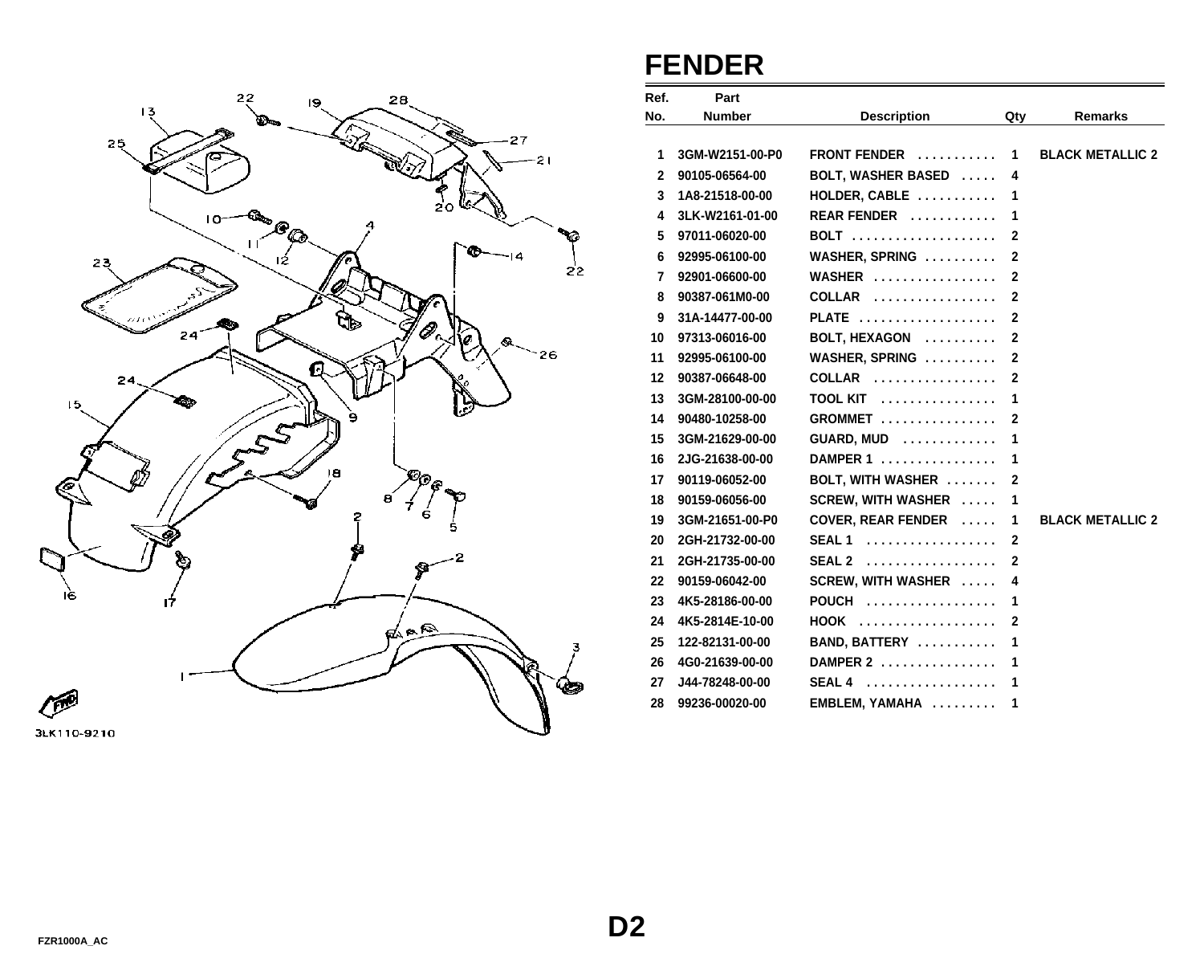# FENDER

| Ref. No. | Part Number | Description | Qty | Remarks |
|---|---|---|---|---|
| 1 | 3GM-W2151-00-P0 | FRONT FENDER | 1 | BLACK METALLIC 2 |
| 2 | 90105-06564-00 | BOLT, WASHER BASED | 4 | |
| 3 | 1A8-21518-00-00 | HOLDER, CABLE | 1 | |
| 4 | 3LK-W2161-01-00 | REAR FENDER | 1 | |
| 5 | 97011-06020-00 | BOLT | 2 | |
| 6 | 92995-06100-00 | WASHER, SPRING | 2 | |
| 7 | 92901-06600-00 | WASHER | 2 | |
| 8 | 90387-061M0-00 | COLLAR | 2 | |
| 9 | 31A-14477-00-00 | PLATE | 2 | |
| 10 | 97313-06016-00 | BOLT, HEXAGON | 2 | |
| 11 | 92995-06100-00 | WASHER, SPRING | 2 | |
| 12 | 90387-06648-00 | COLLAR | 2 | |
| 13 | 3GM-28100-00-00 | TOOL KIT | 1 | |
| 14 | 90480-10258-00 | GROMMET | 2 | |
| 15 | 3GM-21629-00-00 | GUARD, MUD | 1 | |
| 16 | 2JG-21638-00-00 | DAMPER 1 | 1 | |
| 17 | 90119-06052-00 | BOLT, WITH WASHER | 2 | |
| 18 | 90159-06056-00 | SCREW, WITH WASHER | 1 | |
| 19 | 3GM-21651-00-P0 | COVER, REAR FENDER | 1 | BLACK METALLIC 2 |
| 20 | 2GH-21732-00-00 | SEAL 1 | 2 | |
| 21 | 2GH-21735-00-00 | SEAL 2 | 2 | |
| 22 | 90159-06042-00 | SCREW, WITH WASHER | 4 | |
| 23 | 4K5-28186-00-00 | POUCH | 1 | |
| 24 | 4K5-2814E-10-00 | HOOK | 2 | |
| 25 | 122-82131-00-00 | BAND, BATTERY | 1 | |
| 26 | 4G0-21639-00-00 | DAMPER 2 | 1 | |
| 27 | J44-78248-00-00 | SEAL 4 | 1 | |
| 28 | 99236-00020-00 | EMBLEM, YAMAHA | 1 | |

3LK110-9210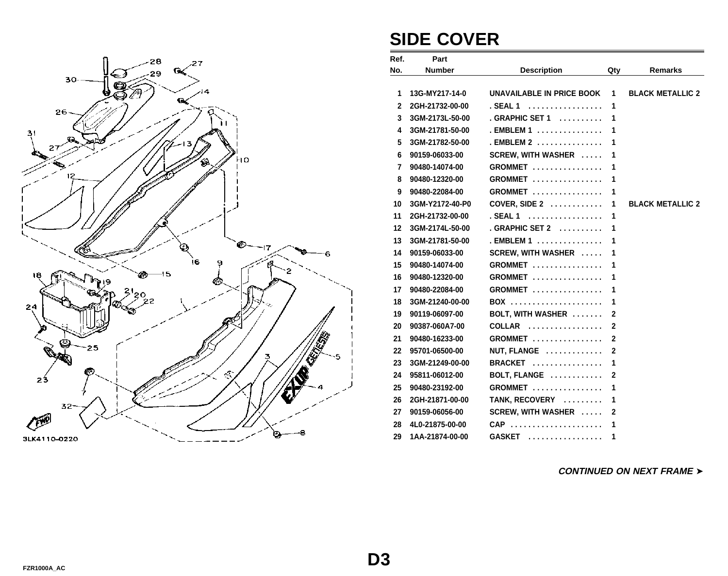# SIDE COVER

| Ref. No. | Part Number | Description | Qty | Remarks |
|---|---|---|---|---|
| 1 | 13G-MY217-14-0 | UNAVAILABLE IN PRICE BOOK | 1 | BLACK METALLIC 2 |
| 2 | 2GH-21732-00-00 | . SEAL 1 | 1 | |
| 3 | 3GM-2173L-50-00 | . GRAPHIC SET 1 | 1 | |
| 4 | 3GM-21781-50-00 | . EMBLEM 1 | 1 | |
| 5 | 3GM-21782-50-00 | . EMBLEM 2 | 1 | |
| 6 | 90159-06033-00 | SCREW, WITH WASHER | 1 | |
| 7 | 90480-14074-00 | GROMMET | 1 | |
| 8 | 90480-12320-00 | GROMMET | 1 | |
| 9 | 90480-22084-00 | GROMMET | 1 | |
| 10 | 3GM-Y2172-40-P0 | COVER, SIDE 2 | 1 | BLACK METALLIC 2 |
| 11 | 2GH-21732-00-00 | . SEAL 1 | 1 | |
| 12 | 3GM-2174L-50-00 | . GRAPHIC SET 2 | 1 | |
| 13 | 3GM-21781-50-00 | . EMBLEM 1 | 1 | |
| 14 | 90159-06033-00 | SCREW, WITH WASHER | 1 | |
| 15 | 90480-14074-00 | GROMMET | 1 | |
| 16 | 90480-12320-00 | GROMMET | 1 | |
| 17 | 90480-22084-00 | GROMMET | 1 | |
| 18 | 3GM-21240-00-00 | BOX | 1 | |
| 19 | 90119-06097-00 | BOLT, WITH WASHER | 2 | |
| 20 | 90387-060A7-00 | COLLAR | 2 | |
| 21 | 90480-16233-00 | GROMMET | 2 | |
| 22 | 95701-06500-00 | NUT, FLANGE | 2 | |
| 23 | 3GM-21249-00-00 | BRACKET | 1 | |
| 24 | 95811-06012-00 | BOLT, FLANGE | 2 | |
| 25 | 90480-23192-00 | GROMMET | 1 | |
| 26 | 2GH-21871-00-00 | TANK, RECOVERY | 1 | |
| 27 | 90159-06056-00 | SCREW, WITH WASHER | 2 | |
| 28 | 4L0-21875-00-00 | CAP | 1 | |
| 29 | 1AA-21874-00-00 | GASKET | 1 | |

*CONTINUED ON NEXT FRAME ➤*

3LK4110-0220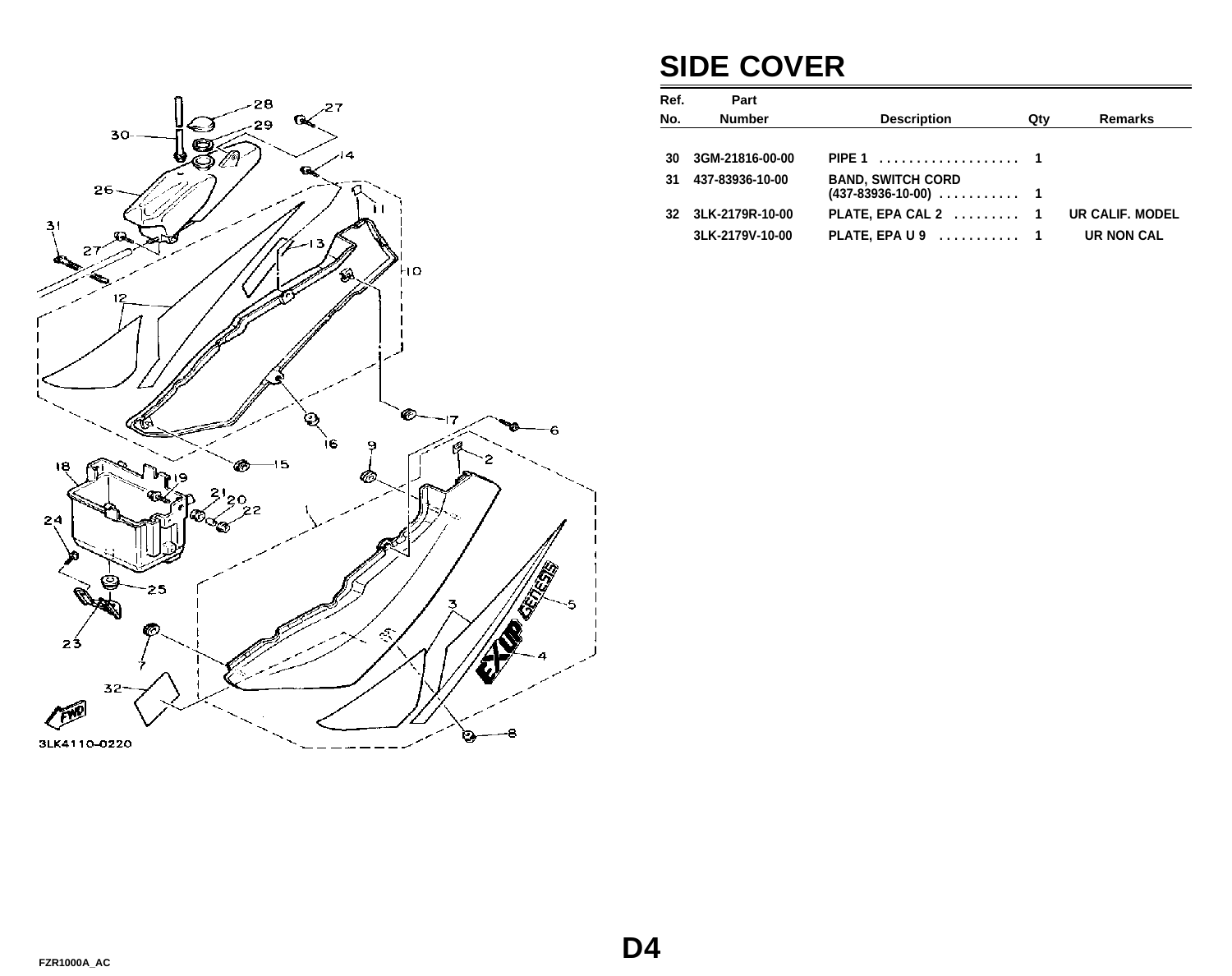# SIDE COVER

| Ref. No. | Part Number | Description | Qty | Remarks |
|---|---|---|---|---|
| 30 | 3GM-21816-00-00 | PIPE 1 ................... | 1 | |
| 31 | 437-83936-10-00 | BAND, SWITCH CORD (437-83936-10-00) .......... | 1 | |
| 32 | 3LK-2179R-10-00 | PLATE, EPA CAL 2 ......... | 1 | UR CALIF. MODEL |
| | 3LK-2179V-10-00 | PLATE, EPA U 9 ........... | 1 | UR NON CAL |

3LK4110-0220

D4

FZR1000A_AC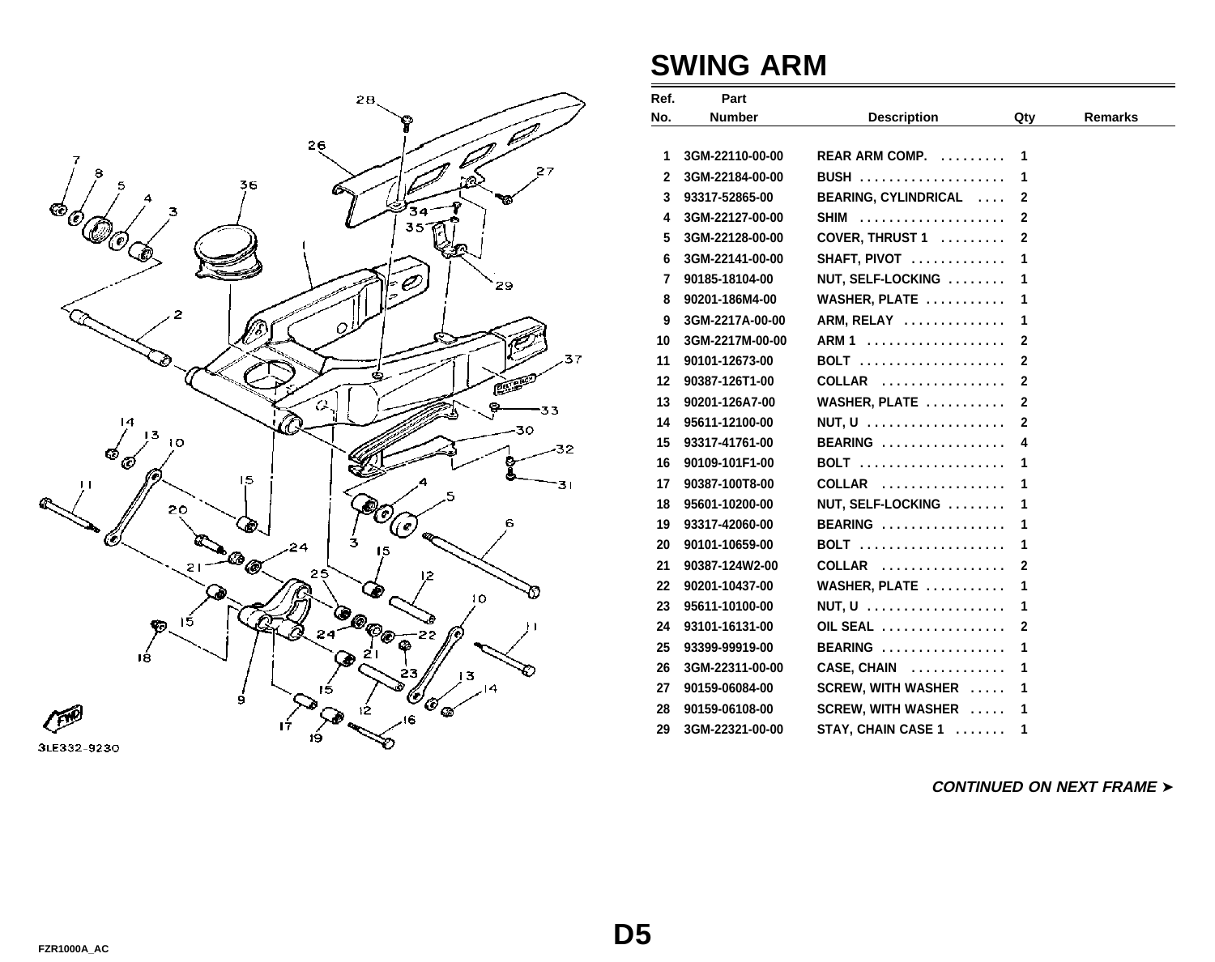# SWING ARM

| Ref. No. | Part Number | Description | Qty | Remarks |
|---|---|---|---|---|
| 1 | 3GM-22110-00-00 | REAR ARM COMP. | 1 | |
| 2 | 3GM-22184-00-00 | BUSH | 1 | |
| 3 | 93317-52865-00 | BEARING, CYLINDRICAL | 2 | |
| 4 | 3GM-22127-00-00 | SHIM | 2 | |
| 5 | 3GM-22128-00-00 | COVER, THRUST 1 | 2 | |
| 6 | 3GM-22141-00-00 | SHAFT, PIVOT | 1 | |
| 7 | 90185-18104-00 | NUT, SELF-LOCKING | 1 | |
| 8 | 90201-186M4-00 | WASHER, PLATE | 1 | |
| 9 | 3GM-2217A-00-00 | ARM, RELAY | 1 | |
| 10 | 3GM-2217M-00-00 | ARM 1 | 2 | |
| 11 | 90101-12673-00 | BOLT | 2 | |
| 12 | 90387-126T1-00 | COLLAR | 2 | |
| 13 | 90201-126A7-00 | WASHER, PLATE | 2 | |
| 14 | 95611-12100-00 | NUT, U | 2 | |
| 15 | 93317-41761-00 | BEARING | 4 | |
| 16 | 90109-101F1-00 | BOLT | 1 | |
| 17 | 90387-100T8-00 | COLLAR | 1 | |
| 18 | 95601-10200-00 | NUT, SELF-LOCKING | 1 | |
| 19 | 93317-42060-00 | BEARING | 1 | |
| 20 | 90101-10659-00 | BOLT | 1 | |
| 21 | 90387-124W2-00 | COLLAR | 2 | |
| 22 | 90201-10437-00 | WASHER, PLATE | 1 | |
| 23 | 95611-10100-00 | NUT, U | 1 | |
| 24 | 93101-16131-00 | OIL SEAL | 2 | |
| 25 | 93399-99919-00 | BEARING | 1 | |
| 26 | 3GM-22311-00-00 | CASE, CHAIN | 1 | |
| 27 | 90159-06084-00 | SCREW, WITH WASHER | 1 | |
| 28 | 90159-06108-00 | SCREW, WITH WASHER | 1 | |
| 29 | 3GM-22321-00-00 | STAY, CHAIN CASE 1 | 1 | |

3LE332-9230

*CONTINUED ON NEXT FRAME ➤*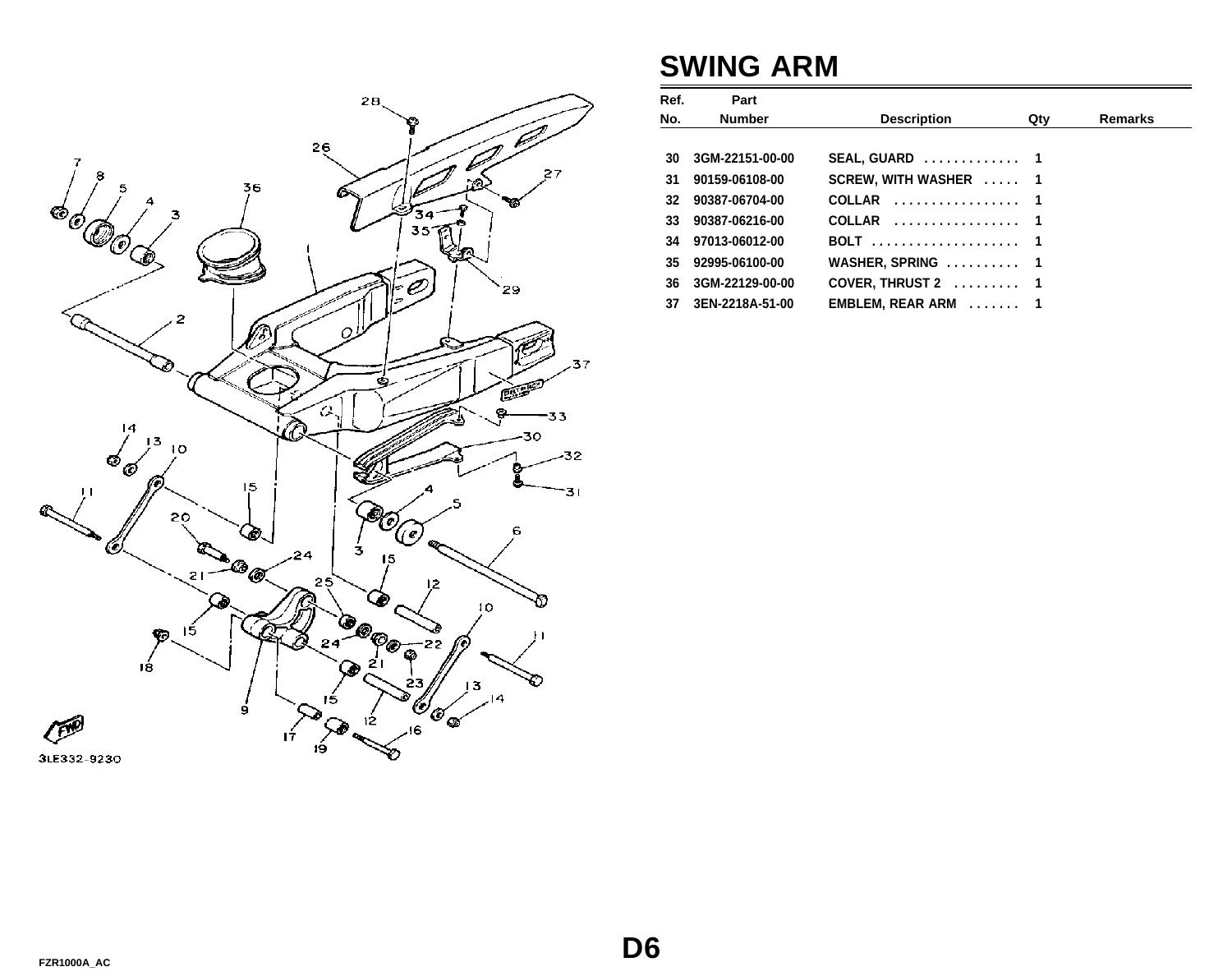# SWING ARM

| Ref. No. | Part Number | Description | Qty | Remarks |
|---|---|---|---|---|
| 30 | 3GM-22151-00-00 | SEAL, GUARD | 1 | |
| 31 | 90159-06108-00 | SCREW, WITH WASHER | 1 | |
| 32 | 90387-06704-00 | COLLAR | 1 | |
| 33 | 90387-06216-00 | COLLAR | 1 | |
| 34 | 97013-06012-00 | BOLT | 1 | |
| 35 | 92995-06100-00 | WASHER, SPRING | 1 | |
| 36 | 3GM-22129-00-00 | COVER, THRUST 2 | 1 | |
| 37 | 3EN-2218A-51-00 | EMBLEM, REAR ARM | 1 | |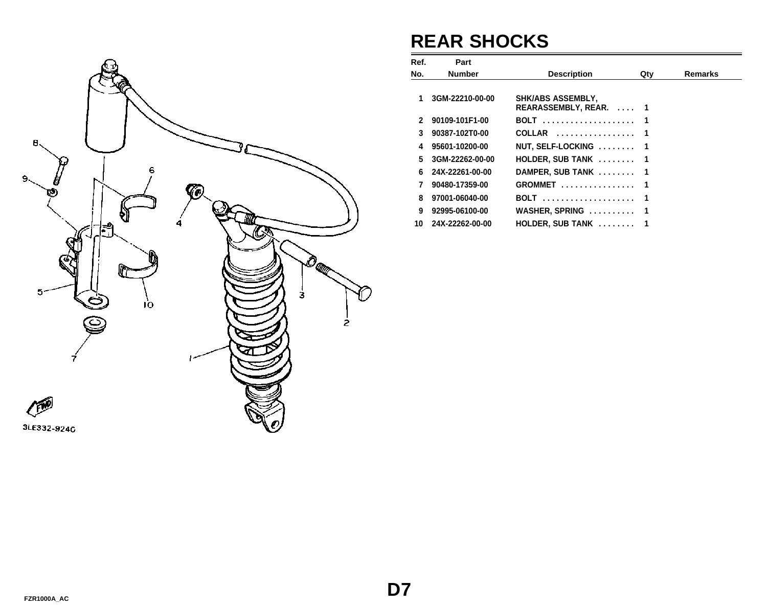# REAR SHOCKS

| Ref. No. | Part Number | Description | Qty | Remarks |
|---|---|---|---|---|
| 1 | 3GM-22210-00-00 | SHK/ABS ASSEMBLY, REARASSEMBLY, REAR. .... | 1 | |
| 2 | 90109-101F1-00 | BOLT .................... | 1 | |
| 3 | 90387-102T0-00 | COLLAR ................. | 1 | |
| 4 | 95601-10200-00 | NUT, SELF-LOCKING ........ | 1 | |
| 5 | 3GM-22262-00-00 | HOLDER, SUB TANK ........ | 1 | |
| 6 | 24X-22261-00-00 | DAMPER, SUB TANK ........ | 1 | |
| 7 | 90480-17359-00 | GROMMET ................ | 1 | |
| 8 | 97001-06040-00 | BOLT .................... | 1 | |
| 9 | 92995-06100-00 | WASHER, SPRING .......... | 1 | |
| 10 | 24X-22262-00-00 | HOLDER, SUB TANK ........ | 1 | |

3LE332-9240

D7

FZR1000A_AC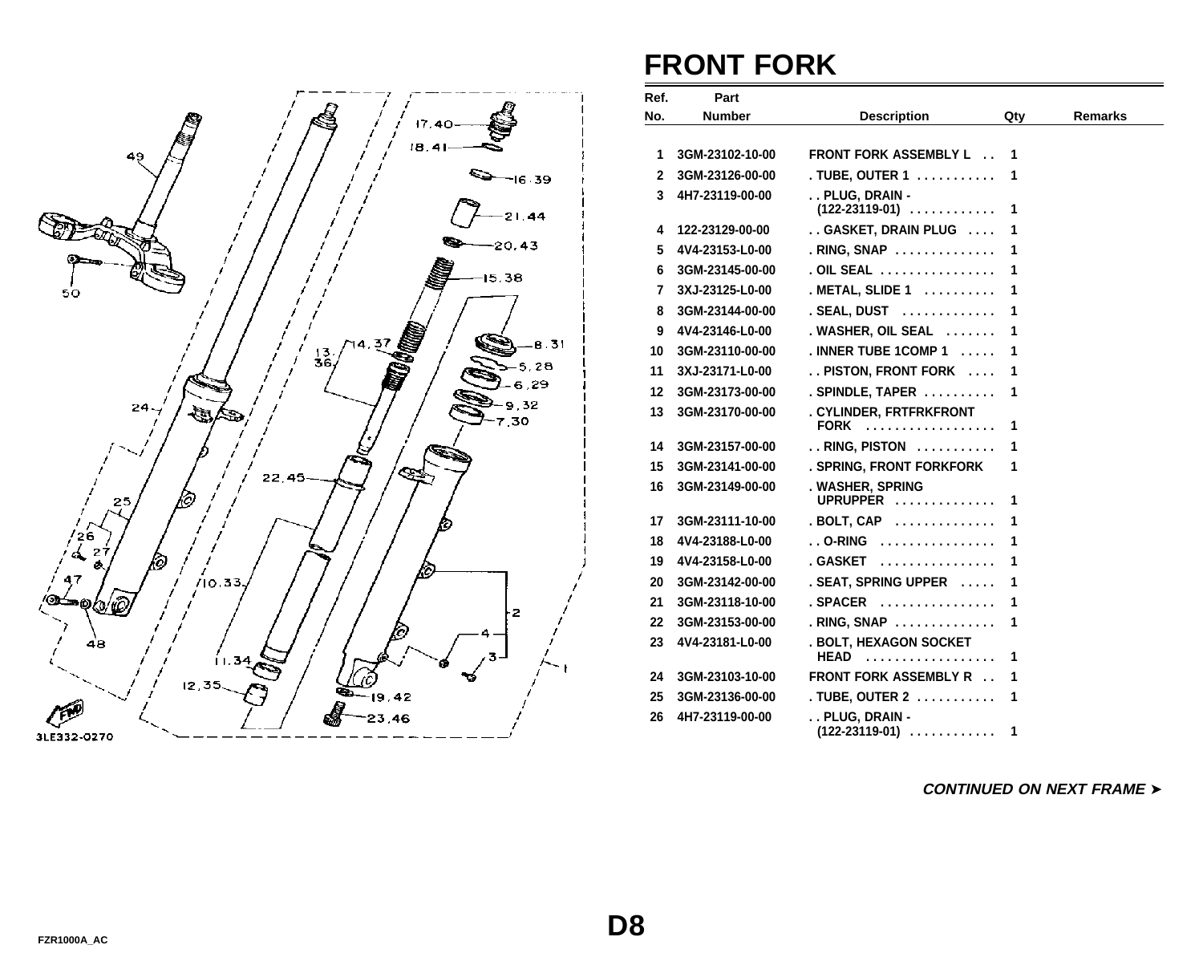# FRONT FORK

| Ref. No. | Part Number | Description | Qty | Remarks |
|---|---|---|---|---|
| 1 | 3GM-23102-10-00 | FRONT FORK ASSEMBLY L . . | 1 | |
| 2 | 3GM-23126-00-00 | . TUBE, OUTER 1 . . . . . . . . . . . | 1 | |
| 3 | 4H7-23119-00-00 | . . PLUG, DRAIN - (122-23119-01) . . . . . . . . . . . . | 1 | |
| 4 | 122-23129-00-00 | . . GASKET, DRAIN PLUG . . . . | 1 | |
| 5 | 4V4-23153-L0-00 | . RING, SNAP . . . . . . . . . . . . . | 1 | |
| 6 | 3GM-23145-00-00 | . OIL SEAL . . . . . . . . . . . . . . . . | 1 | |
| 7 | 3XJ-23125-L0-00 | . METAL, SLIDE 1 . . . . . . . . . . | 1 | |
| 8 | 3GM-23144-00-00 | . SEAL, DUST . . . . . . . . . . . . . | 1 | |
| 9 | 4V4-23146-L0-00 | . WASHER, OIL SEAL . . . . . . . | 1 | |
| 10 | 3GM-23110-00-00 | . INNER TUBE 1COMP 1 . . . . . | 1 | |
| 11 | 3XJ-23171-L0-00 | . . PISTON, FRONT FORK . . . . | 1 | |
| 12 | 3GM-23173-00-00 | . SPINDLE, TAPER . . . . . . . . . . | 1 | |
| 13 | 3GM-23170-00-00 | . CYLINDER, FRTFRKFRONT FORK . . . . . . . . . . . . . . . . . . | 1 | |
| 14 | 3GM-23157-00-00 | . . RING, PISTON . . . . . . . . . . . | 1 | |
| 15 | 3GM-23141-00-00 | . SPRING, FRONT FORKFORK | 1 | |
| 16 | 3GM-23149-00-00 | . WASHER, SPRING UPRUPPER . . . . . . . . . . . . . . | 1 | |
| 17 | 3GM-23111-10-00 | . BOLT, CAP . . . . . . . . . . . . . | 1 | |
| 18 | 4V4-23188-L0-00 | . . O-RING . . . . . . . . . . . . . . . . | 1 | |
| 19 | 4V4-23158-L0-00 | . GASKET . . . . . . . . . . . . . . . . | 1 | |
| 20 | 3GM-23142-00-00 | . SEAT, SPRING UPPER . . . . . | 1 | |
| 21 | 3GM-23118-10-00 | . SPACER . . . . . . . . . . . . . . . . | 1 | |
| 22 | 3GM-23153-00-00 | . RING, SNAP . . . . . . . . . . . . . | 1 | |
| 23 | 4V4-23181-L0-00 | . BOLT, HEXAGON SOCKET HEAD . . . . . . . . . . . . . . . . . . | 1 | |
| 24 | 3GM-23103-10-00 | FRONT FORK ASSEMBLY R . . | 1 | |
| 25 | 3GM-23136-00-00 | . TUBE, OUTER 2 . . . . . . . . . . . | 1 | |
| 26 | 4H7-23119-00-00 | . . PLUG, DRAIN - (122-23119-01) . . . . . . . . . . . . | 1 | |

***CONTINUED ON NEXT FRAME ➤***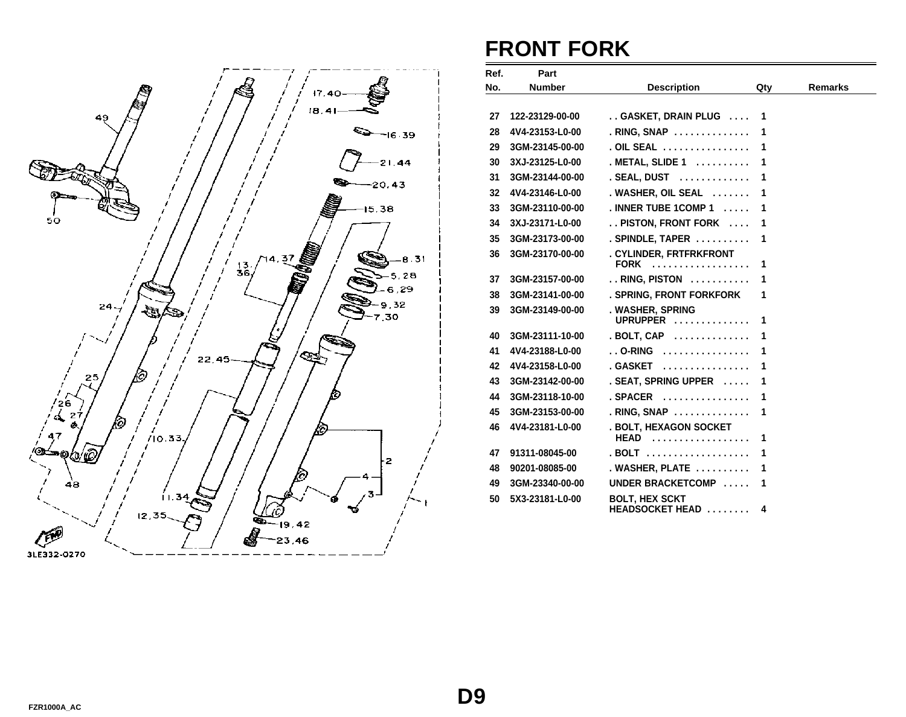# FRONT FORK

| Ref. No. | Part Number | Description | Qty | Remarks |
|---|---|---|---|---|
| 27 | 122-23129-00-00 | . . GASKET, DRAIN PLUG . . . . | 1 | |
| 28 | 4V4-23153-L0-00 | . RING, SNAP . . . . . . . . . . . . . | 1 | |
| 29 | 3GM-23145-00-00 | . OIL SEAL . . . . . . . . . . . . . . . | 1 | |
| 30 | 3XJ-23125-L0-00 | . METAL, SLIDE 1 . . . . . . . . . | 1 | |
| 31 | 3GM-23144-00-00 | . SEAL, DUST . . . . . . . . . . . . | 1 | |
| 32 | 4V4-23146-L0-00 | . WASHER, OIL SEAL . . . . . . . | 1 | |
| 33 | 3GM-23110-00-00 | . INNER TUBE 1COMP 1 . . . . . | 1 | |
| 34 | 3XJ-23171-L0-00 | . . PISTON, FRONT FORK . . . . | 1 | |
| 35 | 3GM-23173-00-00 | . SPINDLE, TAPER . . . . . . . . . | 1 | |
| 36 | 3GM-23170-00-00 | . CYLINDER, FRTFRKFRONT FORK . . . . . . . . . . . . . . . . . | 1 | |
| 37 | 3GM-23157-00-00 | . . RING, PISTON . . . . . . . . . . | 1 | |
| 38 | 3GM-23141-00-00 | . SPRING, FRONT FORKFORK | 1 | |
| 39 | 3GM-23149-00-00 | . WASHER, SPRING UPRUPPER . . . . . . . . . . . . . | 1 | |
| 40 | 3GM-23111-10-00 | . BOLT, CAP . . . . . . . . . . . . . | 1 | |
| 41 | 4V4-23188-L0-00 | . . O-RING . . . . . . . . . . . . . . . | 1 | |
| 42 | 4V4-23158-L0-00 | . GASKET . . . . . . . . . . . . . . . | 1 | |
| 43 | 3GM-23142-00-00 | . SEAT, SPRING UPPER . . . . . | 1 | |
| 44 | 3GM-23118-10-00 | . SPACER . . . . . . . . . . . . . . . | 1 | |
| 45 | 3GM-23153-00-00 | . RING, SNAP . . . . . . . . . . . . . | 1 | |
| 46 | 4V4-23181-L0-00 | . BOLT, HEXAGON SOCKET HEAD . . . . . . . . . . . . . . . . . | 1 | |
| 47 | 91311-08045-00 | . BOLT . . . . . . . . . . . . . . . . . . | 1 | |
| 48 | 90201-08085-00 | . WASHER, PLATE . . . . . . . . . | 1 | |
| 49 | 3GM-23340-00-00 | UNDER BRACKETCOMP . . . . . | 1 | |
| 50 | 5X3-23181-L0-00 | BOLT, HEX SCKT HEADSOCKET HEAD . . . . . . . . | 4 | |

3LE332-0270

D9

FZR1000A_AC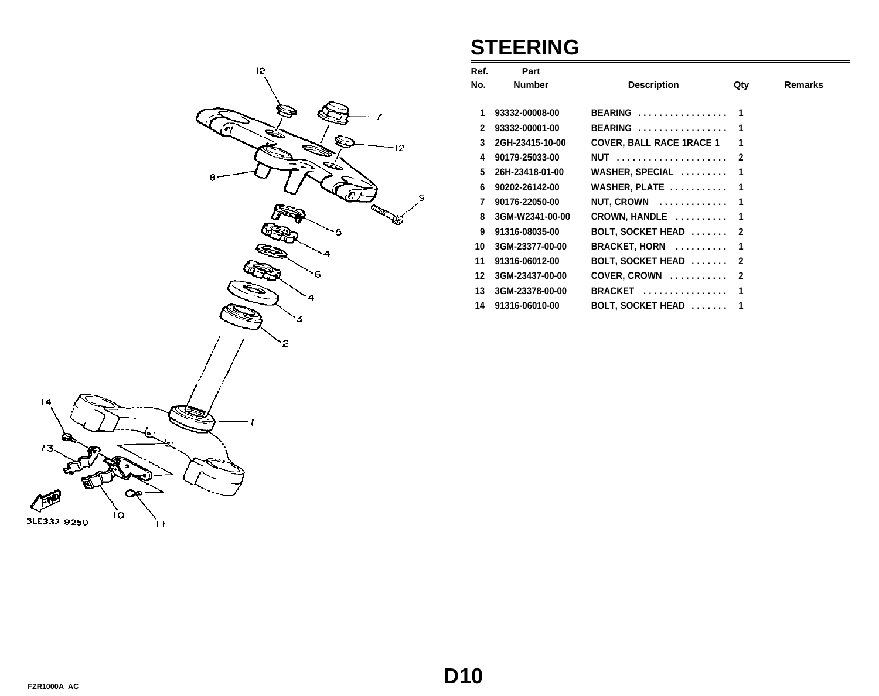# STEERING

| Ref. No. | Part Number | Description | Qty | Remarks |
|---|---|---|---|---|
| 1 | 93332-00008-00 | BEARING . . . . . . . . . . . . . . . . . | 1 | |
| 2 | 93332-00001-00 | BEARING . . . . . . . . . . . . . . . . . | 1 | |
| 3 | 2GH-23415-10-00 | COVER, BALL RACE 1RACE 1 | 1 | |
| 4 | 90179-25033-00 | NUT . . . . . . . . . . . . . . . . . . . . . | 2 | |
| 5 | 26H-23418-01-00 | WASHER, SPECIAL . . . . . . . . . | 1 | |
| 6 | 90202-26142-00 | WASHER, PLATE . . . . . . . . . . . | 1 | |
| 7 | 90176-22050-00 | NUT, CROWN . . . . . . . . . . . . . | 1 | |
| 8 | 3GM-W2341-00-00 | CROWN, HANDLE . . . . . . . . . . | 1 | |
| 9 | 91316-08035-00 | BOLT, SOCKET HEAD . . . . . . . | 2 | |
| 10 | 3GM-23377-00-00 | BRACKET, HORN . . . . . . . . . . | 1 | |
| 11 | 91316-06012-00 | BOLT, SOCKET HEAD . . . . . . . | 2 | |
| 12 | 3GM-23437-00-00 | COVER, CROWN . . . . . . . . . . . | 2 | |
| 13 | 3GM-23378-00-00 | BRACKET . . . . . . . . . . . . . . . . | 1 | |
| 14 | 91316-06010-00 | BOLT, SOCKET HEAD . . . . . . . | 1 | |

3LE332-9250

D10

FZR1000A_AC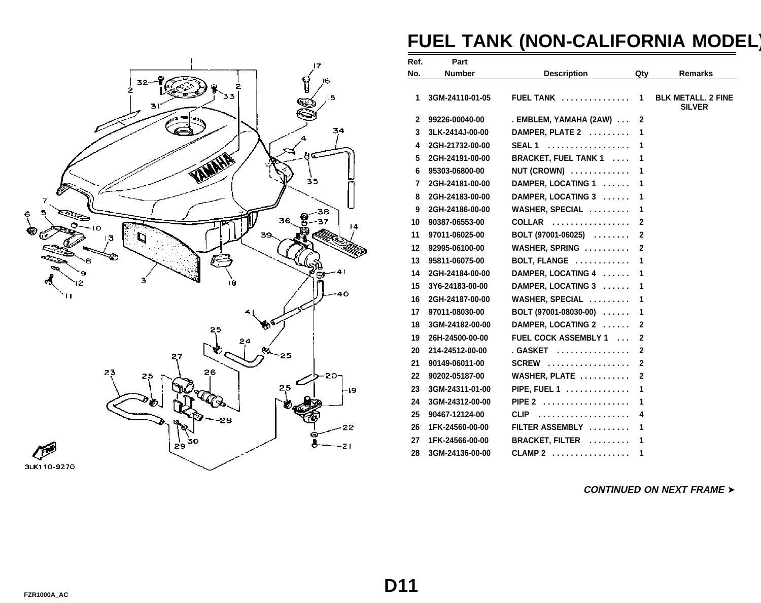# FUEL TANK (NON-CALIFORNIA MODEL)

| Ref. No. | Part Number | Description | Qty | Remarks |
|---|---|---|---|---|
| 1 | 3GM-24110-01-05 | FUEL TANK ............... | 1 | BLK METALL. 2 FINE SILVER |
| 2 | 99226-00040-00 | . EMBLEM, YAMAHA (2AW) ... | 2 | |
| 3 | 3LK-2414J-00-00 | DAMPER, PLATE 2 ......... | 1 | |
| 4 | 2GH-21732-00-00 | SEAL 1 .................. | 1 | |
| 5 | 2GH-24191-00-00 | BRACKET, FUEL TANK 1 .... | 1 | |
| 6 | 95303-06800-00 | NUT (CROWN) ............. | 1 | |
| 7 | 2GH-24181-00-00 | DAMPER, LOCATING 1 ...... | 1 | |
| 8 | 2GH-24183-00-00 | DAMPER, LOCATING 3 ...... | 1 | |
| 9 | 2GH-24186-00-00 | WASHER, SPECIAL ......... | 1 | |
| 10 | 90387-06553-00 | COLLAR ................. | 2 | |
| 11 | 97011-06025-00 | BOLT (97001-06025) ........ | 2 | |
| 12 | 92995-06100-00 | WASHER, SPRING .......... | 2 | |
| 13 | 95811-06075-00 | BOLT, FLANGE ............ | 1 | |
| 14 | 2GH-24184-00-00 | DAMPER, LOCATING 4 ...... | 1 | |
| 15 | 3Y6-24183-00-00 | DAMPER, LOCATING 3 ...... | 1 | |
| 16 | 2GH-24187-00-00 | WASHER, SPECIAL ......... | 1 | |
| 17 | 97011-08030-00 | BOLT (97001-08030-00) ...... | 1 | |
| 18 | 3GM-24182-00-00 | DAMPER, LOCATING 2 ...... | 2 | |
| 19 | 26H-24500-00-00 | FUEL COCK ASSEMBLY 1 ... | 2 | |
| 20 | 214-24512-00-00 | . GASKET ................ | 2 | |
| 21 | 90149-06011-00 | SCREW .................. | 2 | |
| 22 | 90202-05187-00 | WASHER, PLATE ........... | 2 | |
| 23 | 3GM-24311-01-00 | PIPE, FUEL 1 .............. | 1 | |
| 24 | 3GM-24312-00-00 | PIPE 2 .................. | 1 | |
| 25 | 90467-12124-00 | CLIP .................... | 4 | |
| 26 | 1FK-24560-00-00 | FILTER ASSEMBLY ......... | 1 | |
| 27 | 1FK-24566-00-00 | BRACKET, FILTER ......... | 1 | |
| 28 | 3GM-24136-00-00 | CLAMP 2 ................. | 1 | |

3LK110-9270

*CONTINUED ON NEXT FRAME ➤*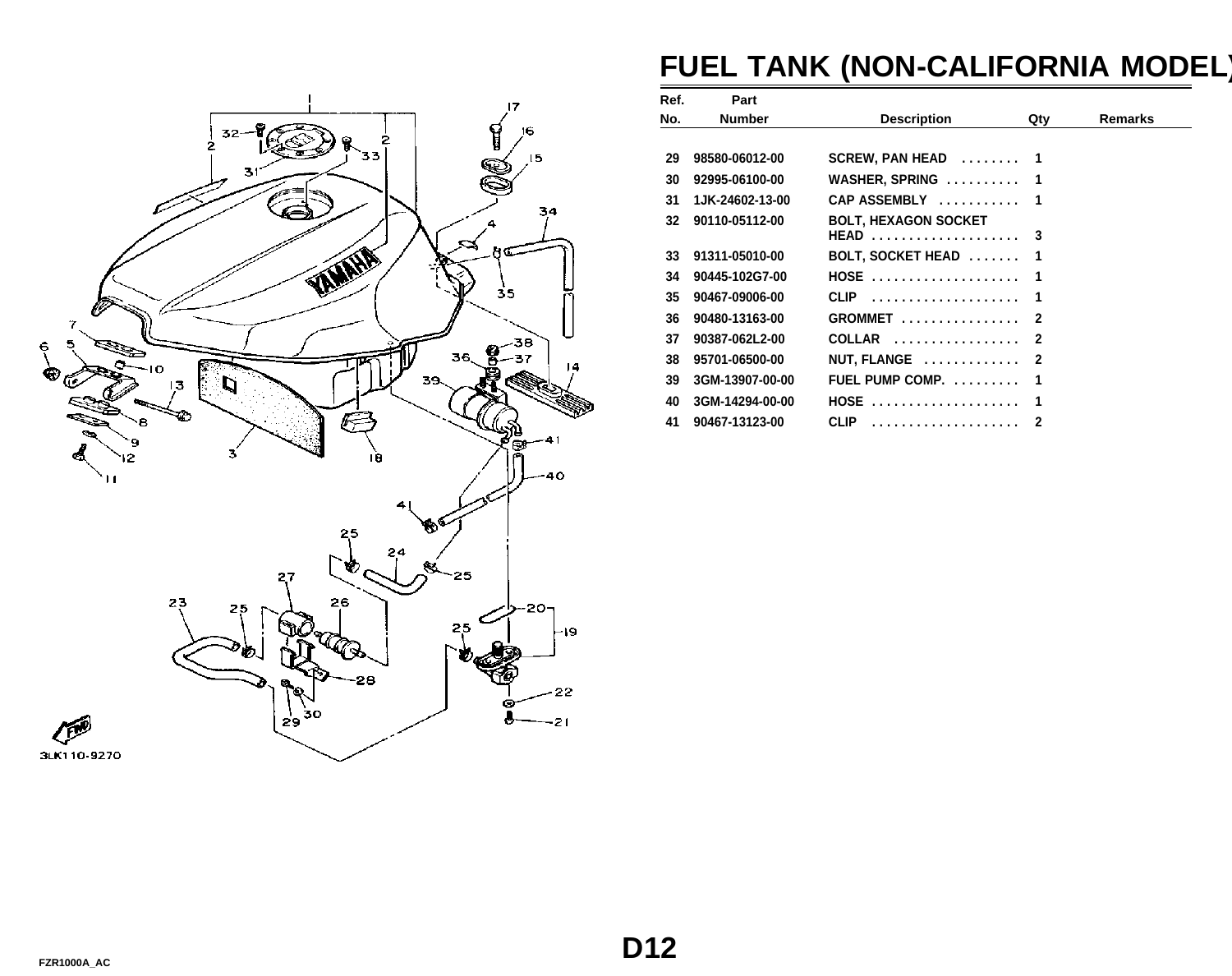# FUEL TANK (NON-CALIFORNIA MODEL)

| Ref. No. | Part Number | Description | Qty | Remarks |
|---|---|---|---|---|
| 29 | 98580-06012-00 | SCREW, PAN HEAD . . . . . . . . | 1 | |
| 30 | 92995-06100-00 | WASHER, SPRING . . . . . . . . . . | 1 | |
| 31 | 1JK-24602-13-00 | CAP ASSEMBLY . . . . . . . . . . . | 1 | |
| 32 | 90110-05112-00 | BOLT, HEXAGON SOCKET HEAD . . . . . . . . . . . . . . . . . . . . | 3 | |
| 33 | 91311-05010-00 | BOLT, SOCKET HEAD . . . . . . . | 1 | |
| 34 | 90445-102G7-00 | HOSE . . . . . . . . . . . . . . . . . . . . | 1 | |
| 35 | 90467-09006-00 | CLIP . . . . . . . . . . . . . . . . . . . . | 1 | |
| 36 | 90480-13163-00 | GROMMET . . . . . . . . . . . . . . . . | 2 | |
| 37 | 90387-062L2-00 | COLLAR . . . . . . . . . . . . . . . . . | 2 | |
| 38 | 95701-06500-00 | NUT, FLANGE . . . . . . . . . . . . . | 2 | |
| 39 | 3GM-13907-00-00 | FUEL PUMP COMP. . . . . . . . . . | 1 | |
| 40 | 3GM-14294-00-00 | HOSE . . . . . . . . . . . . . . . . . . . . | 1 | |
| 41 | 90467-13123-00 | CLIP . . . . . . . . . . . . . . . . . . . . | 2 | |

3LK110-9270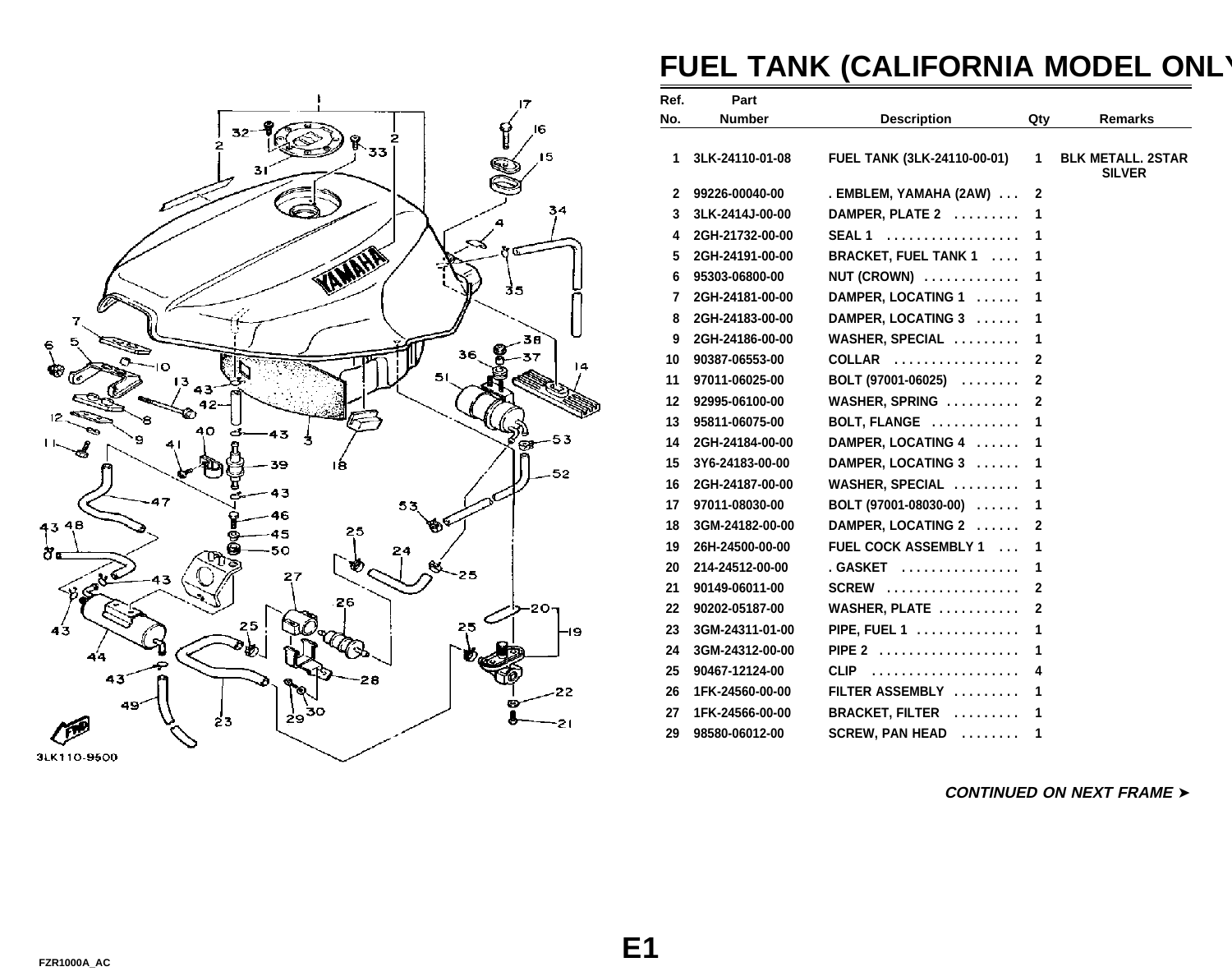# FUEL TANK (CALIFORNIA MODEL ONLY)

| Ref. No. | Part Number | Description | Qty | Remarks |
|---|---|---|---|---|
| 1 | 3LK-24110-01-08 | FUEL TANK (3LK-24110-00-01) | 1 | BLK METALL. 2STAR SILVER |
| 2 | 99226-00040-00 | . EMBLEM, YAMAHA (2AW) . . . | 2 | |
| 3 | 3LK-2414J-00-00 | DAMPER, PLATE 2 . . . . . . . . . | 1 | |
| 4 | 2GH-21732-00-00 | SEAL 1 . . . . . . . . . . . . . . . . . | 1 | |
| 5 | 2GH-24191-00-00 | BRACKET, FUEL TANK 1 . . . . | 1 | |
| 6 | 95303-06800-00 | NUT (CROWN) . . . . . . . . . . . . | 1 | |
| 7 | 2GH-24181-00-00 | DAMPER, LOCATING 1 . . . . . . | 1 | |
| 8 | 2GH-24183-00-00 | DAMPER, LOCATING 3 . . . . . . | 1 | |
| 9 | 2GH-24186-00-00 | WASHER, SPECIAL . . . . . . . . . | 1 | |
| 10 | 90387-06553-00 | COLLAR . . . . . . . . . . . . . . . . | 2 | |
| 11 | 97011-06025-00 | BOLT (97001-06025) . . . . . . . . | 2 | |
| 12 | 92995-06100-00 | WASHER, SPRING . . . . . . . . . . | 2 | |
| 13 | 95811-06075-00 | BOLT, FLANGE . . . . . . . . . . . . | 1 | |
| 14 | 2GH-24184-00-00 | DAMPER, LOCATING 4 . . . . . . | 1 | |
| 15 | 3Y6-24183-00-00 | DAMPER, LOCATING 3 . . . . . . | 1 | |
| 16 | 2GH-24187-00-00 | WASHER, SPECIAL . . . . . . . . . | 1 | |
| 17 | 97011-08030-00 | BOLT (97001-08030-00) . . . . . . | 1 | |
| 18 | 3GM-24182-00-00 | DAMPER, LOCATING 2 . . . . . . | 2 | |
| 19 | 26H-24500-00-00 | FUEL COCK ASSEMBLY 1 . . . | 1 | |
| 20 | 214-24512-00-00 | . GASKET . . . . . . . . . . . . . . . | 1 | |
| 21 | 90149-06011-00 | SCREW . . . . . . . . . . . . . . . . . | 2 | |
| 22 | 90202-05187-00 | WASHER, PLATE . . . . . . . . . . . | 2 | |
| 23 | 3GM-24311-01-00 | PIPE, FUEL 1 . . . . . . . . . . . . . | 1 | |
| 24 | 3GM-24312-00-00 | PIPE 2 . . . . . . . . . . . . . . . . . . | 1 | |
| 25 | 90467-12124-00 | CLIP . . . . . . . . . . . . . . . . . . . | 4 | |
| 26 | 1FK-24560-00-00 | FILTER ASSEMBLY . . . . . . . . . | 1 | |
| 27 | 1FK-24566-00-00 | BRACKET, FILTER . . . . . . . . . | 1 | |
| 29 | 98580-06012-00 | SCREW, PAN HEAD . . . . . . . . | 1 | |

*CONTINUED ON NEXT FRAME ➤*

E1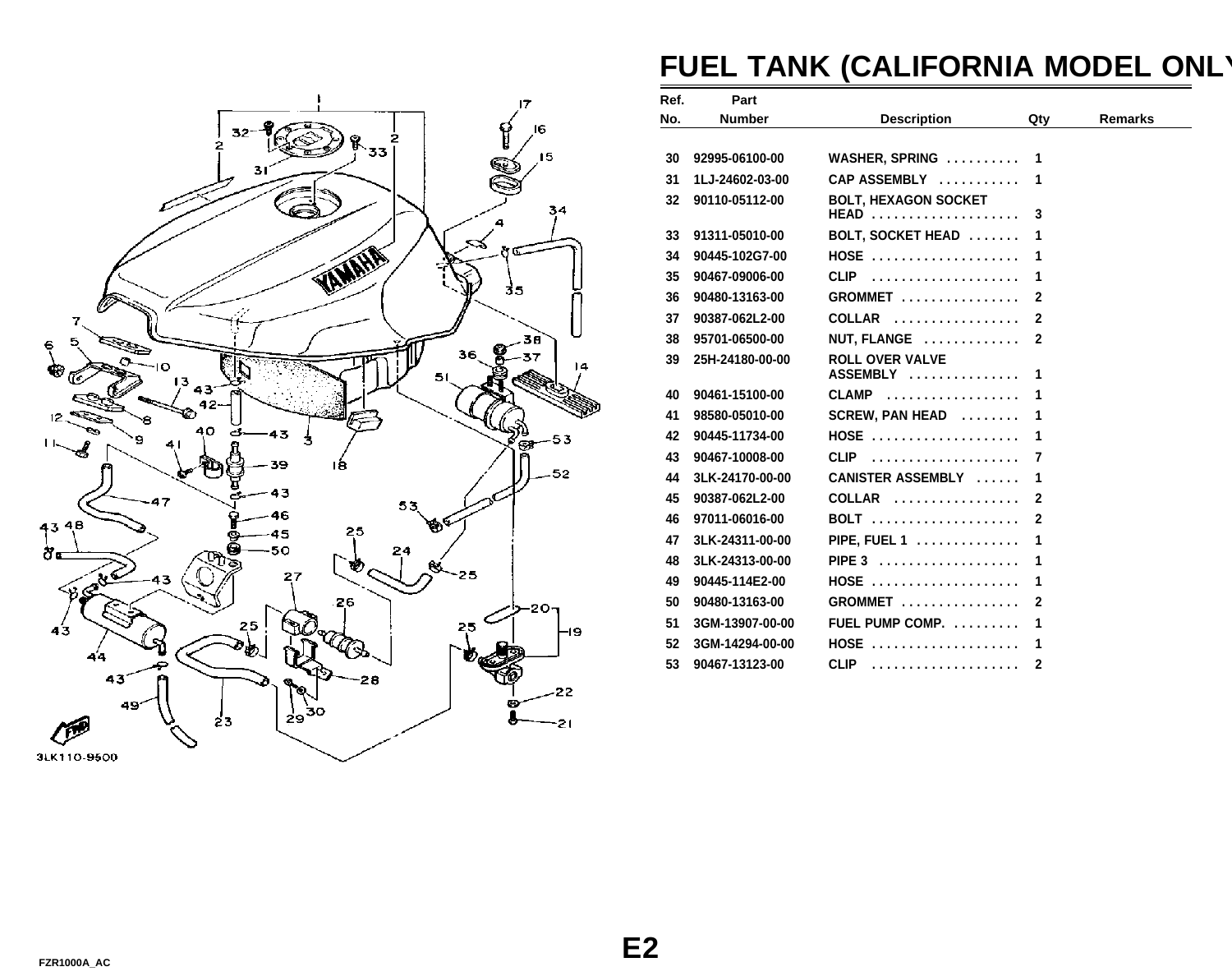# FUEL TANK (CALIFORNIA MODEL ONLY)

| Ref. No. | Part Number | Description | Qty | Remarks |
|---|---|---|---|---|
| 30 | 92995-06100-00 | WASHER, SPRING | 1 | |
| 31 | 1LJ-24602-03-00 | CAP ASSEMBLY | 1 | |
| 32 | 90110-05112-00 | BOLT, HEXAGON SOCKET HEAD | 3 | |
| 33 | 91311-05010-00 | BOLT, SOCKET HEAD | 1 | |
| 34 | 90445-102G7-00 | HOSE | 1 | |
| 35 | 90467-09006-00 | CLIP | 1 | |
| 36 | 90480-13163-00 | GROMMET | 2 | |
| 37 | 90387-062L2-00 | COLLAR | 2 | |
| 38 | 95701-06500-00 | NUT, FLANGE | 2 | |
| 39 | 25H-24180-00-00 | ROLL OVER VALVE ASSEMBLY | 1 | |
| 40 | 90461-15100-00 | CLAMP | 1 | |
| 41 | 98580-05010-00 | SCREW, PAN HEAD | 1 | |
| 42 | 90445-11734-00 | HOSE | 1 | |
| 43 | 90467-10008-00 | CLIP | 7 | |
| 44 | 3LK-24170-00-00 | CANISTER ASSEMBLY | 1 | |
| 45 | 90387-062L2-00 | COLLAR | 2 | |
| 46 | 97011-06016-00 | BOLT | 2 | |
| 47 | 3LK-24311-00-00 | PIPE, FUEL 1 | 1 | |
| 48 | 3LK-24313-00-00 | PIPE 3 | 1 | |
| 49 | 90445-114E2-00 | HOSE | 1 | |
| 50 | 90480-13163-00 | GROMMET | 2 | |
| 51 | 3GM-13907-00-00 | FUEL PUMP COMP. | 1 | |
| 52 | 3GM-14294-00-00 | HOSE | 1 | |
| 53 | 90467-13123-00 | CLIP | 2 | |

3LK110-9500

E2

FZR1000A_AC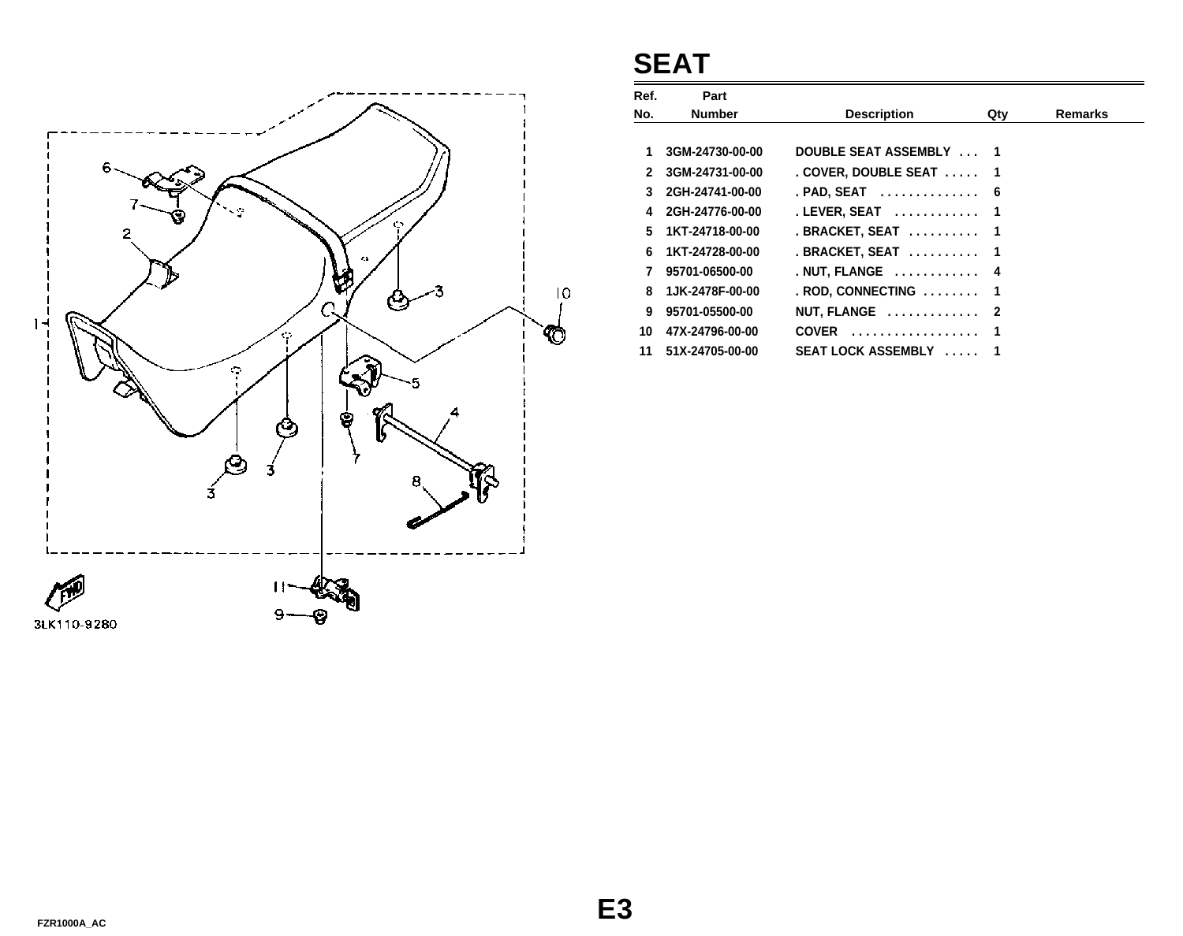# SEAT

| Ref. No. | Part Number | Description | Qty | Remarks |
|---|---|---|---|---|
| 1 | 3GM-24730-00-00 | DOUBLE SEAT ASSEMBLY . . . | 1 | |
| 2 | 3GM-24731-00-00 | . COVER, DOUBLE SEAT . . . . . | 1 | |
| 3 | 2GH-24741-00-00 | . PAD, SEAT . . . . . . . . . . . . . | 6 | |
| 4 | 2GH-24776-00-00 | . LEVER, SEAT . . . . . . . . . . . | 1 | |
| 5 | 1KT-24718-00-00 | . BRACKET, SEAT . . . . . . . . . . | 1 | |
| 6 | 1KT-24728-00-00 | . BRACKET, SEAT . . . . . . . . . . | 1 | |
| 7 | 95701-06500-00 | . NUT, FLANGE . . . . . . . . . . . | 4 | |
| 8 | 1JK-2478F-00-00 | . ROD, CONNECTING . . . . . . . . | 1 | |
| 9 | 95701-05500-00 | NUT, FLANGE . . . . . . . . . . . . | 2 | |
| 10 | 47X-24796-00-00 | COVER . . . . . . . . . . . . . . . . . | 1 | |
| 11 | 51X-24705-00-00 | SEAT LOCK ASSEMBLY . . . . . | 1 | |

3LK110-9280

E3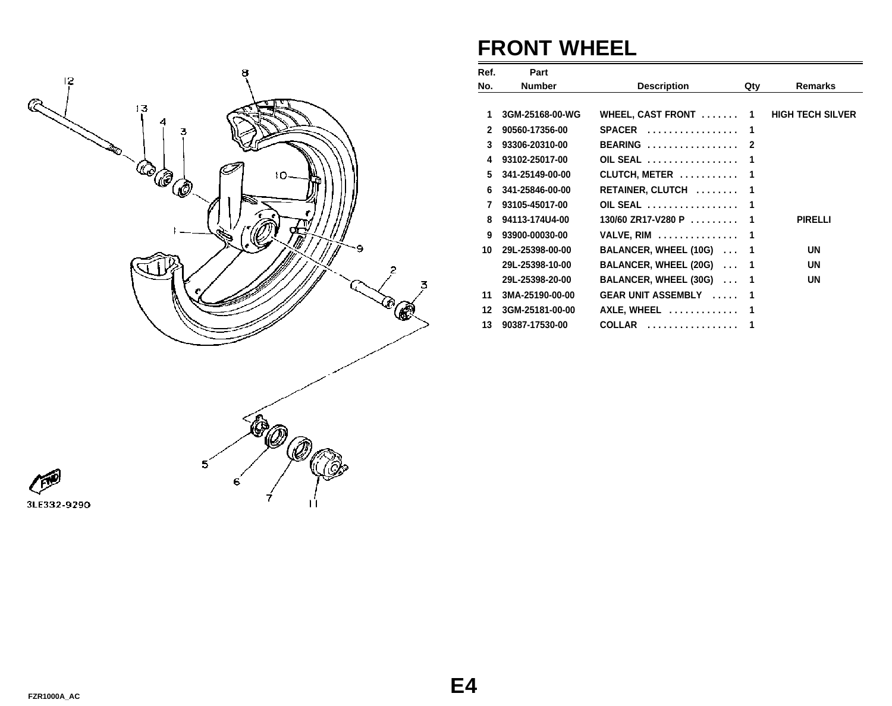# FRONT WHEEL

| Ref. No. | Part Number | Description | Qty | Remarks |
|---|---|---|---|---|
| 1 | 3GM-25168-00-WG | WHEEL, CAST FRONT ....... | 1 | HIGH TECH SILVER |
| 2 | 90560-17356-00 | SPACER ................. | 1 | |
| 3 | 93306-20310-00 | BEARING ................. | 2 | |
| 4 | 93102-25017-00 | OIL SEAL ................. | 1 | |
| 5 | 341-25149-00-00 | CLUTCH, METER ........... | 1 | |
| 6 | 341-25846-00-00 | RETAINER, CLUTCH ........ | 1 | |
| 7 | 93105-45017-00 | OIL SEAL ................. | 1 | |
| 8 | 94113-174U4-00 | 130/60 ZR17-V280 P ......... | 1 | PIRELLI |
| 9 | 93900-00030-00 | VALVE, RIM ............... | 1 | |
| 10 | 29L-25398-00-00 | BALANCER, WHEEL (10G) ... | 1 | UN |
| | 29L-25398-10-00 | BALANCER, WHEEL (20G) ... | 1 | UN |
| | 29L-25398-20-00 | BALANCER, WHEEL (30G) ... | 1 | UN |
| 11 | 3MA-25190-00-00 | GEAR UNIT ASSEMBLY ..... | 1 | |
| 12 | 3GM-25181-00-00 | AXLE, WHEEL ............. | 1 | |
| 13 | 90387-17530-00 | COLLAR ................. | 1 | |

3LE332-9290

E4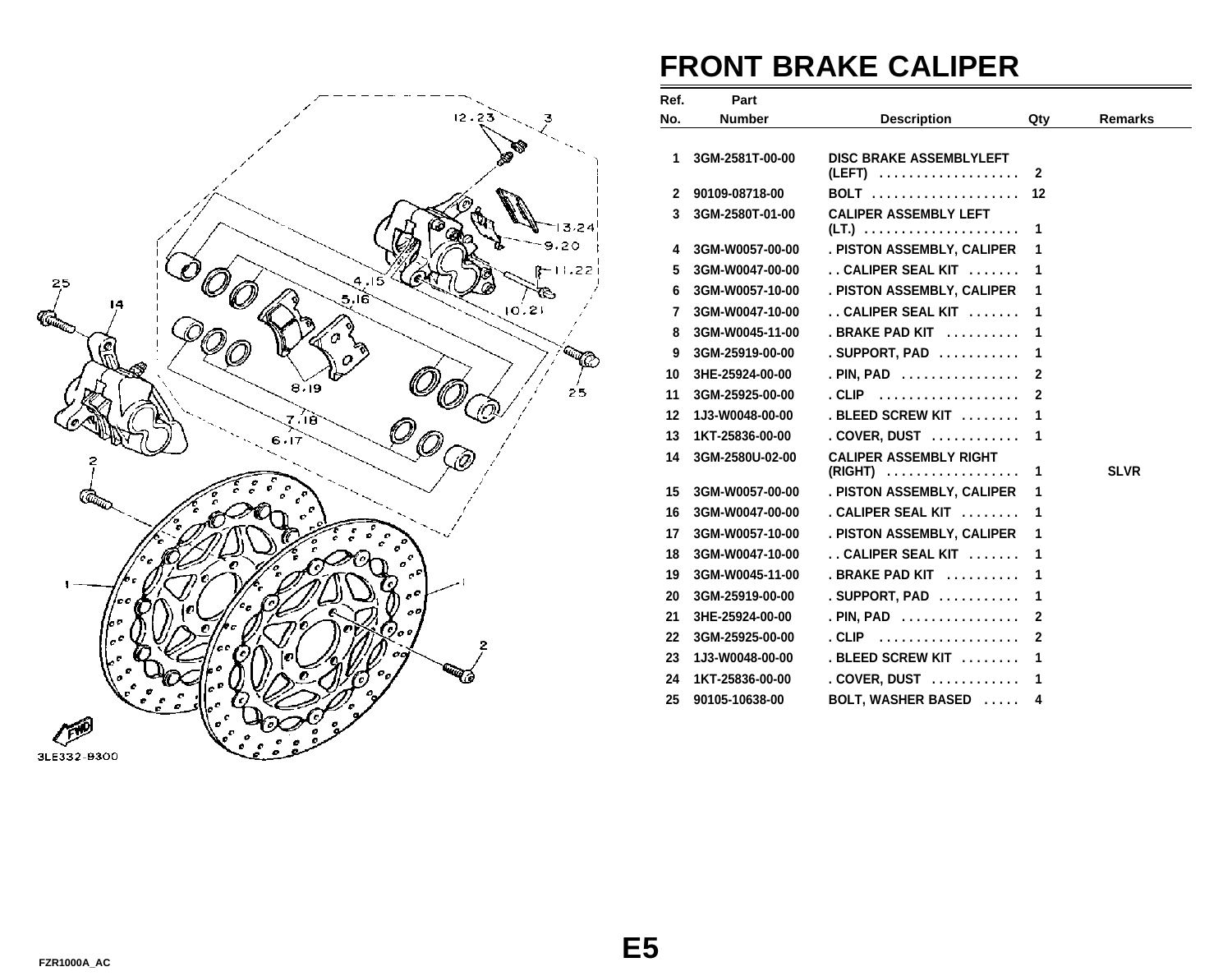# FRONT BRAKE CALIPER

| Ref. No. | Part Number | Description | Qty | Remarks |
|---|---|---|---|---|
| 1 | 3GM-2581T-00-00 | DISC BRAKE ASSEMBLYLEFT (LEFT) . . . . . . . . . . . . . . . . . . | 2 | |
| 2 | 90109-08718-00 | BOLT . . . . . . . . . . . . . . . . . . . | 12 | |
| 3 | 3GM-2580T-01-00 | CALIPER ASSEMBLY LEFT (LT.) . . . . . . . . . . . . . . . . . . . . | 1 | |
| 4 | 3GM-W0057-00-00 | . PISTON ASSEMBLY, CALIPER | 1 | |
| 5 | 3GM-W0047-00-00 | . . CALIPER SEAL KIT . . . . . . . | 1 | |
| 6 | 3GM-W0057-10-00 | . PISTON ASSEMBLY, CALIPER | 1 | |
| 7 | 3GM-W0047-10-00 | . . CALIPER SEAL KIT . . . . . . . | 1 | |
| 8 | 3GM-W0045-11-00 | . BRAKE PAD KIT . . . . . . . . . . | 1 | |
| 9 | 3GM-25919-00-00 | . SUPPORT, PAD . . . . . . . . . . . | 1 | |
| 10 | 3HE-25924-00-00 | . PIN, PAD . . . . . . . . . . . . . . . . | 2 | |
| 11 | 3GM-25925-00-00 | . CLIP . . . . . . . . . . . . . . . . . . | 2 | |
| 12 | 1J3-W0048-00-00 | . BLEED SCREW KIT . . . . . . . . | 1 | |
| 13 | 1KT-25836-00-00 | . COVER, DUST . . . . . . . . . . . . | 1 | |
| 14 | 3GM-2580U-02-00 | CALIPER ASSEMBLY RIGHT (RIGHT) . . . . . . . . . . . . . . . . . . | 1 | SLVR |
| 15 | 3GM-W0057-00-00 | . PISTON ASSEMBLY, CALIPER | 1 | |
| 16 | 3GM-W0047-00-00 | . CALIPER SEAL KIT . . . . . . . . | 1 | |
| 17 | 3GM-W0057-10-00 | . PISTON ASSEMBLY, CALIPER | 1 | |
| 18 | 3GM-W0047-10-00 | . . CALIPER SEAL KIT . . . . . . . | 1 | |
| 19 | 3GM-W0045-11-00 | . BRAKE PAD KIT . . . . . . . . . . | 1 | |
| 20 | 3GM-25919-00-00 | . SUPPORT, PAD . . . . . . . . . . . | 1 | |
| 21 | 3HE-25924-00-00 | . PIN, PAD . . . . . . . . . . . . . . . . | 2 | |
| 22 | 3GM-25925-00-00 | . CLIP . . . . . . . . . . . . . . . . . . | 2 | |
| 23 | 1J3-W0048-00-00 | . BLEED SCREW KIT . . . . . . . . | 1 | |
| 24 | 1KT-25836-00-00 | . COVER, DUST . . . . . . . . . . . . | 1 | |
| 25 | 90105-10638-00 | BOLT, WASHER BASED . . . . . | 4 | |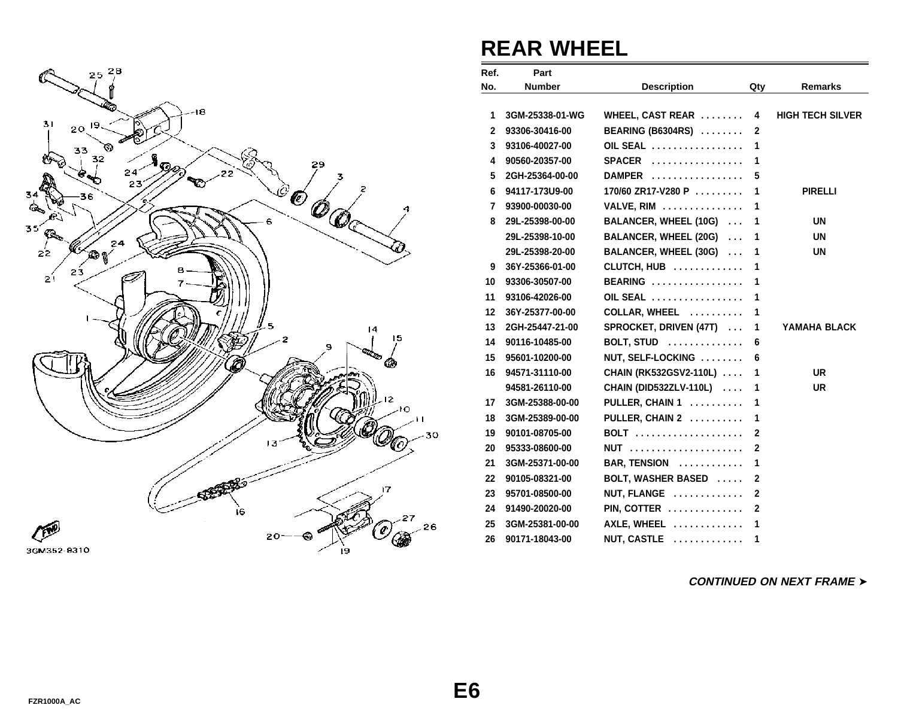# REAR WHEEL

| Ref. No. | Part Number | Description | Qty | Remarks |
|---|---|---|---|---|
| 1 | 3GM-25338-01-WG | WHEEL, CAST REAR . . . . . . . . | 4 | HIGH TECH SILVER |
| 2 | 93306-30416-00 | BEARING (B6304RS) . . . . . . . . | 2 | |
| 3 | 93106-40027-00 | OIL SEAL . . . . . . . . . . . . . . . . . | 1 | |
| 4 | 90560-20357-00 | SPACER . . . . . . . . . . . . . . . . . | 1 | |
| 5 | 2GH-25364-00-00 | DAMPER . . . . . . . . . . . . . . . . . | 5 | |
| 6 | 94117-173U9-00 | 170/60 ZR17-V280 P . . . . . . . . . | 1 | PIRELLI |
| 7 | 93900-00030-00 | VALVE, RIM . . . . . . . . . . . . . . . | 1 | |
| 8 | 29L-25398-00-00 | BALANCER, WHEEL (10G) . . . | 1 | UN |
| | 29L-25398-10-00 | BALANCER, WHEEL (20G) . . . | 1 | UN |
| | 29L-25398-20-00 | BALANCER, WHEEL (30G) . . . | 1 | UN |
| 9 | 36Y-25366-01-00 | CLUTCH, HUB . . . . . . . . . . . . . | 1 | |
| 10 | 93306-30507-00 | BEARING . . . . . . . . . . . . . . . . . | 1 | |
| 11 | 93106-42026-00 | OIL SEAL . . . . . . . . . . . . . . . . . | 1 | |
| 12 | 36Y-25377-00-00 | COLLAR, WHEEL . . . . . . . . . . | 1 | |
| 13 | 2GH-25447-21-00 | SPROCKET, DRIVEN (47T) . . . | 1 | YAMAHA BLACK |
| 14 | 90116-10485-00 | BOLT, STUD . . . . . . . . . . . . . . | 6 | |
| 15 | 95601-10200-00 | NUT, SELF-LOCKING . . . . . . . . | 6 | |
| 16 | 94571-31110-00 | CHAIN (RK532GSV2-110L) . . . . | 1 | UR |
| | 94581-26110-00 | CHAIN (DID532ZLV-110L) . . . . | 1 | UR |
| 17 | 3GM-25388-00-00 | PULLER, CHAIN 1 . . . . . . . . . . | 1 | |
| 18 | 3GM-25389-00-00 | PULLER, CHAIN 2 . . . . . . . . . . | 1 | |
| 19 | 90101-08705-00 | BOLT . . . . . . . . . . . . . . . . . . . . | 2 | |
| 20 | 95333-08600-00 | NUT . . . . . . . . . . . . . . . . . . . . . | 2 | |
| 21 | 3GM-25371-00-00 | BAR, TENSION . . . . . . . . . . . . | 1 | |
| 22 | 90105-08321-00 | BOLT, WASHER BASED . . . . . | 2 | |
| 23 | 95701-08500-00 | NUT, FLANGE . . . . . . . . . . . . . | 2 | |
| 24 | 91490-20020-00 | PIN, COTTER . . . . . . . . . . . . . . | 2 | |
| 25 | 3GM-25381-00-00 | AXLE, WHEEL . . . . . . . . . . . . . | 1 | |
| 26 | 90171-18043-00 | NUT, CASTLE . . . . . . . . . . . . . | 1 | |

3GM352-8310

***CONTINUED ON NEXT FRAME ➤***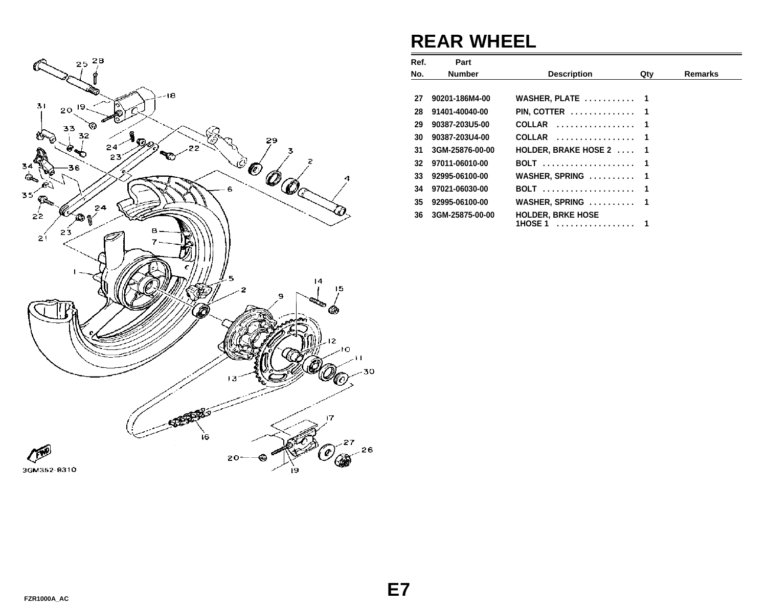# REAR WHEEL

| Ref. No. | Part Number | Description | Qty | Remarks |
|---|---|---|---|---|
| 27 | 90201-186M4-00 | WASHER, PLATE . . . . . . . . . . . | 1 | |
| 28 | 91401-40040-00 | PIN, COTTER . . . . . . . . . . . . . | 1 | |
| 29 | 90387-203U5-00 | COLLAR . . . . . . . . . . . . . . . . | 1 | |
| 30 | 90387-203U4-00 | COLLAR . . . . . . . . . . . . . . . . | 1 | |
| 31 | 3GM-25876-00-00 | HOLDER, BRAKE HOSE 2 . . . . | 1 | |
| 32 | 97011-06010-00 | BOLT . . . . . . . . . . . . . . . . . . . | 1 | |
| 33 | 92995-06100-00 | WASHER, SPRING . . . . . . . . . . | 1 | |
| 34 | 97021-06030-00 | BOLT . . . . . . . . . . . . . . . . . . . | 1 | |
| 35 | 92995-06100-00 | WASHER, SPRING . . . . . . . . . . | 1 | |
| 36 | 3GM-25875-00-00 | HOLDER, BRKE HOSE 1HOSE 1 . . . . . . . . . . . . . . . . | 1 | |

3GM352-8310

FZR1000A_AC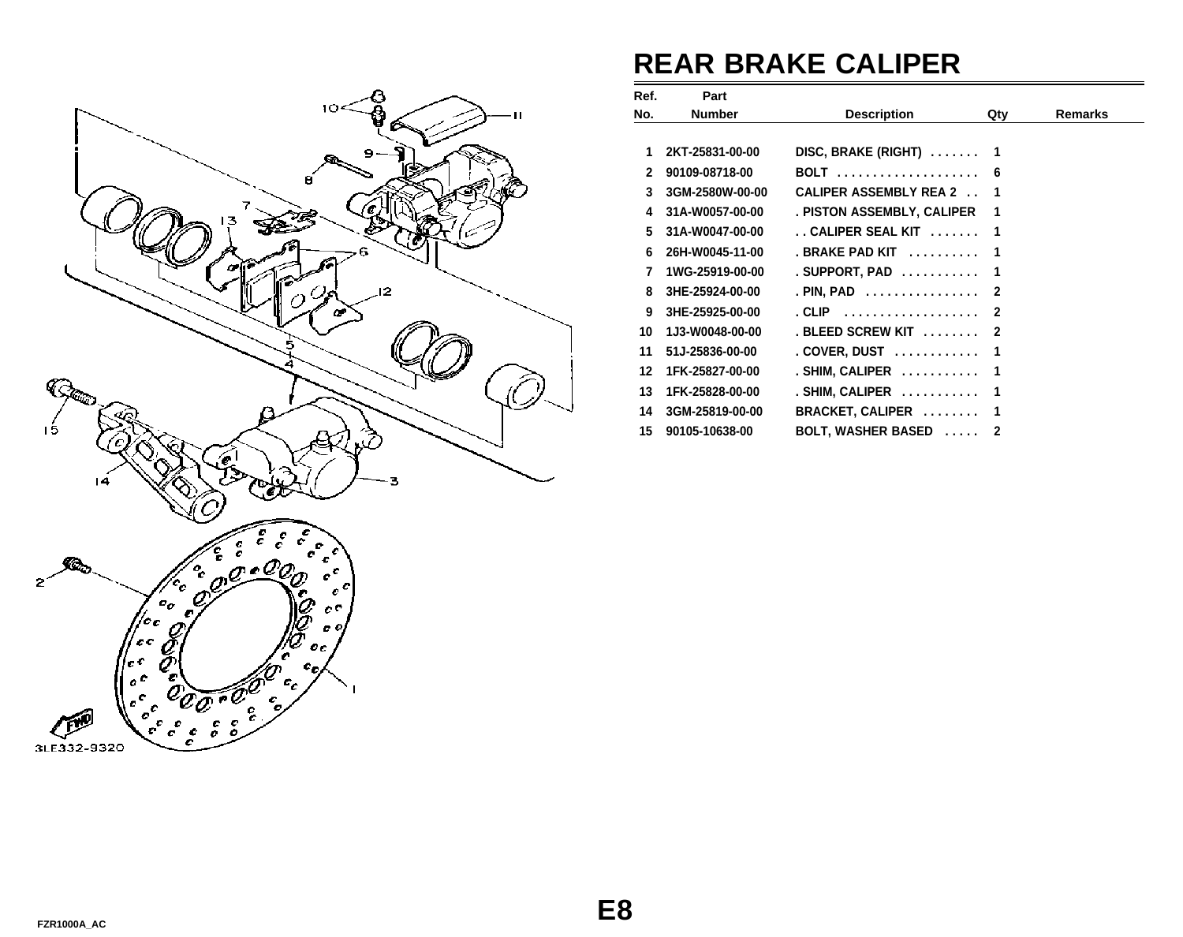# REAR BRAKE CALIPER

| Ref. No. | Part Number | Description | Qty | Remarks |
|---|---|---|---|---|
| 1 | 2KT-25831-00-00 | DISC, BRAKE (RIGHT) ....... | 1 | |
| 2 | 90109-08718-00 | BOLT .................... | 6 | |
| 3 | 3GM-2580W-00-00 | CALIPER ASSEMBLY REA 2 .. | 1 | |
| 4 | 31A-W0057-00-00 | . PISTON ASSEMBLY, CALIPER | 1 | |
| 5 | 31A-W0047-00-00 | . . CALIPER SEAL KIT ....... | 1 | |
| 6 | 26H-W0045-11-00 | . BRAKE PAD KIT .......... | 1 | |
| 7 | 1WG-25919-00-00 | . SUPPORT, PAD ........... | 1 | |
| 8 | 3HE-25924-00-00 | . PIN, PAD ................ | 2 | |
| 9 | 3HE-25925-00-00 | . CLIP ................... | 2 | |
| 10 | 1J3-W0048-00-00 | . BLEED SCREW KIT ........ | 2 | |
| 11 | 51J-25836-00-00 | . COVER, DUST ............ | 1 | |
| 12 | 1FK-25827-00-00 | . SHIM, CALIPER ........... | 1 | |
| 13 | 1FK-25828-00-00 | . SHIM, CALIPER ........... | 1 | |
| 14 | 3GM-25819-00-00 | BRACKET, CALIPER ........ | 1 | |
| 15 | 90105-10638-00 | BOLT, WASHER BASED ..... | 2 | |

3LE332-9320

E8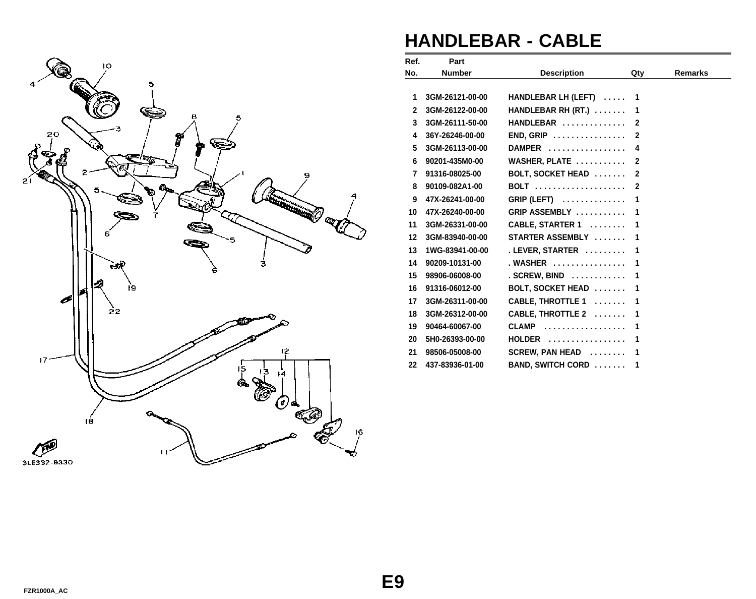# HANDLEBAR - CABLE

| Ref. No. | Part Number | Description | Qty | Remarks |
|---|---|---|---|---|
| 1 | 3GM-26121-00-00 | HANDLEBAR LH (LEFT) | 1 | |
| 2 | 3GM-26122-00-00 | HANDLEBAR RH (RT.) | 1 | |
| 3 | 3GM-26111-50-00 | HANDLEBAR | 2 | |
| 4 | 36Y-26246-00-00 | END, GRIP | 2 | |
| 5 | 3GM-26113-00-00 | DAMPER | 4 | |
| 6 | 90201-435M0-00 | WASHER, PLATE | 2 | |
| 7 | 91316-08025-00 | BOLT, SOCKET HEAD | 2 | |
| 8 | 90109-082A1-00 | BOLT | 2 | |
| 9 | 47X-26241-00-00 | GRIP (LEFT) | 1 | |
| 10 | 47X-26240-00-00 | GRIP ASSEMBLY | 1 | |
| 11 | 3GM-26331-00-00 | CABLE, STARTER 1 | 1 | |
| 12 | 3GM-83940-00-00 | STARTER ASSEMBLY | 1 | |
| 13 | 1WG-83941-00-00 | . LEVER, STARTER | 1 | |
| 14 | 90209-10131-00 | . WASHER | 1 | |
| 15 | 98906-06008-00 | . SCREW, BIND | 1 | |
| 16 | 91316-06012-00 | BOLT, SOCKET HEAD | 1 | |
| 17 | 3GM-26311-00-00 | CABLE, THROTTLE 1 | 1 | |
| 18 | 3GM-26312-00-00 | CABLE, THROTTLE 2 | 1 | |
| 19 | 90464-60067-00 | CLAMP | 1 | |
| 20 | 5H0-26393-00-00 | HOLDER | 1 | |
| 21 | 98506-05008-00 | SCREW, PAN HEAD | 1 | |
| 22 | 437-83936-01-00 | BAND, SWITCH CORD | 1 | |

3LE332-9330

E9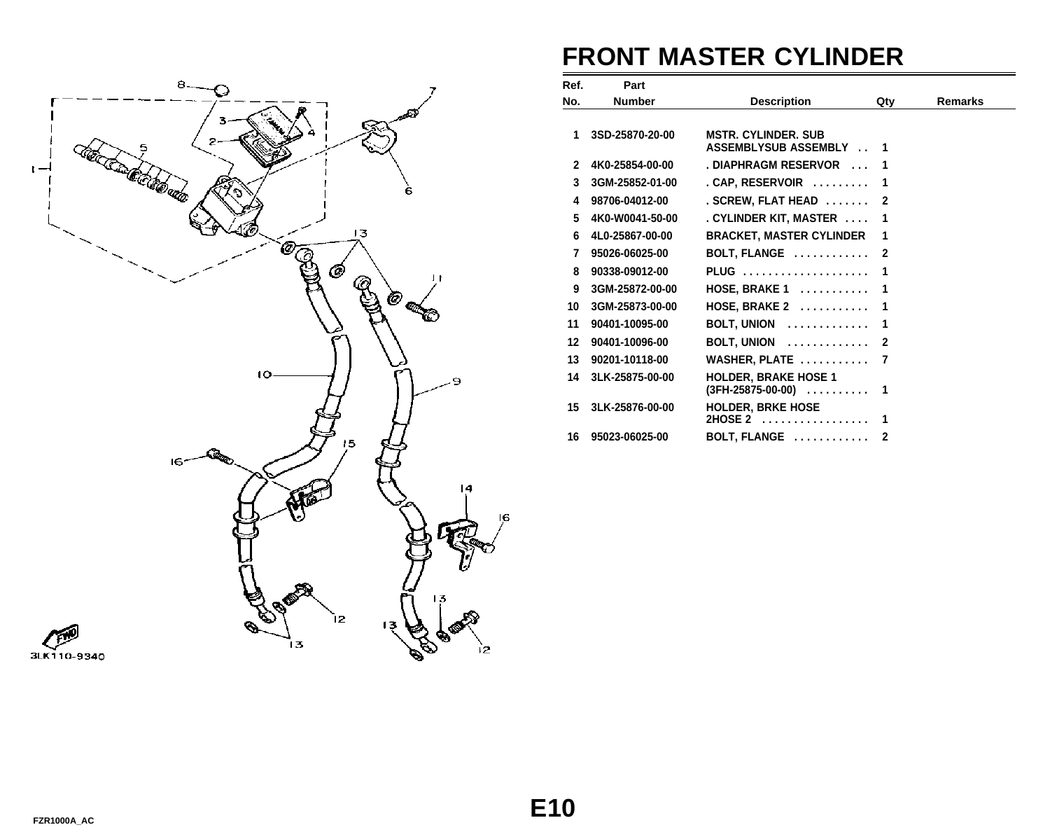# FRONT MASTER CYLINDER

| Ref. No. | Part Number | Description | Qty | Remarks |
|---|---|---|---|---|
| 1 | 3SD-25870-20-00 | MSTR. CYLINDER. SUB ASSEMBLYSUB ASSEMBLY . . | 1 | |
| 2 | 4K0-25854-00-00 | . DIAPHRAGM RESERVOR . . . | 1 | |
| 3 | 3GM-25852-01-00 | . CAP, RESERVOIR . . . . . . . . . | 1 | |
| 4 | 98706-04012-00 | . SCREW, FLAT HEAD . . . . . . . | 2 | |
| 5 | 4K0-W0041-50-00 | . CYLINDER KIT, MASTER . . . . | 1 | |
| 6 | 4L0-25867-00-00 | BRACKET, MASTER CYLINDER | 1 | |
| 7 | 95026-06025-00 | BOLT, FLANGE . . . . . . . . . . . . | 2 | |
| 8 | 90338-09012-00 | PLUG . . . . . . . . . . . . . . . . . . . . | 1 | |
| 9 | 3GM-25872-00-00 | HOSE, BRAKE 1 . . . . . . . . . . . | 1 | |
| 10 | 3GM-25873-00-00 | HOSE, BRAKE 2 . . . . . . . . . . . | 1 | |
| 11 | 90401-10095-00 | BOLT, UNION . . . . . . . . . . . . . | 1 | |
| 12 | 90401-10096-00 | BOLT, UNION . . . . . . . . . . . . . | 2 | |
| 13 | 90201-10118-00 | WASHER, PLATE . . . . . . . . . . . | 7 | |
| 14 | 3LK-25875-00-00 | HOLDER, BRAKE HOSE 1 (3FH-25875-00-00) . . . . . . . . . . | 1 | |
| 15 | 3LK-25876-00-00 | HOLDER, BRKE HOSE 2HOSE 2 . . . . . . . . . . . . . . . . . | 1 | |
| 16 | 95023-06025-00 | BOLT, FLANGE . . . . . . . . . . . . | 2 | |

3LK110-9340

E10

FZR1000A_AC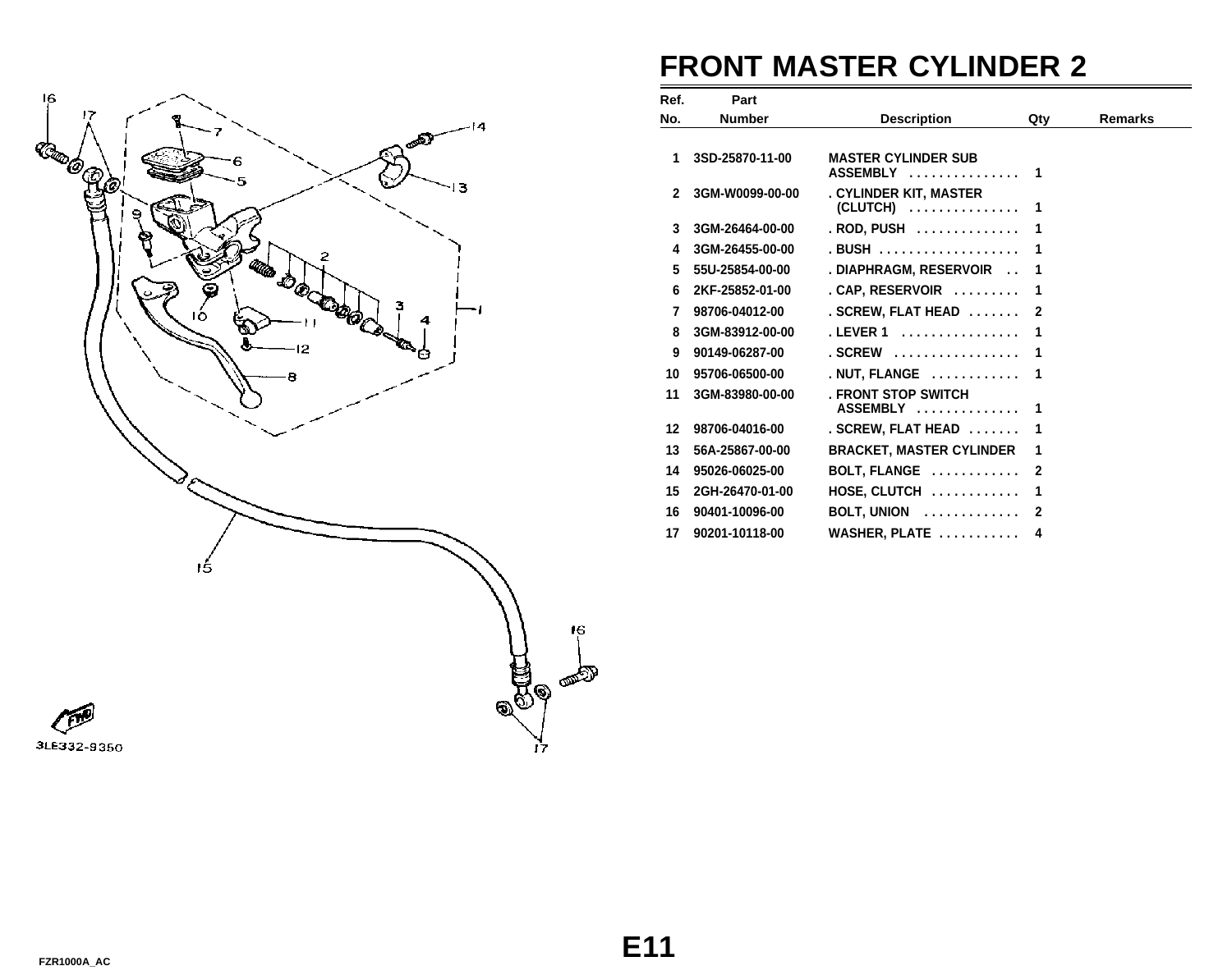# FRONT MASTER CYLINDER 2

| Ref. No. | Part Number | Description | Qty | Remarks |
|---|---|---|---|---|
| 1 | 3SD-25870-11-00 | MASTER CYLINDER SUB ASSEMBLY | 1 | |
| 2 | 3GM-W0099-00-00 | . CYLINDER KIT, MASTER (CLUTCH) | 1 | |
| 3 | 3GM-26464-00-00 | . ROD, PUSH | 1 | |
| 4 | 3GM-26455-00-00 | . BUSH | 1 | |
| 5 | 55U-25854-00-00 | . DIAPHRAGM, RESERVOIR | 1 | |
| 6 | 2KF-25852-01-00 | . CAP, RESERVOIR | 1 | |
| 7 | 98706-04012-00 | . SCREW, FLAT HEAD | 2 | |
| 8 | 3GM-83912-00-00 | . LEVER 1 | 1 | |
| 9 | 90149-06287-00 | . SCREW | 1 | |
| 10 | 95706-06500-00 | . NUT, FLANGE | 1 | |
| 11 | 3GM-83980-00-00 | . FRONT STOP SWITCH ASSEMBLY | 1 | |
| 12 | 98706-04016-00 | . SCREW, FLAT HEAD | 1 | |
| 13 | 56A-25867-00-00 | BRACKET, MASTER CYLINDER | 1 | |
| 14 | 95026-06025-00 | BOLT, FLANGE | 2 | |
| 15 | 2GH-26470-01-00 | HOSE, CLUTCH | 1 | |
| 16 | 90401-10096-00 | BOLT, UNION | 2 | |
| 17 | 90201-10118-00 | WASHER, PLATE | 4 | |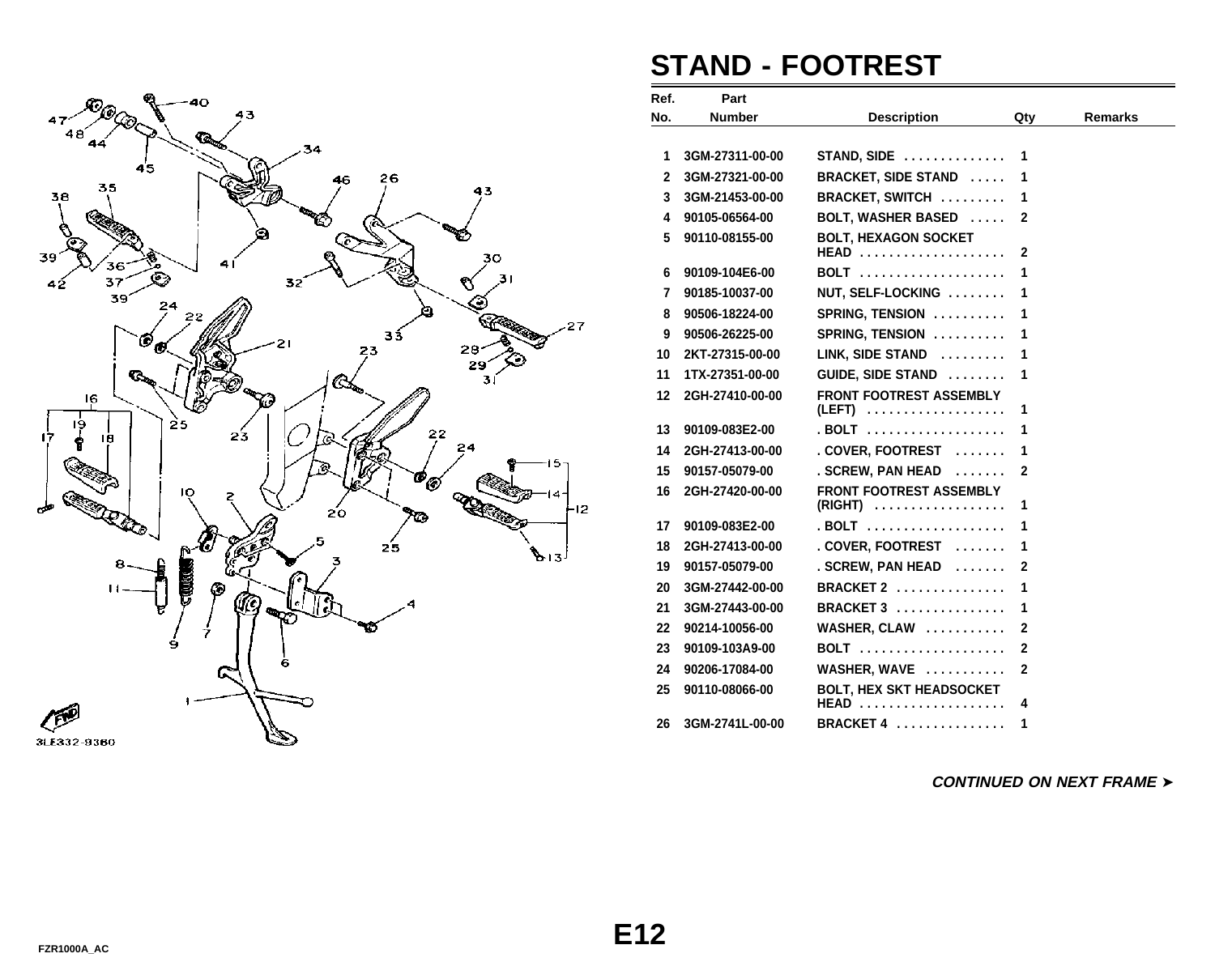# STAND - FOOTREST

| Ref. No. | Part Number | Description | Qty | Remarks |
|---|---|---|---|---|
| 1 | 3GM-27311-00-00 | STAND, SIDE . . . . . . . . . . . . . . | 1 | |
| 2 | 3GM-27321-00-00 | BRACKET, SIDE STAND . . . . . | 1 | |
| 3 | 3GM-21453-00-00 | BRACKET, SWITCH . . . . . . . . . | 1 | |
| 4 | 90105-06564-00 | BOLT, WASHER BASED . . . . . | 2 | |
| 5 | 90110-08155-00 | BOLT, HEXAGON SOCKET HEAD . . . . . . . . . . . . . . . . . . . . | 2 | |
| 6 | 90109-104E6-00 | BOLT . . . . . . . . . . . . . . . . . . . . | 1 | |
| 7 | 90185-10037-00 | NUT, SELF-LOCKING . . . . . . . . | 1 | |
| 8 | 90506-18224-00 | SPRING, TENSION . . . . . . . . . . | 1 | |
| 9 | 90506-26225-00 | SPRING, TENSION . . . . . . . . . . | 1 | |
| 10 | 2KT-27315-00-00 | LINK, SIDE STAND . . . . . . . . . | 1 | |
| 11 | 1TX-27351-00-00 | GUIDE, SIDE STAND . . . . . . . . | 1 | |
| 12 | 2GH-27410-00-00 | FRONT FOOTREST ASSEMBLY (LEFT) . . . . . . . . . . . . . . . . . . | 1 | |
| 13 | 90109-083E2-00 | . BOLT . . . . . . . . . . . . . . . . . . . | 1 | |
| 14 | 2GH-27413-00-00 | . COVER, FOOTREST . . . . . . . | 1 | |
| 15 | 90157-05079-00 | . SCREW, PAN HEAD . . . . . . . | 2 | |
| 16 | 2GH-27420-00-00 | FRONT FOOTREST ASSEMBLY (RIGHT) . . . . . . . . . . . . . . . . . . | 1 | |
| 17 | 90109-083E2-00 | . BOLT . . . . . . . . . . . . . . . . . . . | 1 | |
| 18 | 2GH-27413-00-00 | . COVER, FOOTREST . . . . . . . | 1 | |
| 19 | 90157-05079-00 | . SCREW, PAN HEAD . . . . . . . | 2 | |
| 20 | 3GM-27442-00-00 | BRACKET 2 . . . . . . . . . . . . . . . | 1 | |
| 21 | 3GM-27443-00-00 | BRACKET 3 . . . . . . . . . . . . . . . | 1 | |
| 22 | 90214-10056-00 | WASHER, CLAW . . . . . . . . . . . | 2 | |
| 23 | 90109-103A9-00 | BOLT . . . . . . . . . . . . . . . . . . . . | 2 | |
| 24 | 90206-17084-00 | WASHER, WAVE . . . . . . . . . . . | 2 | |
| 25 | 90110-08066-00 | BOLT, HEX SKT HEADSOCKET HEAD . . . . . . . . . . . . . . . . . . . . | 4 | |
| 26 | 3GM-2741L-00-00 | BRACKET 4 . . . . . . . . . . . . . . . | 1 | |

*CONTINUED ON NEXT FRAME ➤*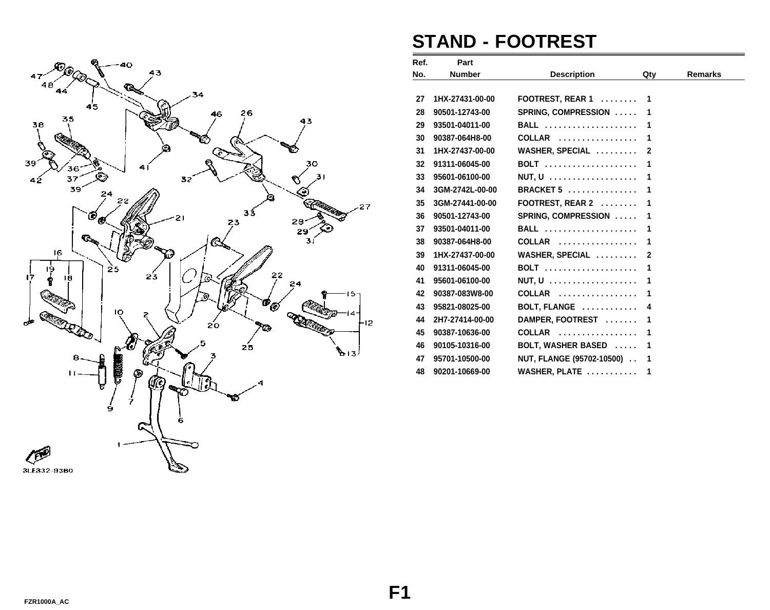# STAND - FOOTREST

| Ref. No. | Part Number | Description | Qty | Remarks |
|---|---|---|---|---|
| 27 | 1HX-27431-00-00 | FOOTREST, REAR 1 | 1 | |
| 28 | 90501-12743-00 | SPRING, COMPRESSION | 1 | |
| 29 | 93501-04011-00 | BALL | 1 | |
| 30 | 90387-064H8-00 | COLLAR | 1 | |
| 31 | 1HX-27437-00-00 | WASHER, SPECIAL | 2 | |
| 32 | 91311-06045-00 | BOLT | 1 | |
| 33 | 95601-06100-00 | NUT, U | 1 | |
| 34 | 3GM-2742L-00-00 | BRACKET 5 | 1 | |
| 35 | 3GM-27441-00-00 | FOOTREST, REAR 2 | 1 | |
| 36 | 90501-12743-00 | SPRING, COMPRESSION | 1 | |
| 37 | 93501-04011-00 | BALL | 1 | |
| 38 | 90387-064H8-00 | COLLAR | 1 | |
| 39 | 1HX-27437-00-00 | WASHER, SPECIAL | 2 | |
| 40 | 91311-06045-00 | BOLT | 1 | |
| 41 | 95601-06100-00 | NUT, U | 1 | |
| 42 | 90387-083W8-00 | COLLAR | 1 | |
| 43 | 95821-08025-00 | BOLT, FLANGE | 4 | |
| 44 | 2H7-27414-00-00 | DAMPER, FOOTREST | 1 | |
| 45 | 90387-10636-00 | COLLAR | 1 | |
| 46 | 90105-10316-00 | BOLT, WASHER BASED | 1 | |
| 47 | 95701-10500-00 | NUT, FLANGE (95702-10500) | 1 | |
| 48 | 90201-10669-00 | WASHER, PLATE | 1 | |

3LE332-9380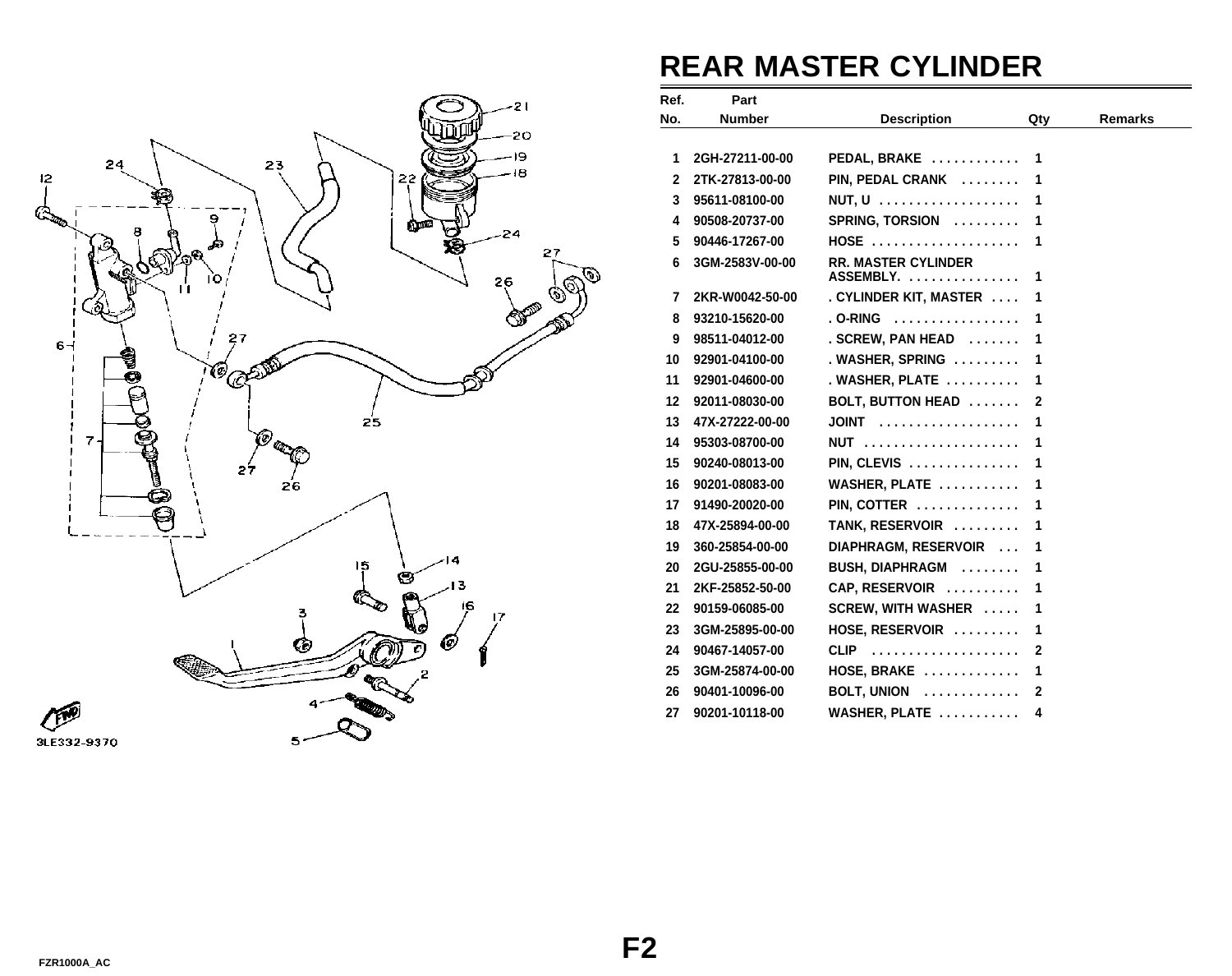# REAR MASTER CYLINDER

| Ref. No. | Part Number | Description | Qty | Remarks |
|---|---|---|---|---|
| 1 | 2GH-27211-00-00 | PEDAL, BRAKE . . . . . . . . . . . . | 1 | |
| 2 | 2TK-27813-00-00 | PIN, PEDAL CRANK . . . . . . . . | 1 | |
| 3 | 95611-08100-00 | NUT, U . . . . . . . . . . . . . . . . . . . | 1 | |
| 4 | 90508-20737-00 | SPRING, TORSION . . . . . . . . . | 1 | |
| 5 | 90446-17267-00 | HOSE . . . . . . . . . . . . . . . . . . . . | 1 | |
| 6 | 3GM-2583V-00-00 | RR. MASTER CYLINDER ASSEMBLY. . . . . . . . . . . . . . . . | 1 | |
| 7 | 2KR-W0042-50-00 | . CYLINDER KIT, MASTER . . . . | 1 | |
| 8 | 93210-15620-00 | . O-RING . . . . . . . . . . . . . . . . . | 1 | |
| 9 | 98511-04012-00 | . SCREW, PAN HEAD . . . . . . . | 1 | |
| 10 | 92901-04100-00 | . WASHER, SPRING . . . . . . . . . | 1 | |
| 11 | 92901-04600-00 | . WASHER, PLATE . . . . . . . . . . | 1 | |
| 12 | 92011-08030-00 | BOLT, BUTTON HEAD . . . . . . . | 2 | |
| 13 | 47X-27222-00-00 | JOINT . . . . . . . . . . . . . . . . . . . | 1 | |
| 14 | 95303-08700-00 | NUT . . . . . . . . . . . . . . . . . . . . . | 1 | |
| 15 | 90240-08013-00 | PIN, CLEVIS . . . . . . . . . . . . . . . | 1 | |
| 16 | 90201-08083-00 | WASHER, PLATE . . . . . . . . . . . | 1 | |
| 17 | 91490-20020-00 | PIN, COTTER . . . . . . . . . . . . . . | 1 | |
| 18 | 47X-25894-00-00 | TANK, RESERVOIR . . . . . . . . . | 1 | |
| 19 | 360-25854-00-00 | DIAPHRAGM, RESERVOIR . . . | 1 | |
| 20 | 2GU-25855-00-00 | BUSH, DIAPHRAGM . . . . . . . . | 1 | |
| 21 | 2KF-25852-50-00 | CAP, RESERVOIR . . . . . . . . . . | 1 | |
| 22 | 90159-06085-00 | SCREW, WITH WASHER . . . . . | 1 | |
| 23 | 3GM-25895-00-00 | HOSE, RESERVOIR . . . . . . . . . | 1 | |
| 24 | 90467-14057-00 | CLIP . . . . . . . . . . . . . . . . . . . . | 2 | |
| 25 | 3GM-25874-00-00 | HOSE, BRAKE . . . . . . . . . . . . . | 1 | |
| 26 | 90401-10096-00 | BOLT, UNION . . . . . . . . . . . . . | 2 | |
| 27 | 90201-10118-00 | WASHER, PLATE . . . . . . . . . . . | 4 | |

3LE332-9370

F2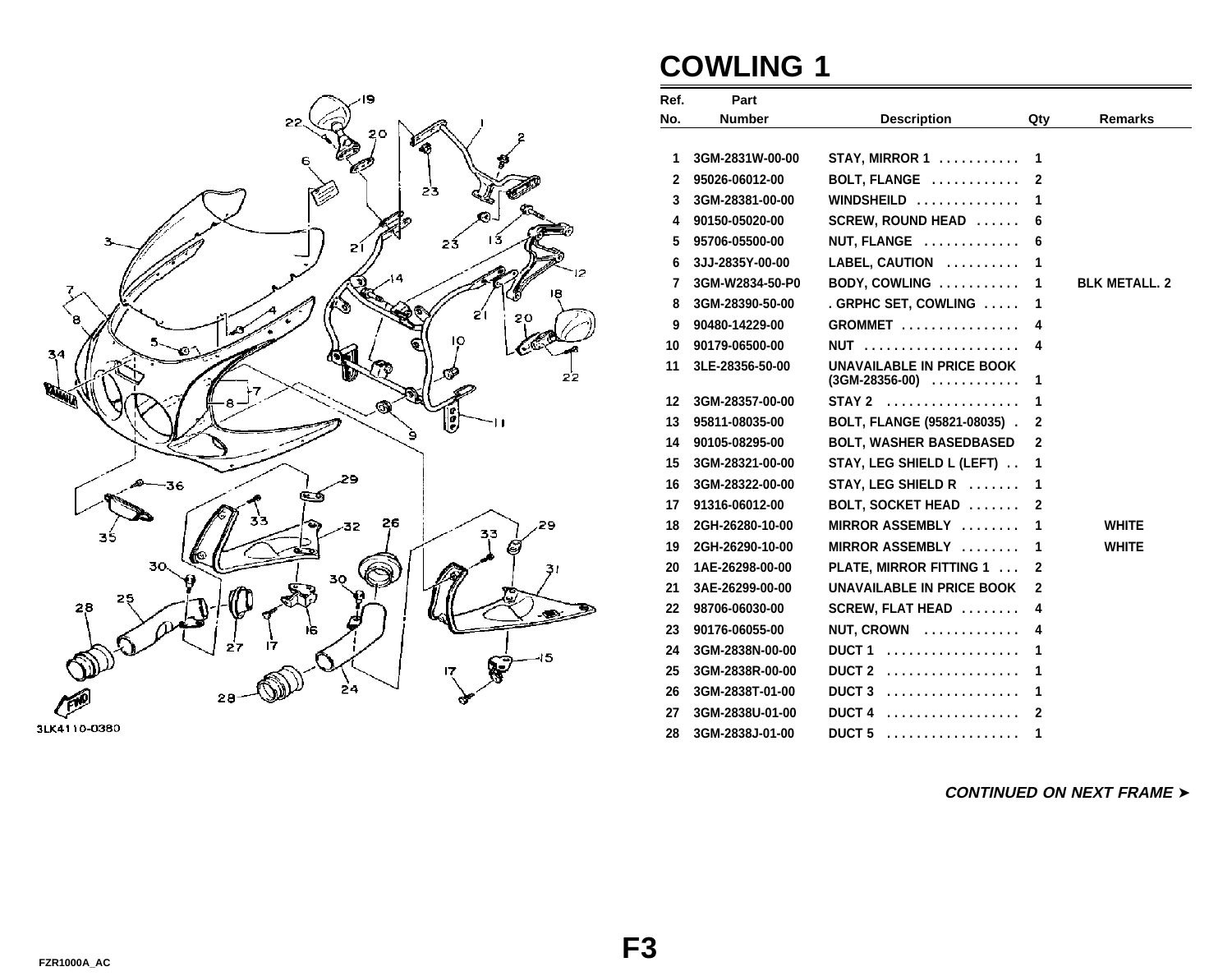# COWLING 1

| Ref. No. | Part Number | Description | Qty | Remarks |
|---|---|---|---|---|
| 1 | 3GM-2831W-00-00 | STAY, MIRROR 1 . . . . . . . . . . . | 1 | |
| 2 | 95026-06012-00 | BOLT, FLANGE . . . . . . . . . . . | 2 | |
| 3 | 3GM-28381-00-00 | WINDSHEILD . . . . . . . . . . . . . | 1 | |
| 4 | 90150-05020-00 | SCREW, ROUND HEAD . . . . . . | 6 | |
| 5 | 95706-05500-00 | NUT, FLANGE . . . . . . . . . . . . | 6 | |
| 6 | 3JJ-2835Y-00-00 | LABEL, CAUTION . . . . . . . . . | 1 | |
| 7 | 3GM-W2834-50-P0 | BODY, COWLING . . . . . . . . . . . | 1 | BLK METALL. 2 |
| 8 | 3GM-28390-50-00 | . GRPHC SET, COWLING . . . . . | 1 | |
| 9 | 90480-14229-00 | GROMMET . . . . . . . . . . . . . . . | 4 | |
| 10 | 90179-06500-00 | NUT . . . . . . . . . . . . . . . . . . . . | 4 | |
| 11 | 3LE-28356-50-00 | UNAVAILABLE IN PRICE BOOK (3GM-28356-00) . . . . . . . . . . . | 1 | |
| 12 | 3GM-28357-00-00 | STAY 2 . . . . . . . . . . . . . . . . . | 1 | |
| 13 | 95811-08035-00 | BOLT, FLANGE (95821-08035) . | 2 | |
| 14 | 90105-08295-00 | BOLT, WASHER BASEDBASED | 2 | |
| 15 | 3GM-28321-00-00 | STAY, LEG SHIELD L (LEFT) . . | 1 | |
| 16 | 3GM-28322-00-00 | STAY, LEG SHIELD R . . . . . . . | 1 | |
| 17 | 91316-06012-00 | BOLT, SOCKET HEAD . . . . . . . | 2 | |
| 18 | 2GH-26280-10-00 | MIRROR ASSEMBLY . . . . . . . . | 1 | WHITE |
| 19 | 2GH-26290-10-00 | MIRROR ASSEMBLY . . . . . . . . | 1 | WHITE |
| 20 | 1AE-26298-00-00 | PLATE, MIRROR FITTING 1 . . . | 2 | |
| 21 | 3AE-26299-00-00 | UNAVAILABLE IN PRICE BOOK | 2 | |
| 22 | 98706-06030-00 | SCREW, FLAT HEAD . . . . . . . . | 4 | |
| 23 | 90176-06055-00 | NUT, CROWN . . . . . . . . . . . . . | 4 | |
| 24 | 3GM-2838N-00-00 | DUCT 1 . . . . . . . . . . . . . . . . . | 1 | |
| 25 | 3GM-2838R-00-00 | DUCT 2 . . . . . . . . . . . . . . . . . | 1 | |
| 26 | 3GM-2838T-01-00 | DUCT 3 . . . . . . . . . . . . . . . . . | 1 | |
| 27 | 3GM-2838U-01-00 | DUCT 4 . . . . . . . . . . . . . . . . . | 2 | |
| 28 | 3GM-2838J-01-00 | DUCT 5 . . . . . . . . . . . . . . . . . | 1 | |

*CONTINUED ON NEXT FRAME ➤*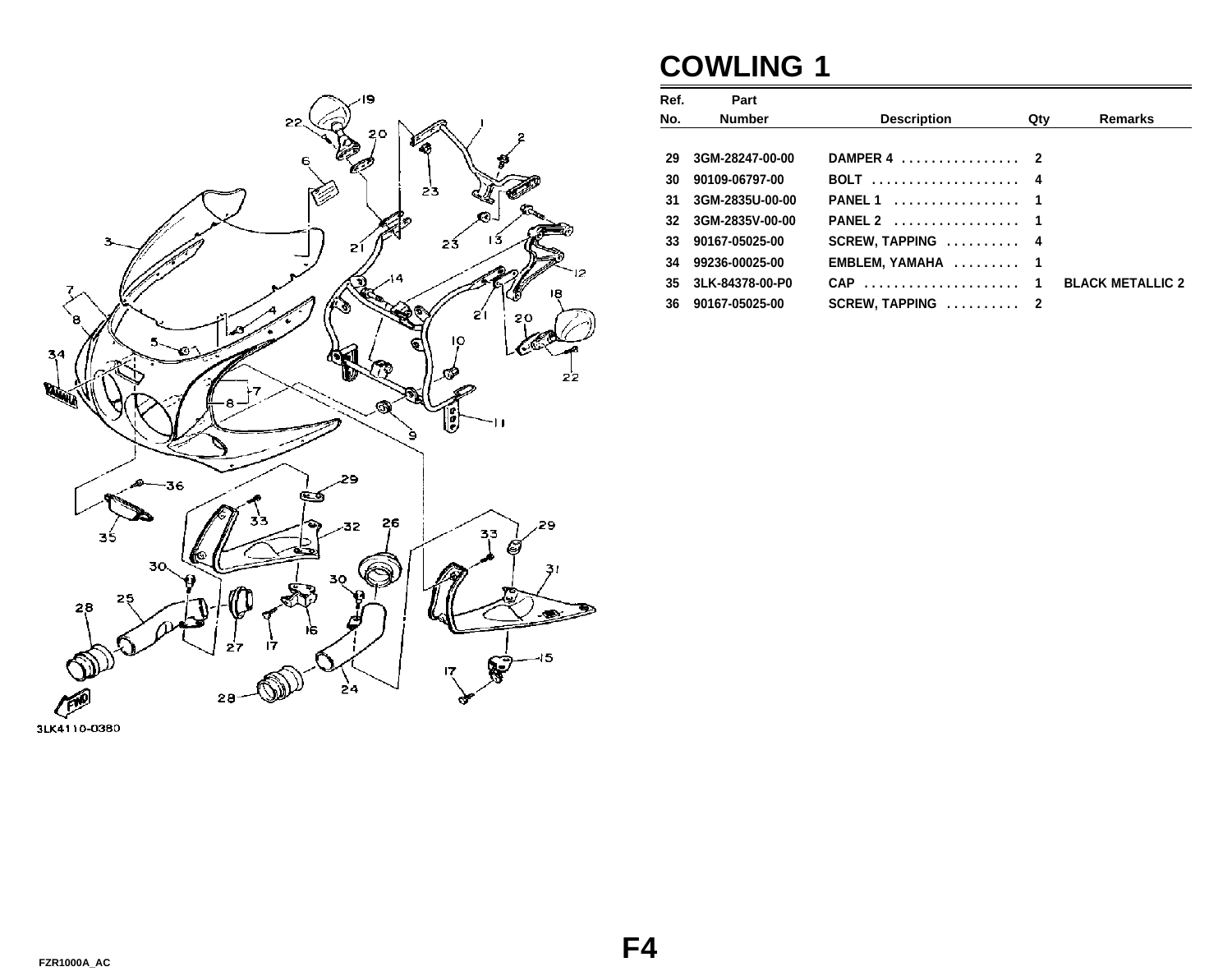# COWLING 1

| Ref. No. | Part Number | Description | Qty | Remarks |
|---|---|---|---|---|
| 29 | 3GM-28247-00-00 | DAMPER 4 | 2 | |
| 30 | 90109-06797-00 | BOLT | 4 | |
| 31 | 3GM-2835U-00-00 | PANEL 1 | 1 | |
| 32 | 3GM-2835V-00-00 | PANEL 2 | 1 | |
| 33 | 90167-05025-00 | SCREW, TAPPING | 4 | |
| 34 | 99236-00025-00 | EMBLEM, YAMAHA | 1 | |
| 35 | 3LK-84378-00-P0 | CAP | 1 | BLACK METALLIC 2 |
| 36 | 90167-05025-00 | SCREW, TAPPING | 2 | |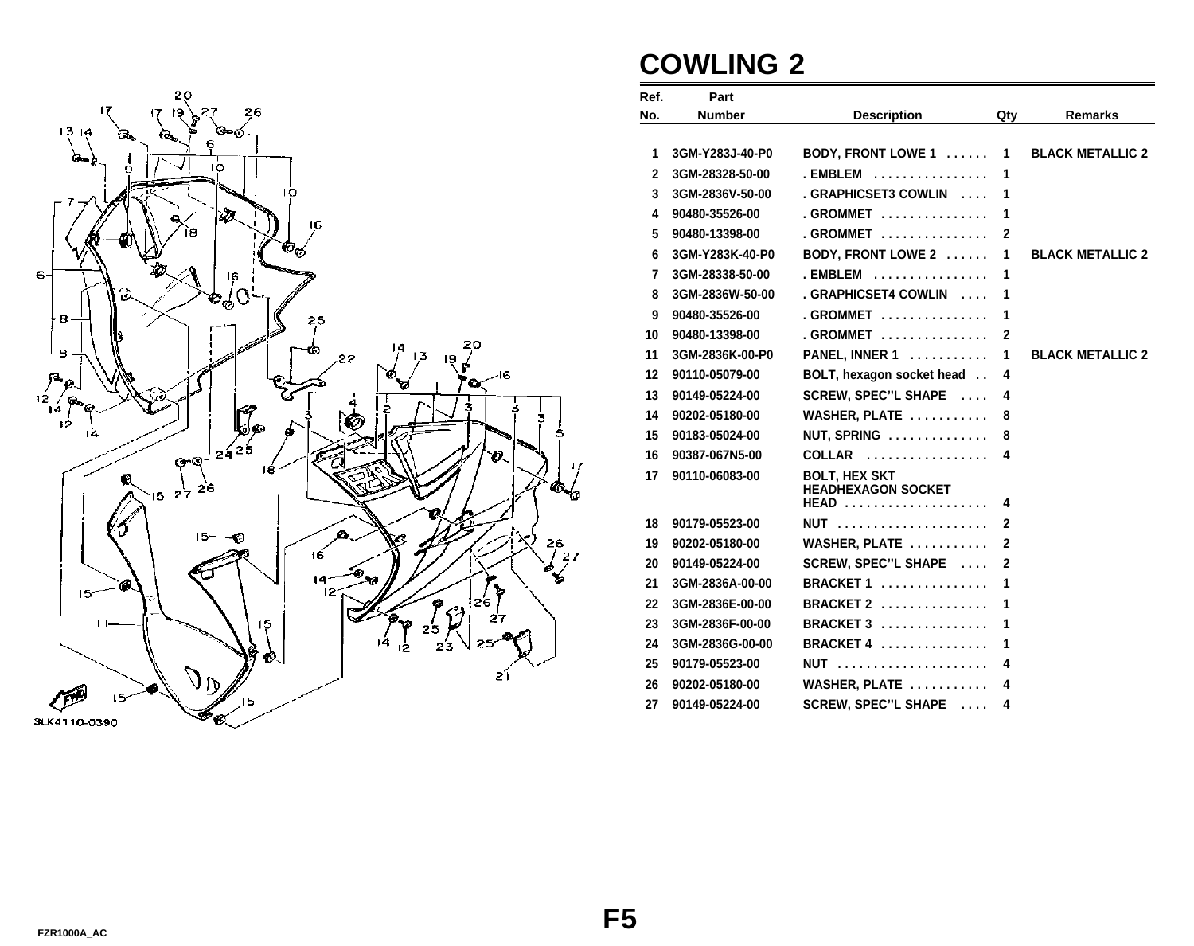# COWLING 2

| Ref. No. | Part Number | Description | Qty | Remarks |
|---|---|---|---|---|
| 1 | 3GM-Y283J-40-P0 | BODY, FRONT LOWE 1 ...... | 1 | BLACK METALLIC 2 |
| 2 | 3GM-28328-50-00 | . EMBLEM ................ | 1 | |
| 3 | 3GM-2836V-50-00 | . GRAPHICSET3 COWLIN .... | 1 | |
| 4 | 90480-35526-00 | . GROMMET ............... | 1 | |
| 5 | 90480-13398-00 | . GROMMET ............... | 2 | |
| 6 | 3GM-Y283K-40-P0 | BODY, FRONT LOWE 2 ...... | 1 | BLACK METALLIC 2 |
| 7 | 3GM-28338-50-00 | . EMBLEM ................ | 1 | |
| 8 | 3GM-2836W-50-00 | . GRAPHICSET4 COWLIN .... | 1 | |
| 9 | 90480-35526-00 | . GROMMET ............... | 1 | |
| 10 | 90480-13398-00 | . GROMMET ............... | 2 | |
| 11 | 3GM-2836K-00-P0 | PANEL, INNER 1 ........... | 1 | BLACK METALLIC 2 |
| 12 | 90110-05079-00 | BOLT, hexagon socket head .. | 4 | |
| 13 | 90149-05224-00 | SCREW, SPEC''L SHAPE .... | 4 | |
| 14 | 90202-05180-00 | WASHER, PLATE ........... | 8 | |
| 15 | 90183-05024-00 | NUT, SPRING .............. | 8 | |
| 16 | 90387-067N5-00 | COLLAR ................. | 4 | |
| 17 | 90110-06083-00 | BOLT, HEX SKT HEADHEXAGON SOCKET HEAD .................... | 4 | |
| 18 | 90179-05523-00 | NUT ..................... | 2 | |
| 19 | 90202-05180-00 | WASHER, PLATE ........... | 2 | |
| 20 | 90149-05224-00 | SCREW, SPEC''L SHAPE .... | 2 | |
| 21 | 3GM-2836A-00-00 | BRACKET 1 ............... | 1 | |
| 22 | 3GM-2836E-00-00 | BRACKET 2 ............... | 1 | |
| 23 | 3GM-2836F-00-00 | BRACKET 3 ............... | 1 | |
| 24 | 3GM-2836G-00-00 | BRACKET 4 ............... | 1 | |
| 25 | 90179-05523-00 | NUT ..................... | 4 | |
| 26 | 90202-05180-00 | WASHER, PLATE ........... | 4 | |
| 27 | 90149-05224-00 | SCREW, SPEC''L SHAPE .... | 4 | |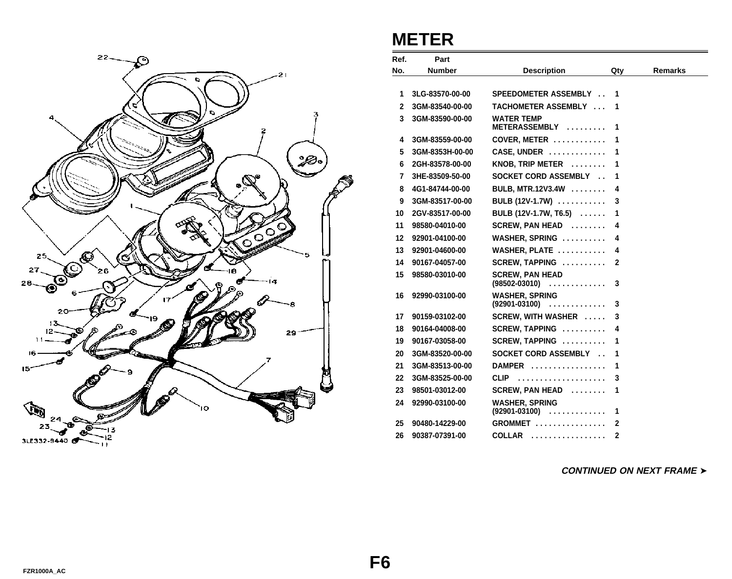# METER

| Ref. No. | Part Number | Description | Qty | Remarks |
|---|---|---|---|---|
| 1 | 3LG-83570-00-00 | SPEEDOMETER ASSEMBLY . . | 1 | |
| 2 | 3GM-83540-00-00 | TACHOMETER ASSEMBLY . . . | 1 | |
| 3 | 3GM-83590-00-00 | WATER TEMP METERASSEMBLY . . . . . . . . | 1 | |
| 4 | 3GM-83559-00-00 | COVER, METER . . . . . . . . . . . | 1 | |
| 5 | 3GM-8353H-00-00 | CASE, UNDER . . . . . . . . . . . . | 1 | |
| 6 | 2GH-83578-00-00 | KNOB, TRIP METER . . . . . . . . | 1 | |
| 7 | 3HE-83509-50-00 | SOCKET CORD ASSEMBLY . . | 1 | |
| 8 | 4G1-84744-00-00 | BULB, MTR.12V3.4W . . . . . . . . | 4 | |
| 9 | 3GM-83517-00-00 | BULB (12V-1.7W) . . . . . . . . . . | 3 | |
| 10 | 2GV-83517-00-00 | BULB (12V-1.7W, T6.5) . . . . . . | 1 | |
| 11 | 98580-04010-00 | SCREW, PAN HEAD . . . . . . . . | 4 | |
| 12 | 92901-04100-00 | WASHER, SPRING . . . . . . . . . . | 4 | |
| 13 | 92901-04600-00 | WASHER, PLATE . . . . . . . . . . . | 4 | |
| 14 | 90167-04057-00 | SCREW, TAPPING . . . . . . . . . . | 2 | |
| 15 | 98580-03010-00 | SCREW, PAN HEAD (98502-03010) . . . . . . . . . . . . | 3 | |
| 16 | 92990-03100-00 | WASHER, SPRING (92901-03100) . . . . . . . . . . . . | 3 | |
| 17 | 90159-03102-00 | SCREW, WITH WASHER . . . . . | 3 | |
| 18 | 90164-04008-00 | SCREW, TAPPING . . . . . . . . . . | 4 | |
| 19 | 90167-03058-00 | SCREW, TAPPING . . . . . . . . . . | 1 | |
| 20 | 3GM-83520-00-00 | SOCKET CORD ASSEMBLY . . | 1 | |
| 21 | 3GM-83513-00-00 | DAMPER . . . . . . . . . . . . . . . . . | 1 | |
| 22 | 3GM-83525-00-00 | CLIP . . . . . . . . . . . . . . . . . . . . | 3 | |
| 23 | 98501-03012-00 | SCREW, PAN HEAD . . . . . . . . | 1 | |
| 24 | 92990-03100-00 | WASHER, SPRING (92901-03100) . . . . . . . . . . . . | 1 | |
| 25 | 90480-14229-00 | GROMMET . . . . . . . . . . . . . . . . | 2 | |
| 26 | 90387-07391-00 | COLLAR . . . . . . . . . . . . . . . . . | 2 | |

*CONTINUED ON NEXT FRAME ➤*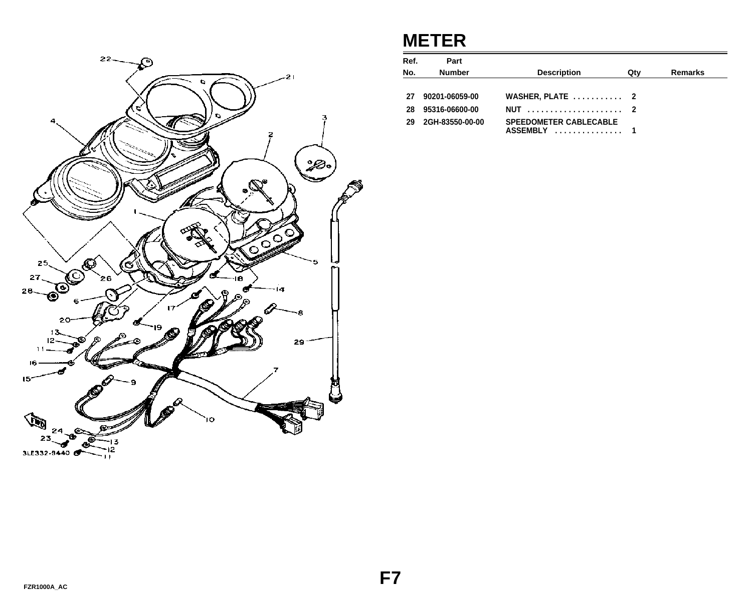# METER

| Ref. No. | Part Number | Description | Qty | Remarks |
|---|---|---|---|---|
| 27 | 90201-06059-00 | WASHER, PLATE . . . . . . . . . . . | 2 | |
| 28 | 95316-06600-00 | NUT . . . . . . . . . . . . . . . . . . . . | 2 | |
| 29 | 2GH-83550-00-00 | SPEEDOMETER CABLECABLE ASSEMBLY . . . . . . . . . . . . . . . | 1 | |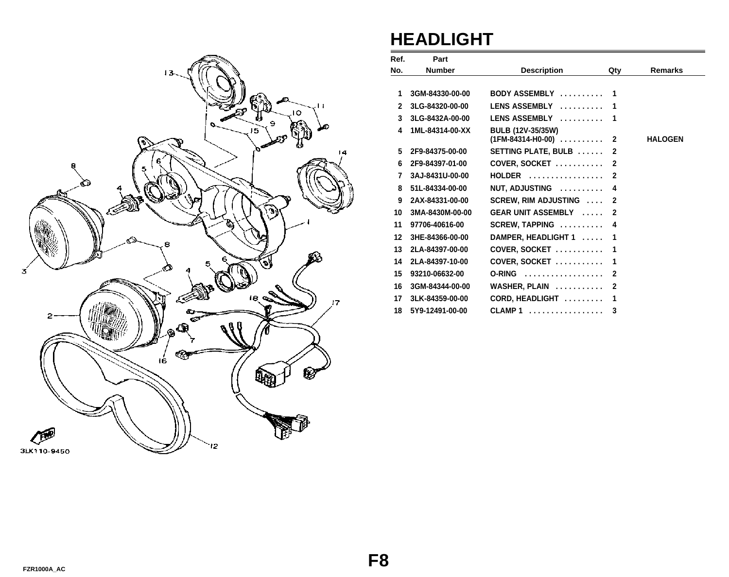# HEADLIGHT

| Ref. No. | Part Number | Description | Qty | Remarks |
|---|---|---|---|---|
| 1 | 3GM-84330-00-00 | BODY ASSEMBLY .......... | 1 | |
| 2 | 3LG-84320-00-00 | LENS ASSEMBLY .......... | 1 | |
| 3 | 3LG-8432A-00-00 | LENS ASSEMBLY .......... | 1 | |
| 4 | 1ML-84314-00-XX | BULB (12V-35/35W) (1FM-84314-H0-00) .......... | 2 | HALOGEN |
| 5 | 2F9-84375-00-00 | SETTING PLATE, BULB ...... | 2 | |
| 6 | 2F9-84397-01-00 | COVER, SOCKET ........... | 2 | |
| 7 | 3AJ-8431U-00-00 | HOLDER ................. | 2 | |
| 8 | 51L-84334-00-00 | NUT, ADJUSTING .......... | 4 | |
| 9 | 2AX-84331-00-00 | SCREW, RIM ADJUSTING .... | 2 | |
| 10 | 3MA-8430M-00-00 | GEAR UNIT ASSEMBLY ..... | 2 | |
| 11 | 97706-40616-00 | SCREW, TAPPING .......... | 4 | |
| 12 | 3HE-84366-00-00 | DAMPER, HEADLIGHT 1 ..... | 1 | |
| 13 | 2LA-84397-00-00 | COVER, SOCKET ........... | 1 | |
| 14 | 2LA-84397-10-00 | COVER, SOCKET ........... | 1 | |
| 15 | 93210-06632-00 | O-RING ................. | 2 | |
| 16 | 3GM-84344-00-00 | WASHER, PLAIN ........... | 2 | |
| 17 | 3LK-84359-00-00 | CORD, HEADLIGHT ......... | 1 | |
| 18 | 5Y9-12491-00-00 | CLAMP 1 ................. | 3 | |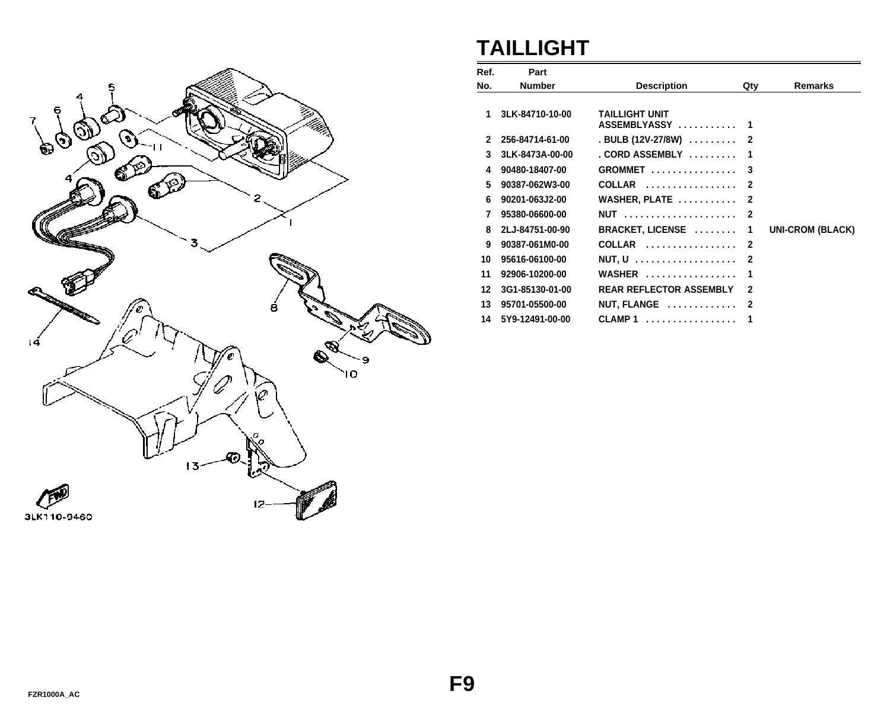# TAILLIGHT

| Ref. No. | Part Number | Description | Qty | Remarks |
|---|---|---|---|---|
| 1 | 3LK-84710-10-00 | TAILLIGHT UNIT ASSEMBLYASSY . . . . . . . . . . . | 1 | |
| 2 | 256-84714-61-00 | . BULB (12V-27/8W) . . . . . . . . . | 2 | |
| 3 | 3LK-8473A-00-00 | . CORD ASSEMBLY . . . . . . . . . | 1 | |
| 4 | 90480-18407-00 | GROMMET . . . . . . . . . . . . . . . . | 3 | |
| 5 | 90387-062W3-00 | COLLAR . . . . . . . . . . . . . . . . . | 2 | |
| 6 | 90201-063J2-00 | WASHER, PLATE . . . . . . . . . . . | 2 | |
| 7 | 95380-06600-00 | NUT . . . . . . . . . . . . . . . . . . . . . | 2 | |
| 8 | 2LJ-84751-00-90 | BRACKET, LICENSE . . . . . . . . | 1 | UNI-CROM (BLACK) |
| 9 | 90387-061M0-00 | COLLAR . . . . . . . . . . . . . . . . . | 2 | |
| 10 | 95616-06100-00 | NUT, U . . . . . . . . . . . . . . . . . . . | 2 | |
| 11 | 92906-10200-00 | WASHER . . . . . . . . . . . . . . . . . | 1 | |
| 12 | 3G1-85130-01-00 | REAR REFLECTOR ASSEMBLY | 2 | |
| 13 | 95701-05500-00 | NUT, FLANGE . . . . . . . . . . . . . | 2 | |
| 14 | 5Y9-12491-00-00 | CLAMP 1 . . . . . . . . . . . . . . . . . | 1 | |

3LK110-9460

F9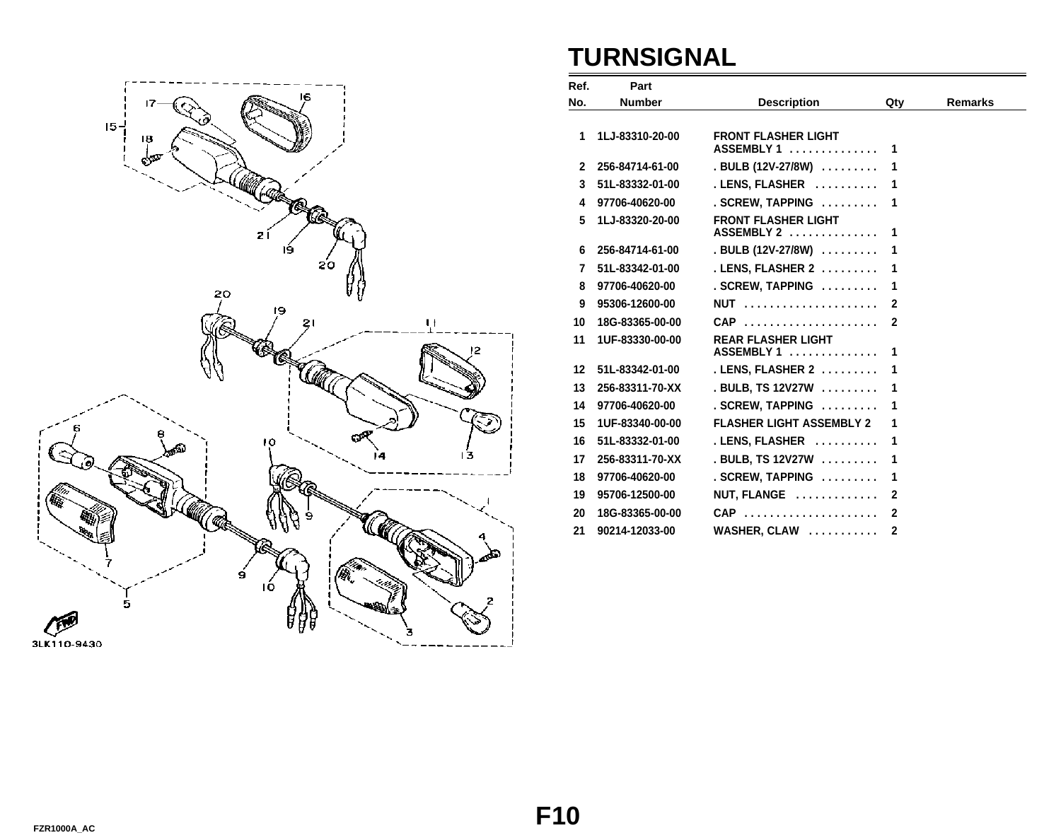# TURNSIGNAL

| Ref. No. | Part Number | Description | Qty | Remarks |
|---|---|---|---|---|
| 1 | 1LJ-83310-20-00 | FRONT FLASHER LIGHT ASSEMBLY 1 . . . . . . . . . . . . . | 1 | |
| 2 | 256-84714-61-00 | . BULB (12V-27/8W) . . . . . . . . . | 1 | |
| 3 | 51L-83332-01-00 | . LENS, FLASHER . . . . . . . . . . | 1 | |
| 4 | 97706-40620-00 | . SCREW, TAPPING . . . . . . . . . | 1 | |
| 5 | 1LJ-83320-20-00 | FRONT FLASHER LIGHT ASSEMBLY 2 . . . . . . . . . . . . . | 1 | |
| 6 | 256-84714-61-00 | . BULB (12V-27/8W) . . . . . . . . . | 1 | |
| 7 | 51L-83342-01-00 | . LENS, FLASHER 2 . . . . . . . . . | 1 | |
| 8 | 97706-40620-00 | . SCREW, TAPPING . . . . . . . . . | 1 | |
| 9 | 95306-12600-00 | NUT . . . . . . . . . . . . . . . . . . . . | 2 | |
| 10 | 18G-83365-00-00 | CAP . . . . . . . . . . . . . . . . . . . . | 2 | |
| 11 | 1UF-83330-00-00 | REAR FLASHER LIGHT ASSEMBLY 1 . . . . . . . . . . . . . | 1 | |
| 12 | 51L-83342-01-00 | . LENS, FLASHER 2 . . . . . . . . . | 1 | |
| 13 | 256-83311-70-XX | . BULB, TS 12V27W . . . . . . . . . | 1 | |
| 14 | 97706-40620-00 | . SCREW, TAPPING . . . . . . . . . | 1 | |
| 15 | 1UF-83340-00-00 | FLASHER LIGHT ASSEMBLY 2 | 1 | |
| 16 | 51L-83332-01-00 | . LENS, FLASHER . . . . . . . . . . | 1 | |
| 17 | 256-83311-70-XX | . BULB, TS 12V27W . . . . . . . . . | 1 | |
| 18 | 97706-40620-00 | . SCREW, TAPPING . . . . . . . . . | 1 | |
| 19 | 95706-12500-00 | NUT, FLANGE . . . . . . . . . . . . | 2 | |
| 20 | 18G-83365-00-00 | CAP . . . . . . . . . . . . . . . . . . . . | 2 | |
| 21 | 90214-12033-00 | WASHER, CLAW . . . . . . . . . . . | 2 | |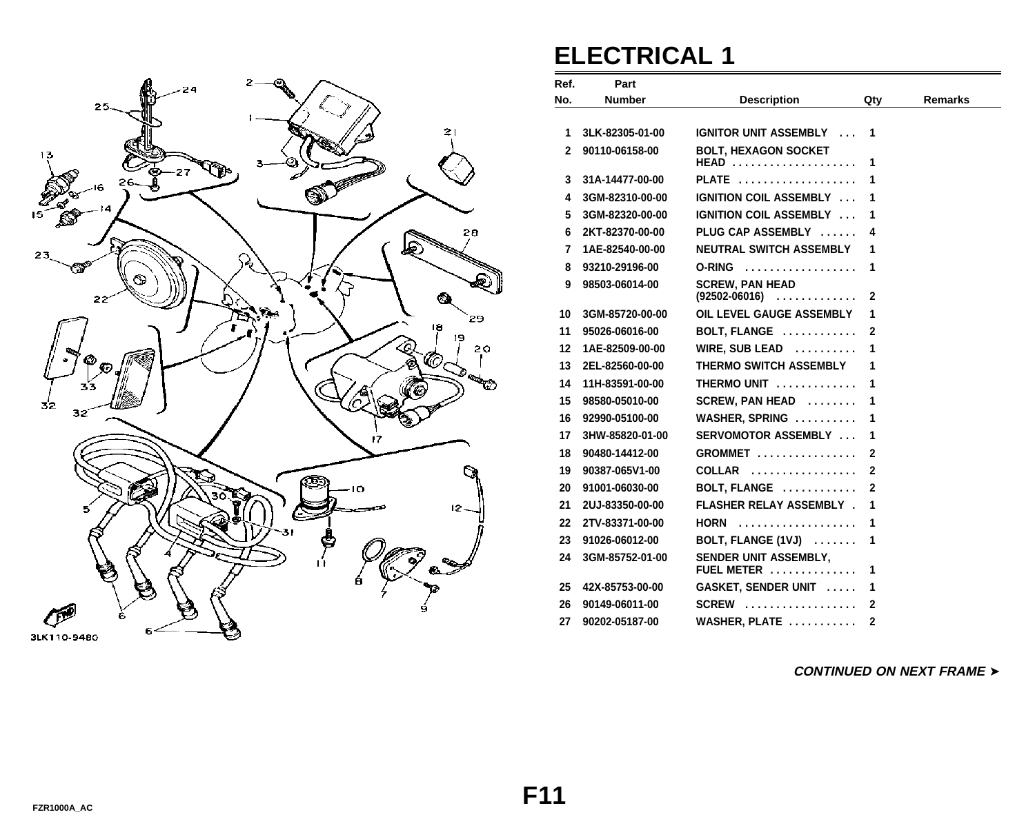# ELECTRICAL 1

| Ref. No. | Part Number | Description | Qty | Remarks |
|---|---|---|---|---|
| 1 | 3LK-82305-01-00 | IGNITOR UNIT ASSEMBLY . . . | 1 | |
| 2 | 90110-06158-00 | BOLT, HEXAGON SOCKET HEAD . . . . . . . . . . . . . . . . . . . | 1 | |
| 3 | 31A-14477-00-00 | PLATE . . . . . . . . . . . . . . . . . . | 1 | |
| 4 | 3GM-82310-00-00 | IGNITION COIL ASSEMBLY . . . | 1 | |
| 5 | 3GM-82320-00-00 | IGNITION COIL ASSEMBLY . . . | 1 | |
| 6 | 2KT-82370-00-00 | PLUG CAP ASSEMBLY . . . . . . | 4 | |
| 7 | 1AE-82540-00-00 | NEUTRAL SWITCH ASSEMBLY | 1 | |
| 8 | 93210-29196-00 | O-RING . . . . . . . . . . . . . . . . . | 1 | |
| 9 | 98503-06014-00 | SCREW, PAN HEAD (92502-06016) . . . . . . . . . . . . | 2 | |
| 10 | 3GM-85720-00-00 | OIL LEVEL GAUGE ASSEMBLY | 1 | |
| 11 | 95026-06016-00 | BOLT, FLANGE . . . . . . . . . . . | 2 | |
| 12 | 1AE-82509-00-00 | WIRE, SUB LEAD . . . . . . . . . | 1 | |
| 13 | 2EL-82560-00-00 | THERMO SWITCH ASSEMBLY | 1 | |
| 14 | 11H-83591-00-00 | THERMO UNIT . . . . . . . . . . . . | 1 | |
| 15 | 98580-05010-00 | SCREW, PAN HEAD . . . . . . . . | 1 | |
| 16 | 92990-05100-00 | WASHER, SPRING . . . . . . . . . | 1 | |
| 17 | 3HW-85820-01-00 | SERVOMOTOR ASSEMBLY . . . | 1 | |
| 18 | 90480-14412-00 | GROMMET . . . . . . . . . . . . . . . | 2 | |
| 19 | 90387-065V1-00 | COLLAR . . . . . . . . . . . . . . . . | 2 | |
| 20 | 91001-06030-00 | BOLT, FLANGE . . . . . . . . . . . | 2 | |
| 21 | 2UJ-83350-00-00 | FLASHER RELAY ASSEMBLY . | 1 | |
| 22 | 2TV-83371-00-00 | HORN . . . . . . . . . . . . . . . . . . | 1 | |
| 23 | 91026-06012-00 | BOLT, FLANGE (1VJ) . . . . . . . | 1 | |
| 24 | 3GM-85752-01-00 | SENDER UNIT ASSEMBLY, FUEL METER . . . . . . . . . . . . . | 1 | |
| 25 | 42X-85753-00-00 | GASKET, SENDER UNIT . . . . . | 1 | |
| 26 | 90149-06011-00 | SCREW . . . . . . . . . . . . . . . . . | 2 | |
| 27 | 90202-05187-00 | WASHER, PLATE . . . . . . . . . . | 2 | |

*CONTINUED ON NEXT FRAME ➤*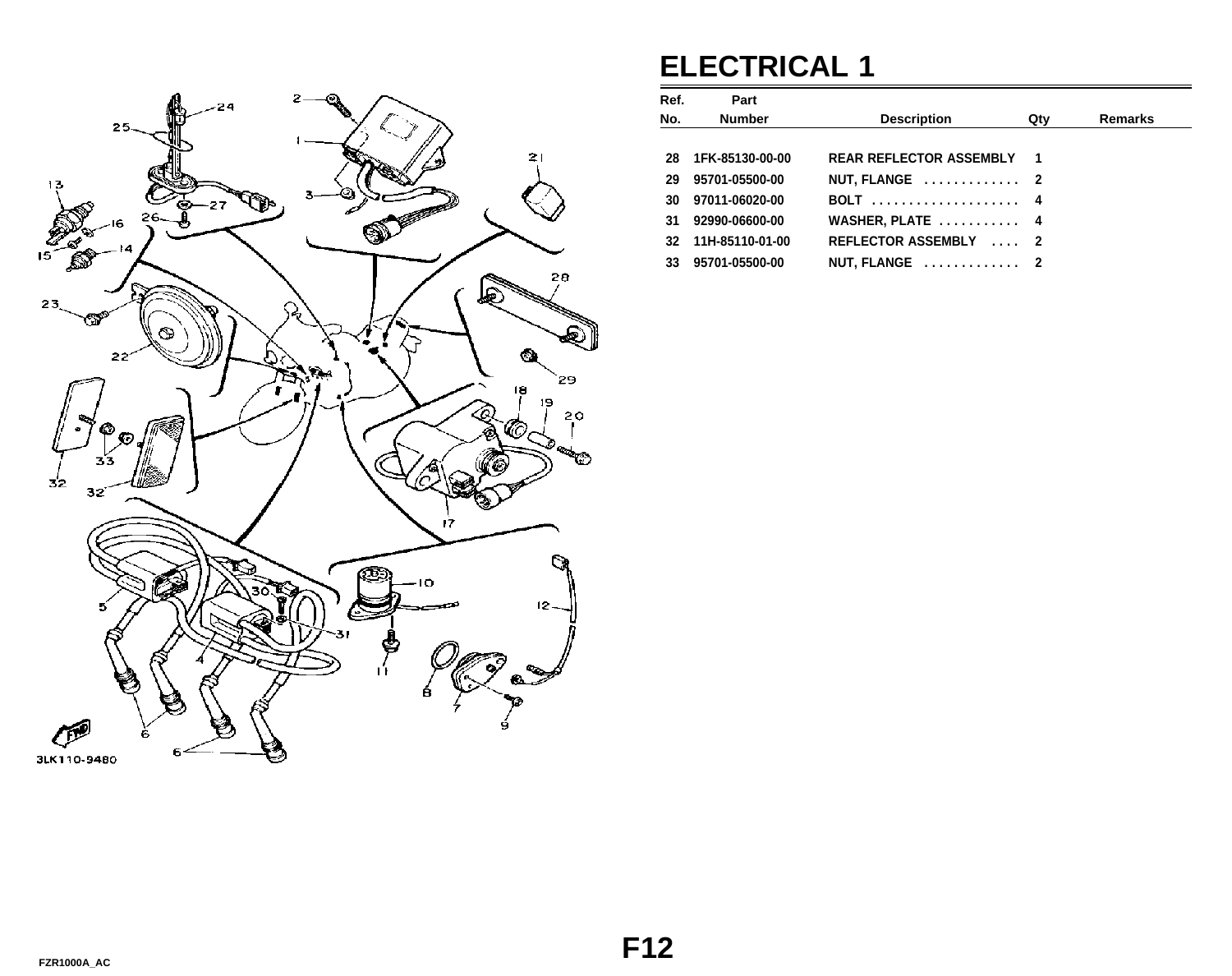# ELECTRICAL 1

| Ref. No. | Part Number | Description | Qty | Remarks |
|---|---|---|---|---|
| 28 | 1FK-85130-00-00 | REAR REFLECTOR ASSEMBLY | 1 | |
| 29 | 95701-05500-00 | NUT, FLANGE . . . . . . . . . . . . . | 2 | |
| 30 | 97011-06020-00 | BOLT . . . . . . . . . . . . . . . . . . . . | 4 | |
| 31 | 92990-06600-00 | WASHER, PLATE . . . . . . . . . . . | 4 | |
| 32 | 11H-85110-01-00 | REFLECTOR ASSEMBLY . . . . | 2 | |
| 33 | 95701-05500-00 | NUT, FLANGE . . . . . . . . . . . . . | 2 | |

3LK110-9480

F12

FZR1000A_AC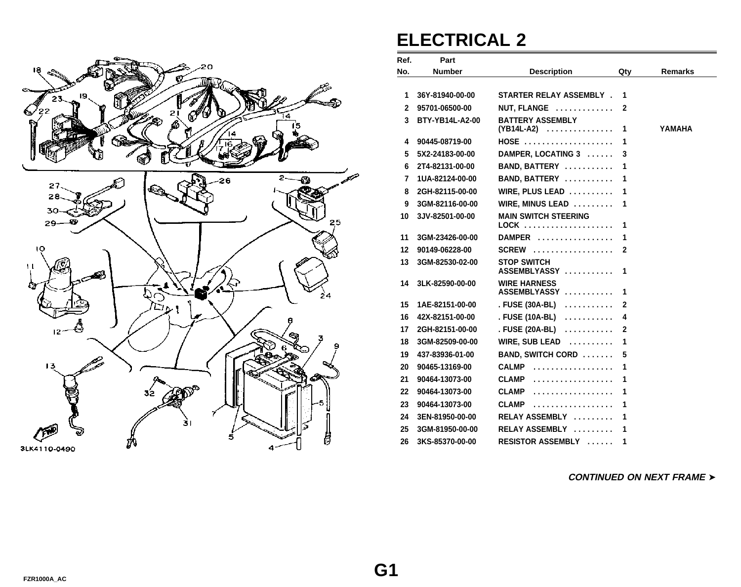# ELECTRICAL 2

| Ref. No. | Part Number | Description | Qty | Remarks |
|---|---|---|---|---|
| 1 | 36Y-81940-00-00 | STARTER RELAY ASSEMBLY . | 1 | |
| 2 | 95701-06500-00 | NUT, FLANGE ............. | 2 | |
| 3 | BTY-YB14L-A2-00 | BATTERY ASSEMBLY (YB14L-A2) ............... | 1 | YAMAHA |
| 4 | 90445-08719-00 | HOSE .................... | 1 | |
| 5 | 5X2-24183-00-00 | DAMPER, LOCATING 3 ...... | 3 | |
| 6 | 2T4-82131-00-00 | BAND, BATTERY ........... | 1 | |
| 7 | 1UA-82124-00-00 | BAND, BATTERY ........... | 1 | |
| 8 | 2GH-82115-00-00 | WIRE, PLUS LEAD .......... | 1 | |
| 9 | 3GM-82116-00-00 | WIRE, MINUS LEAD ......... | 1 | |
| 10 | 3JV-82501-00-00 | MAIN SWITCH STEERING LOCK .................... | 1 | |
| 11 | 3GM-23426-00-00 | DAMPER ................. | 1 | |
| 12 | 90149-06228-00 | SCREW .................. | 2 | |
| 13 | 3GM-82530-02-00 | STOP SWITCH ASSEMBLYASSY ........... | 1 | |
| 14 | 3LK-82590-00-00 | WIRE HARNESS ASSEMBLYASSY ........... | 1 | |
| 15 | 1AE-82151-00-00 | . FUSE (30A-BL) ........... | 2 | |
| 16 | 42X-82151-00-00 | . FUSE (10A-BL) ........... | 4 | |
| 17 | 2GH-82151-00-00 | . FUSE (20A-BL) ........... | 2 | |
| 18 | 3GM-82509-00-00 | WIRE, SUB LEAD .......... | 1 | |
| 19 | 437-83936-01-00 | BAND, SWITCH CORD ....... | 5 | |
| 20 | 90465-13169-00 | CALMP .................. | 1 | |
| 21 | 90464-13073-00 | CLAMP .................. | 1 | |
| 22 | 90464-13073-00 | CLAMP .................. | 1 | |
| 23 | 90464-13073-00 | CLAMP .................. | 1 | |
| 24 | 3EN-81950-00-00 | RELAY ASSEMBLY ......... | 1 | |
| 25 | 3GM-81950-00-00 | RELAY ASSEMBLY ......... | 1 | |
| 26 | 3KS-85370-00-00 | RESISTOR ASSEMBLY ...... | 1 | |

3LK4110-0490

***CONTINUED ON NEXT FRAME ➤***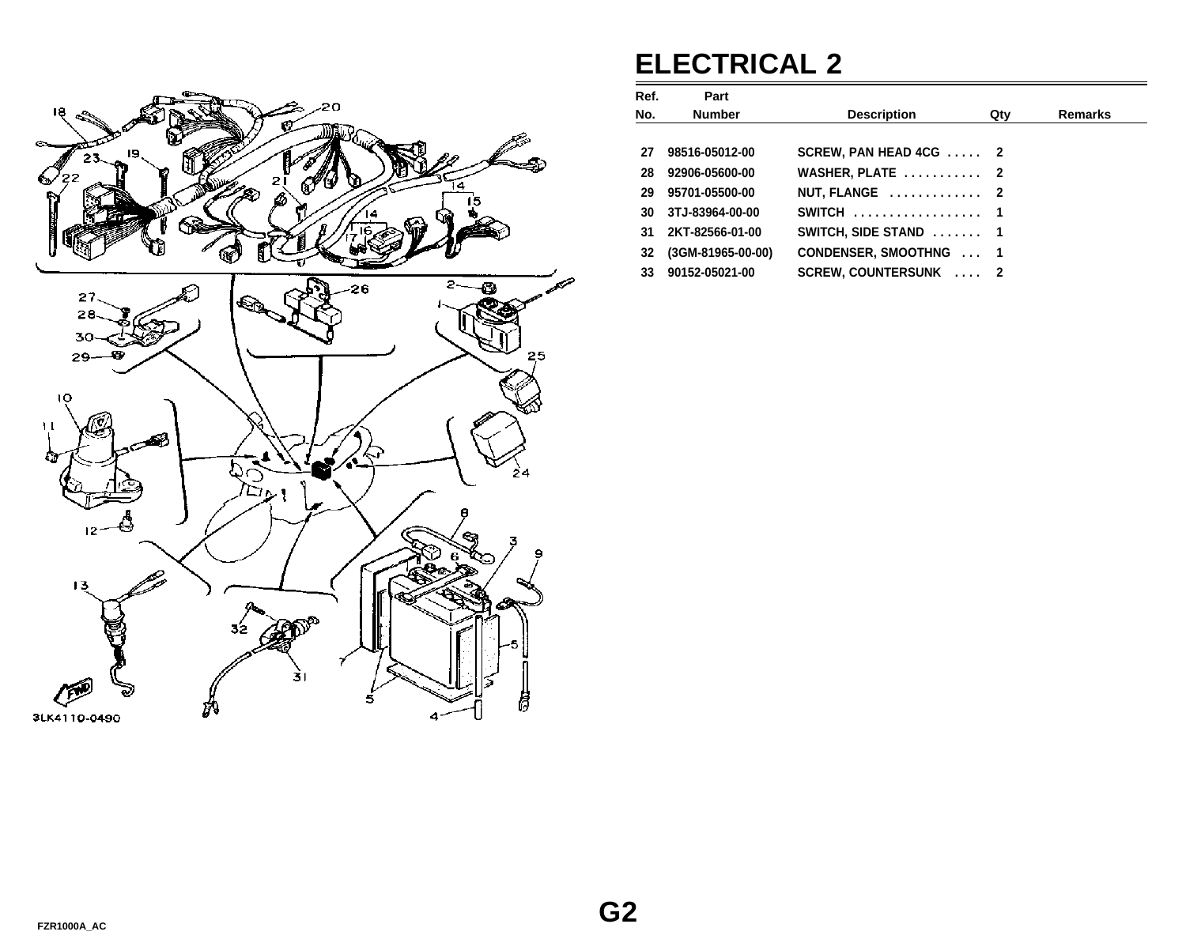# ELECTRICAL 2

| Ref. No. | Part Number | Description | Qty | Remarks |
|---|---|---|---|---|
| 27 | 98516-05012-00 | SCREW, PAN HEAD 4CG . . . . . | 2 | |
| 28 | 92906-05600-00 | WASHER, PLATE . . . . . . . . . . . | 2 | |
| 29 | 95701-05500-00 | NUT, FLANGE . . . . . . . . . . . . | 2 | |
| 30 | 3TJ-83964-00-00 | SWITCH . . . . . . . . . . . . . . . . . . | 1 | |
| 31 | 2KT-82566-01-00 | SWITCH, SIDE STAND . . . . . . . | 1 | |
| 32 | (3GM-81965-00-00) | CONDENSER, SMOOTHNG . . . | 1 | |
| 33 | 90152-05021-00 | SCREW, COUNTERSUNK . . . . | 2 | |

3LK4110-0490

G2

FZR1000A_AC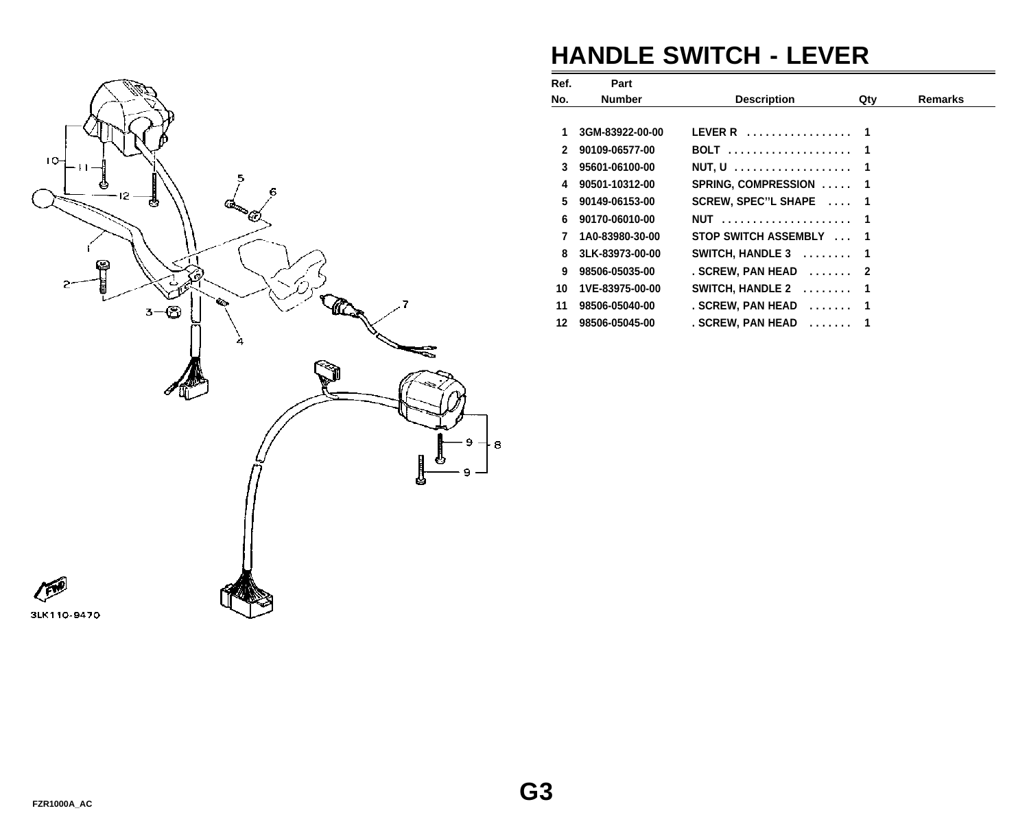# HANDLE SWITCH - LEVER

| Ref. No. | Part Number | Description | Qty | Remarks |
|---|---|---|---|---|
| 1 | 3GM-83922-00-00 | LEVER R . . . . . . . . . . . . . . . . . | 1 | |
| 2 | 90109-06577-00 | BOLT . . . . . . . . . . . . . . . . . . . . | 1 | |
| 3 | 95601-06100-00 | NUT, U . . . . . . . . . . . . . . . . . . . | 1 | |
| 4 | 90501-10312-00 | SPRING, COMPRESSION . . . . . | 1 | |
| 5 | 90149-06153-00 | SCREW, SPEC''L SHAPE . . . . | 1 | |
| 6 | 90170-06010-00 | NUT . . . . . . . . . . . . . . . . . . . . . | 1 | |
| 7 | 1A0-83980-30-00 | STOP SWITCH ASSEMBLY . . . | 1 | |
| 8 | 3LK-83973-00-00 | SWITCH, HANDLE 3 . . . . . . . . | 1 | |
| 9 | 98506-05035-00 | . SCREW, PAN HEAD . . . . . . . | 2 | |
| 10 | 1VE-83975-00-00 | SWITCH, HANDLE 2 . . . . . . . . | 1 | |
| 11 | 98506-05040-00 | . SCREW, PAN HEAD . . . . . . . | 1 | |
| 12 | 98506-05045-00 | . SCREW, PAN HEAD . . . . . . . | 1 | |

3LK110-9470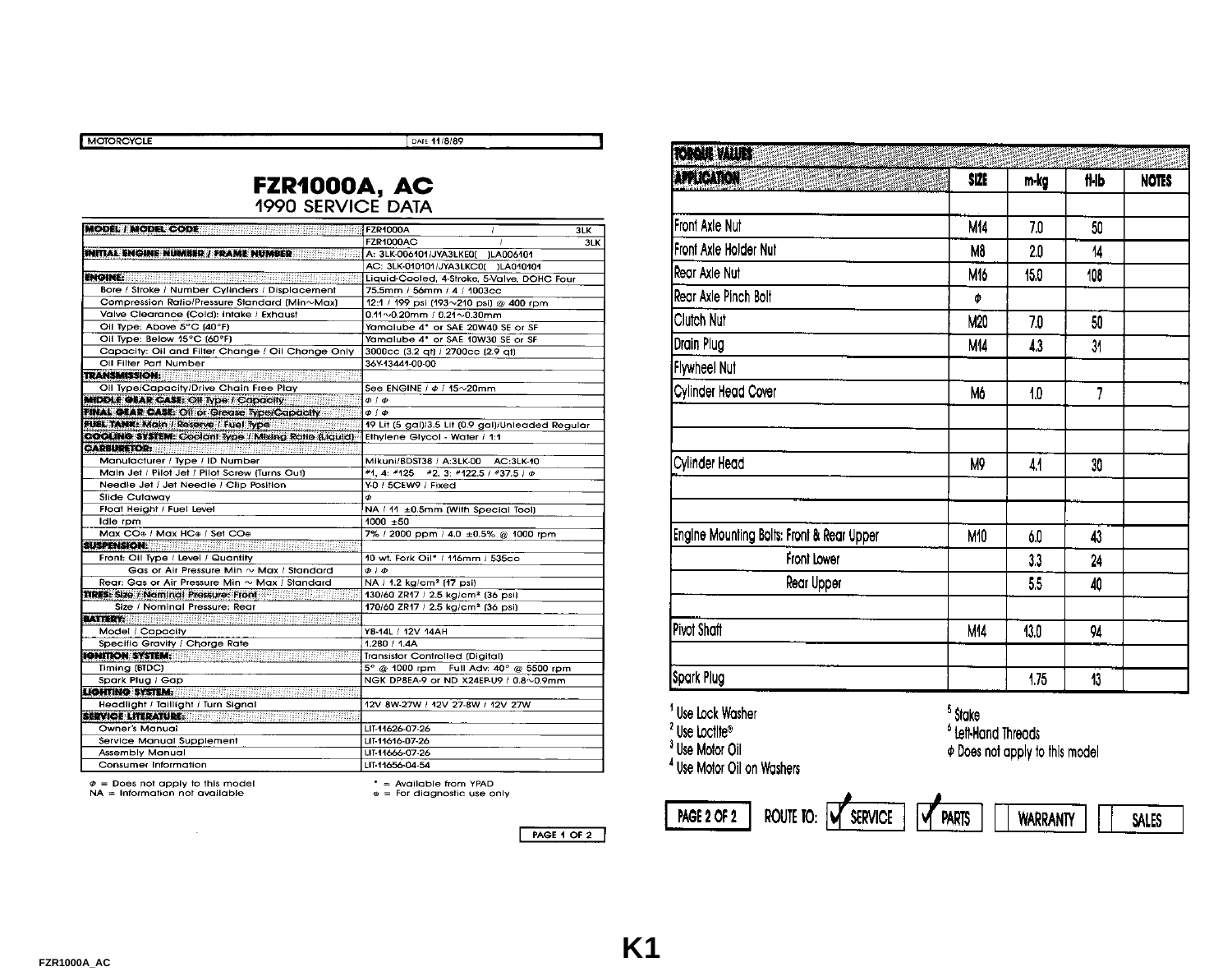MOTORCYCLE | DATE 11/8/89

# FZR1000A, AC
## 1990 SERVICE DATA

| | |
|---|---|
| **MODEL / MODEL CODE** | FZR1000A / 3LK |
| | FZR1000AC / 3LK |
| **INITIAL ENGINE NUMBER / FRAME NUMBER** | A: 3LK-006101/JYA3LKE0( )LA006101 |
| | AC: 3LK-010101/JYA3LKC0( )LA010101 |
| **ENGINE:** | Liquid-Cooled, 4-Stroke, 5-Valve, DOHC Four |
| Bore / Stroke / Number Cylinders / Displacement | 75.5mm / 56mm / 4 / 1003cc |
| Compression Ratio/Pressure Standard (Min~Max) | 12:1 / 199 psi (193~210 psi) @ 400 rpm |
| Valve Clearance (Cold): Intake / Exhaust | 0.11~0.20mm / 0.21~0.30mm |
| Oil Type: Above 5°C (40°F) | Yamalube 4* or SAE 20W40 SE or SF |
| Oil Type: Below 15°C (60°F) | Yamalube 4* or SAE 10W30 SE or SF |
| Capacity: Oil and Filter Change / Oil Change Only | 3000cc (3.2 qt) / 2700cc (2.9 qt) |
| Oil Filter Part Number | 36Y-13441-00-00 |
| **TRANSMISSION:** | |
| Oil Type/Capacity/Drive Chain Free Play | See ENGINE / Φ / 15~20mm |
| **MIDDLE GEAR CASE:** Oil Type / Capacity | Φ / Φ |
| **FINAL GEAR CASE:** Oil or Grease Type/Capacity | Φ / Φ |
| **FUEL TANK:** Main / Reserve / Fuel Type | 19 Lit (5 gal)/3.5 Lit (0.9 gal)/Unleaded Regular |
| **COOLING SYSTEM:** Coolant Type / Mixing Ratio (Liquid) | Ethylene Glycol - Water / 1:1 |
| **CARBURETOR:** | |
| Manufacturer / Type / ID Number | Mikuni/BDST38 / A:3LK-00 AC:3LK-10 |
| Main Jet / Pilot Jet / Pilot Screw (Turns Out) | #1, 4: #125 #2, 3: #122.5 / #37.5 / Φ |
| Needle Jet / Jet Needle / Clip Position | Y-0 / 5CEW9 / Fixed |
| Slide Cutaway | Φ |
| Float Height / Fuel Level | NA / 11 ±0.5mm (With Special Tool) |
| Idle rpm | 1000 ±50 |
| Max CO⊕ / Max HC⊕ / Set CO⊕ | 7% / 2000 ppm / 4.0 ±0.5% @ 1000 rpm |
| **SUSPENSION:** | |
| Front: Oil Type / Level / Quantity | 10 wt. Fork Oil* / 116mm / 535cc |
| Gas or Air Pressure Min ~ Max / Standard | Φ / Φ |
| Rear: Gas or Air Pressure Min ~ Max / Standard | NA / 1.2 kg/cm² (17 psi) |
| **TIRES:** Size / Nominal Pressure: Front | 130/60 ZR17 / 2.5 kg/cm² (36 psi) |
| Size / Nominal Pressure: Rear | 170/60 ZR17 / 2.5 kg/cm² (36 psi) |
| **BATTERY:** | |
| Model / Capacity | YB-14L / 12V 14AH |
| Specific Gravity / Charge Rate | 1.280 / 1.4A |
| **IGNITION SYSTEM:** | Transistor Controlled (Digital) |
| Timing (BTDC) | 5° @ 1000 rpm Full Adv: 40° @ 5500 rpm |
| Spark Plug / Gap | NGK DP8EA-9 or ND X24EP-U9 / 0.8~0.9mm |
| **LIGHTING SYSTEM:** | |
| Headlight / Taillight / Turn Signal | 12V 8W-27W / 12V 27-8W / 12V 27W |
| **SERVICE LITERATURE:** | |
| Owner's Manual | LIT-11626-07-26 |
| Service Manual Supplement | LIT-11616-07-26 |
| Assembly Manual | LIT-11666-07-26 |
| Consumer Information | LIT-11656-04-54 |

Φ = Does not apply to this model
NA = Information not available
\* = Available from YPAD
⊕ = For diagnostic use only

## TORQUE VALUES

| APPLICATION | SIZE | m-kg | ft-lb | NOTES |
|---|---|---|---|---|
| Front Axle Nut | M14 | 7.0 | 50 | |
| Front Axle Holder Nut | M8 | 2.0 | 14 | |
| Rear Axle Nut | M16 | 15.0 | 108 | |
| Rear Axle Pinch Bolt | Φ | | | |
| Clutch Nut | M20 | 7.0 | 50 | |
| Drain Plug | M14 | 4.3 | 31 | |
| Flywheel Nut | | | | |
| Cylinder Head Cover | M6 | 1.0 | 7 | |
| Cylinder Head | M9 | 4.1 | 30 | |
| Engine Mounting Bolts: Front & Rear Upper | M10 | 6.0 | 43 | |
| Front Lower | | 3.3 | 24 | |
| Rear Upper | | 5.5 | 40 | |
| Pivot Shaft | M14 | 13.0 | 94 | |
| Spark Plug | | 1.75 | 13 | |

[1] Use Lock Washer
[2] Use Loctite®
[3] Use Motor Oil
[4] Use Motor Oil on Washers
[5] Stake
[6] Left-Hand Threads
Φ Does not apply to this model

ROUTE TO: ☑ SERVICE ☑ PARTS ☐ WARRANTY ☐ SALES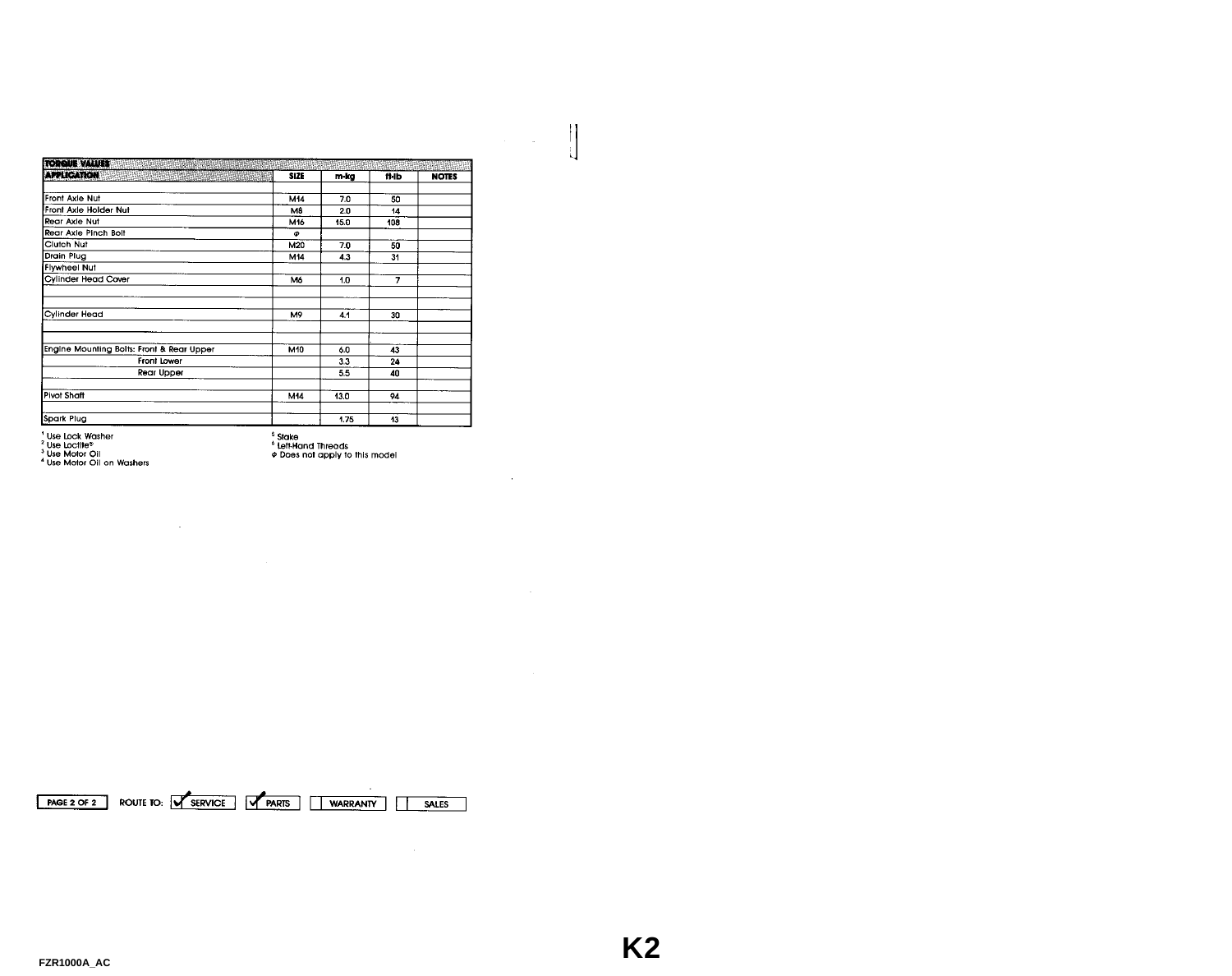| TORQUE VALUES | | | | |
| --- | --- | --- | --- | --- |
| APPLICATION | SIZE | m-kg | ft-lb | NOTES |
| | | | | |
| Front Axle Nut | M14 | 7.0 | 50 | |
| Front Axle Holder Nut | M8 | 2.0 | 14 | |
| Rear Axle Nut | M16 | 15.0 | 108 | |
| Rear Axle Pinch Bolt | φ | | | |
| Clutch Nut | M20 | 7.0 | 50 | |
| Drain Plug | M14 | 4.3 | 31 | |
| Flywheel Nut | | | | |
| Cylinder Head Cover | M6 | 1.0 | 7 | |
| | | | | |
| | | | | |
| Cylinder Head | M9 | 4.1 | 30 | |
| | | | | |
| | | | | |
| Engine Mounting Bolts: Front & Rear Upper | M10 | 6.0 | 43 | |
| Front Lower | | 3.3 | 24 | |
| Rear Upper | | 5.5 | 40 | |
| | | | | |
| Pivot Shaft | M14 | 13.0 | 94 | |
| | | | | |
| Spark Plug | | 1.75 | 13 | |

[1] Use Lock Washer
[2] Use Loctite®
[3] Use Motor Oil
[4] Use Motor Oil on Washers
[5] Stake
[6] Left-Hand Threads
φ Does not apply to this model

PAGE 2 OF 2 ROUTE TO: ☑ SERVICE ☑ PARTS ☐ WARRANTY ☐ SALES

K2

FZR1000A_AC